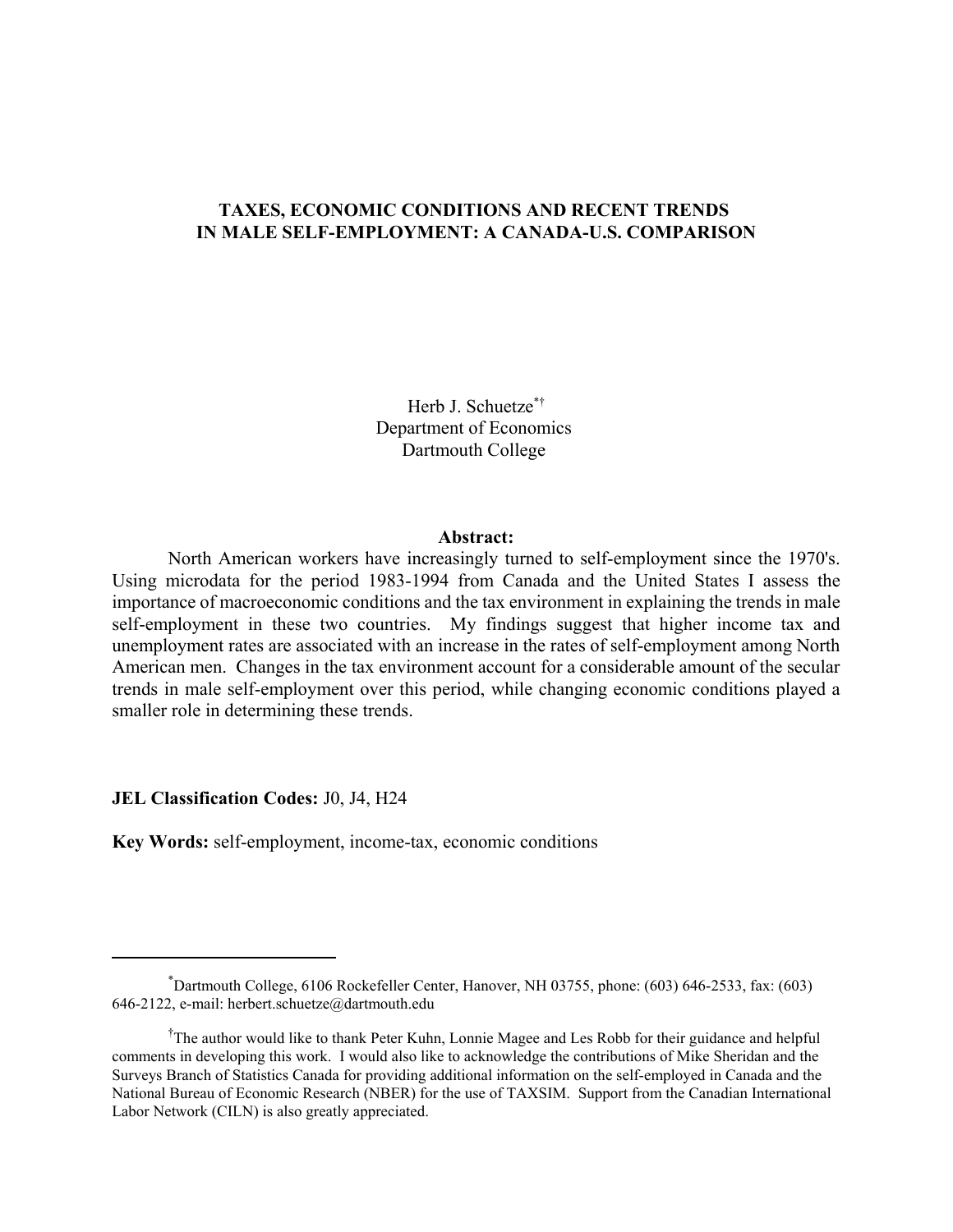# TAXES, ECONOMIC CONDITIONS AND RECENT TRENDS IN MALE SELF-EMPLOYMENT: A CANADA-U.S. COMPARISON

Herb J. Schuetze[*†]
Department of Economics
Dartmouth College

**Abstract:**

North American workers have increasingly turned to self-employment since the 1970's. Using microdata for the period 1983-1994 from Canada and the United States I assess the importance of macroeconomic conditions and the tax environment in explaining the trends in male self-employment in these two countries. My findings suggest that higher income tax and unemployment rates are associated with an increase in the rates of self-employment among North American men. Changes in the tax environment account for a considerable amount of the secular trends in male self-employment over this period, while changing economic conditions played a smaller role in determining these trends.

**JEL Classification Codes:** J0, J4, H24

**Key Words:** self-employment, income-tax, economic conditions

---

[*] Dartmouth College, 6106 Rockefeller Center, Hanover, NH 03755, phone: (603) 646-2533, fax: (603) 646-2122, e-mail: herbert.schuetze@dartmouth.edu

[†] The author would like to thank Peter Kuhn, Lonnie Magee and Les Robb for their guidance and helpful comments in developing this work. I would also like to acknowledge the contributions of Mike Sheridan and the Surveys Branch of Statistics Canada for providing additional information on the self-employed in Canada and the National Bureau of Economic Research (NBER) for the use of TAXSIM. Support from the Canadian International Labor Network (CILN) is also greatly appreciated.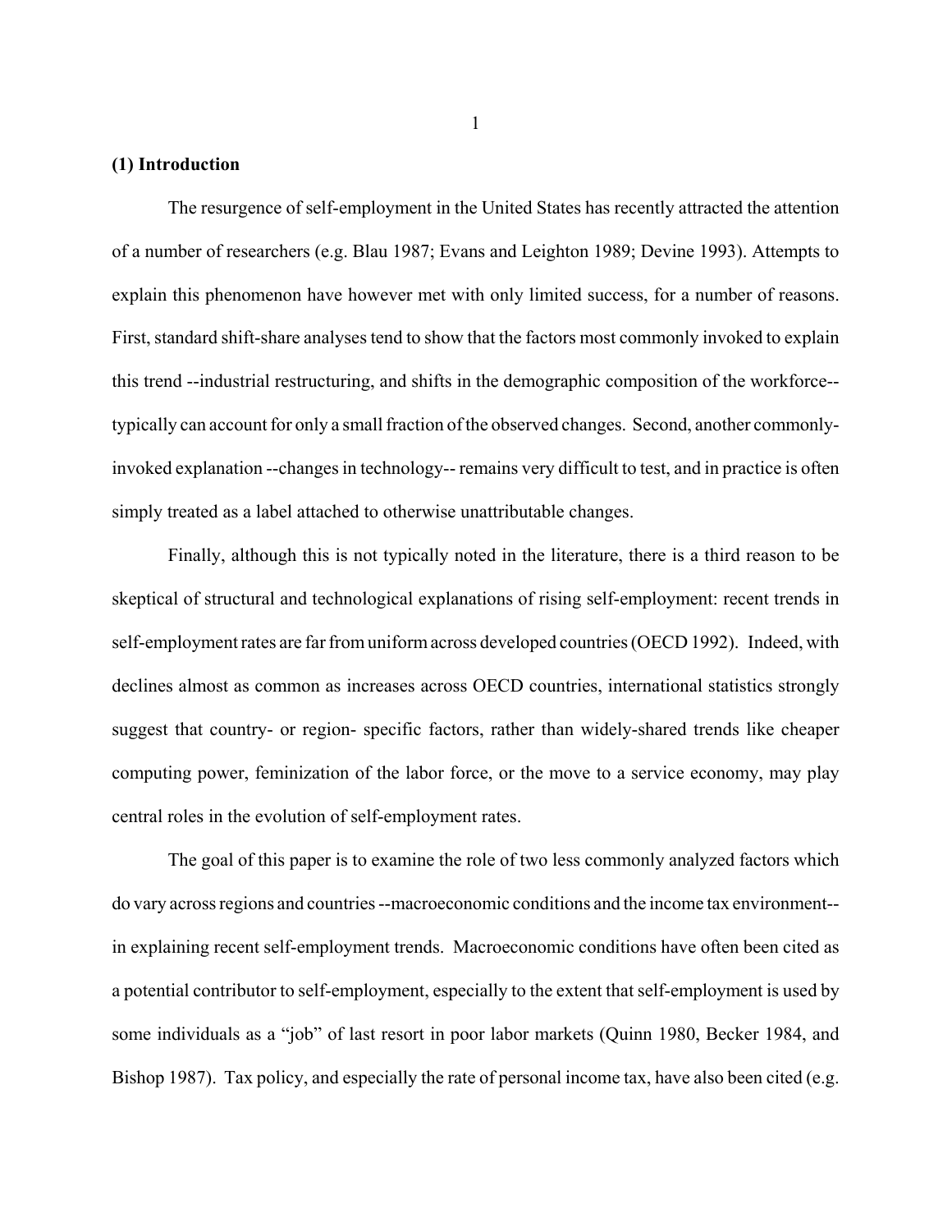## (1) Introduction

The resurgence of self-employment in the United States has recently attracted the attention of a number of researchers (e.g. Blau 1987; Evans and Leighton 1989; Devine 1993). Attempts to explain this phenomenon have however met with only limited success, for a number of reasons. First, standard shift-share analyses tend to show that the factors most commonly invoked to explain this trend --industrial restructuring, and shifts in the demographic composition of the workforce-- typically can account for only a small fraction of the observed changes. Second, another commonly-invoked explanation --changes in technology-- remains very difficult to test, and in practice is often simply treated as a label attached to otherwise unattributable changes.

Finally, although this is not typically noted in the literature, there is a third reason to be skeptical of structural and technological explanations of rising self-employment: recent trends in self-employment rates are far from uniform across developed countries (OECD 1992). Indeed, with declines almost as common as increases across OECD countries, international statistics strongly suggest that country- or region- specific factors, rather than widely-shared trends like cheaper computing power, feminization of the labor force, or the move to a service economy, may play central roles in the evolution of self-employment rates.

The goal of this paper is to examine the role of two less commonly analyzed factors which do vary across regions and countries --macroeconomic conditions and the income tax environment-- in explaining recent self-employment trends. Macroeconomic conditions have often been cited as a potential contributor to self-employment, especially to the extent that self-employment is used by some individuals as a "job" of last resort in poor labor markets (Quinn 1980, Becker 1984, and Bishop 1987). Tax policy, and especially the rate of personal income tax, have also been cited (e.g.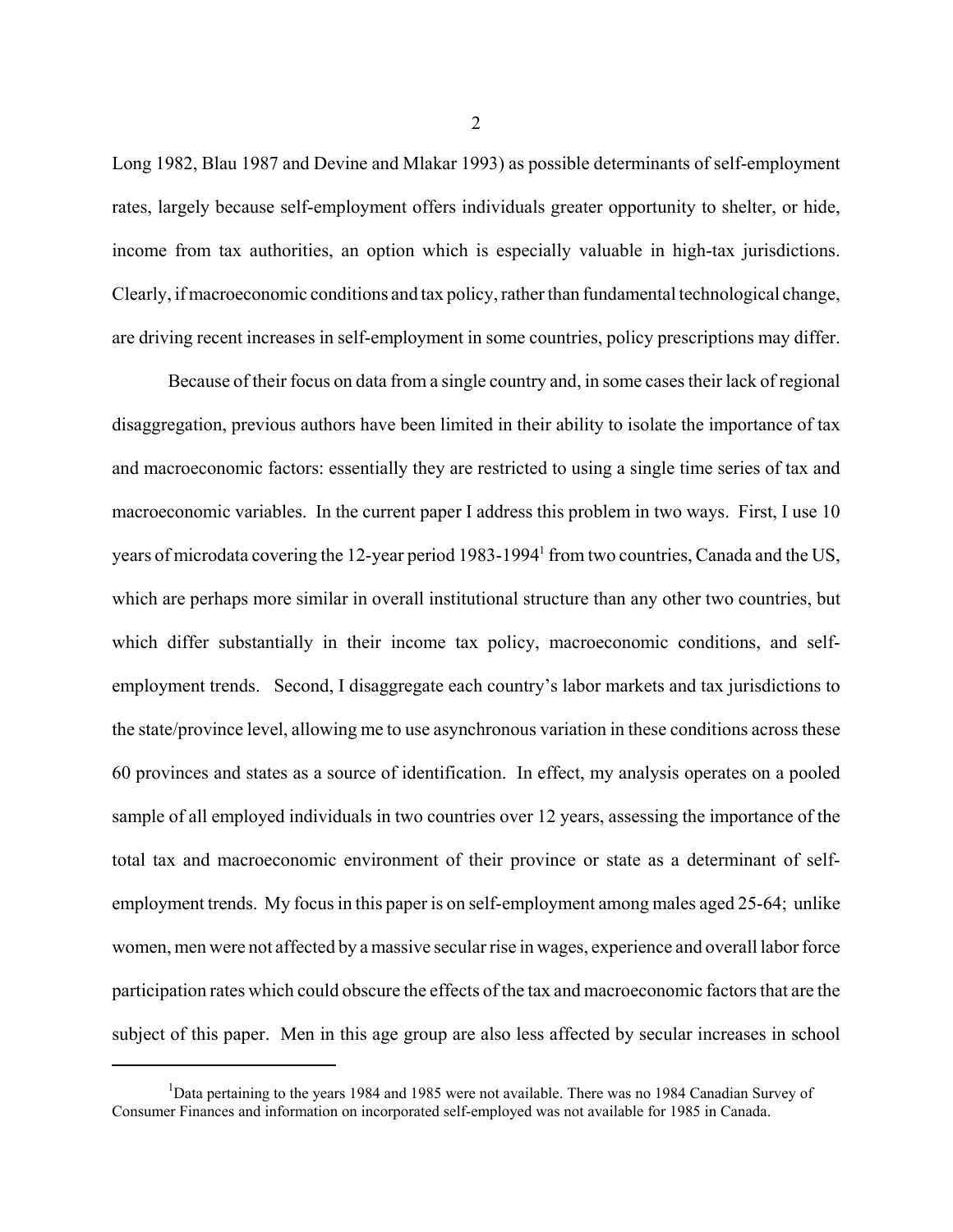Long 1982, Blau 1987 and Devine and Mlakar 1993) as possible determinants of self-employment rates, largely because self-employment offers individuals greater opportunity to shelter, or hide, income from tax authorities, an option which is especially valuable in high-tax jurisdictions. Clearly, if macroeconomic conditions and tax policy, rather than fundamental technological change, are driving recent increases in self-employment in some countries, policy prescriptions may differ.

Because of their focus on data from a single country and, in some cases their lack of regional disaggregation, previous authors have been limited in their ability to isolate the importance of tax and macroeconomic factors: essentially they are restricted to using a single time series of tax and macroeconomic variables. In the current paper I address this problem in two ways. First, I use 10 years of microdata covering the 12-year period 1983-1994[1] from two countries, Canada and the US, which are perhaps more similar in overall institutional structure than any other two countries, but which differ substantially in their income tax policy, macroeconomic conditions, and self-employment trends. Second, I disaggregate each country's labor markets and tax jurisdictions to the state/province level, allowing me to use asynchronous variation in these conditions across these 60 provinces and states as a source of identification. In effect, my analysis operates on a pooled sample of all employed individuals in two countries over 12 years, assessing the importance of the total tax and macroeconomic environment of their province or state as a determinant of self-employment trends. My focus in this paper is on self-employment among males aged 25-64; unlike women, men were not affected by a massive secular rise in wages, experience and overall labor force participation rates which could obscure the effects of the tax and macroeconomic factors that are the subject of this paper. Men in this age group are also less affected by secular increases in school

[1] Data pertaining to the years 1984 and 1985 were not available. There was no 1984 Canadian Survey of Consumer Finances and information on incorporated self-employed was not available for 1985 in Canada.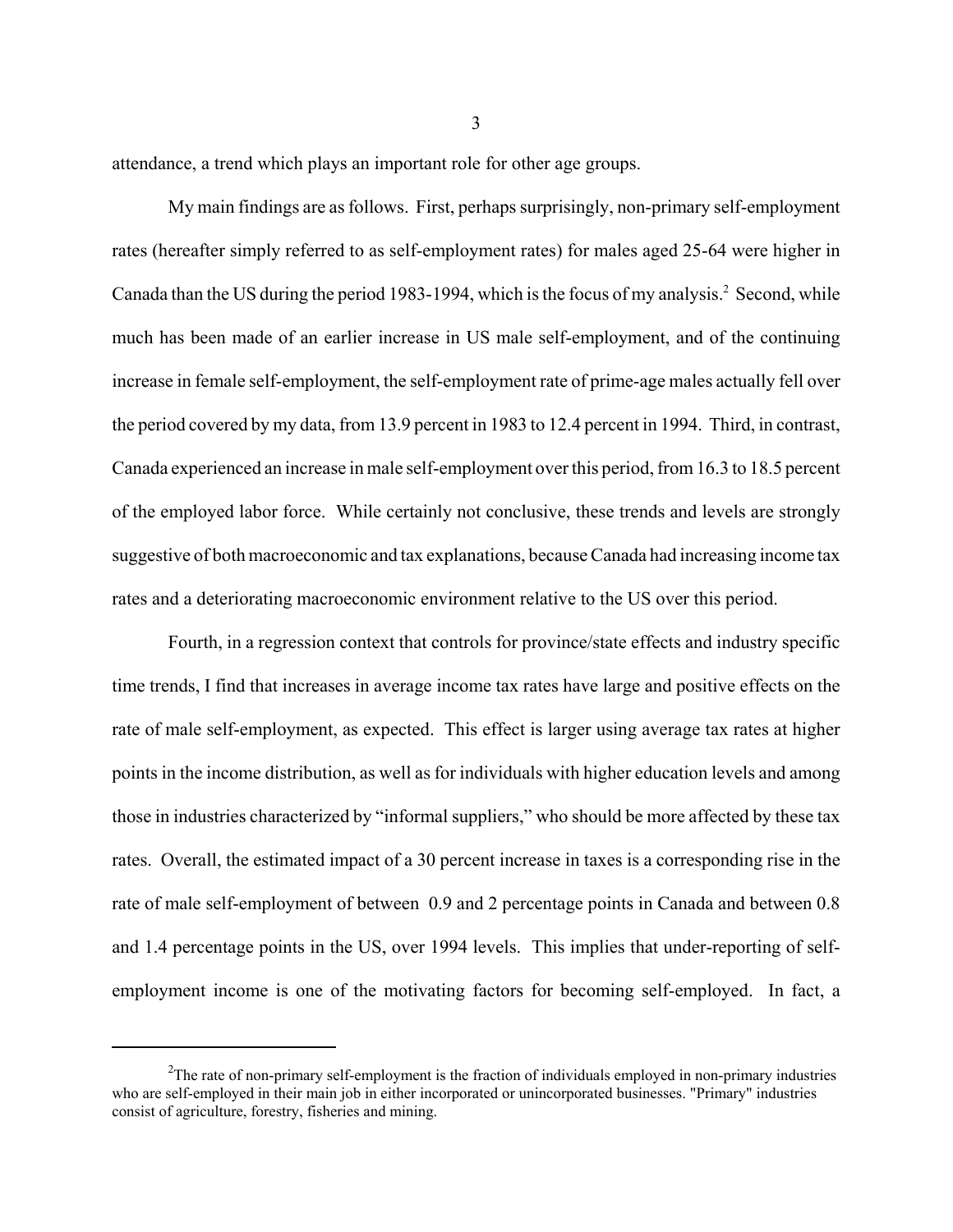attendance, a trend which plays an important role for other age groups.

My main findings are as follows. First, perhaps surprisingly, non-primary self-employment rates (hereafter simply referred to as self-employment rates) for males aged 25-64 were higher in Canada than the US during the period 1983-1994, which is the focus of my analysis.[2] Second, while much has been made of an earlier increase in US male self-employment, and of the continuing increase in female self-employment, the self-employment rate of prime-age males actually fell over the period covered by my data, from 13.9 percent in 1983 to 12.4 percent in 1994. Third, in contrast, Canada experienced an increase in male self-employment over this period, from 16.3 to 18.5 percent of the employed labor force. While certainly not conclusive, these trends and levels are strongly suggestive of both macroeconomic and tax explanations, because Canada had increasing income tax rates and a deteriorating macroeconomic environment relative to the US over this period.

Fourth, in a regression context that controls for province/state effects and industry specific time trends, I find that increases in average income tax rates have large and positive effects on the rate of male self-employment, as expected. This effect is larger using average tax rates at higher points in the income distribution, as well as for individuals with higher education levels and among those in industries characterized by "informal suppliers," who should be more affected by these tax rates. Overall, the estimated impact of a 30 percent increase in taxes is a corresponding rise in the rate of male self-employment of between 0.9 and 2 percentage points in Canada and between 0.8 and 1.4 percentage points in the US, over 1994 levels. This implies that under-reporting of self-employment income is one of the motivating factors for becoming self-employed. In fact, a

[2] The rate of non-primary self-employment is the fraction of individuals employed in non-primary industries who are self-employed in their main job in either incorporated or unincorporated businesses. "Primary" industries consist of agriculture, forestry, fisheries and mining.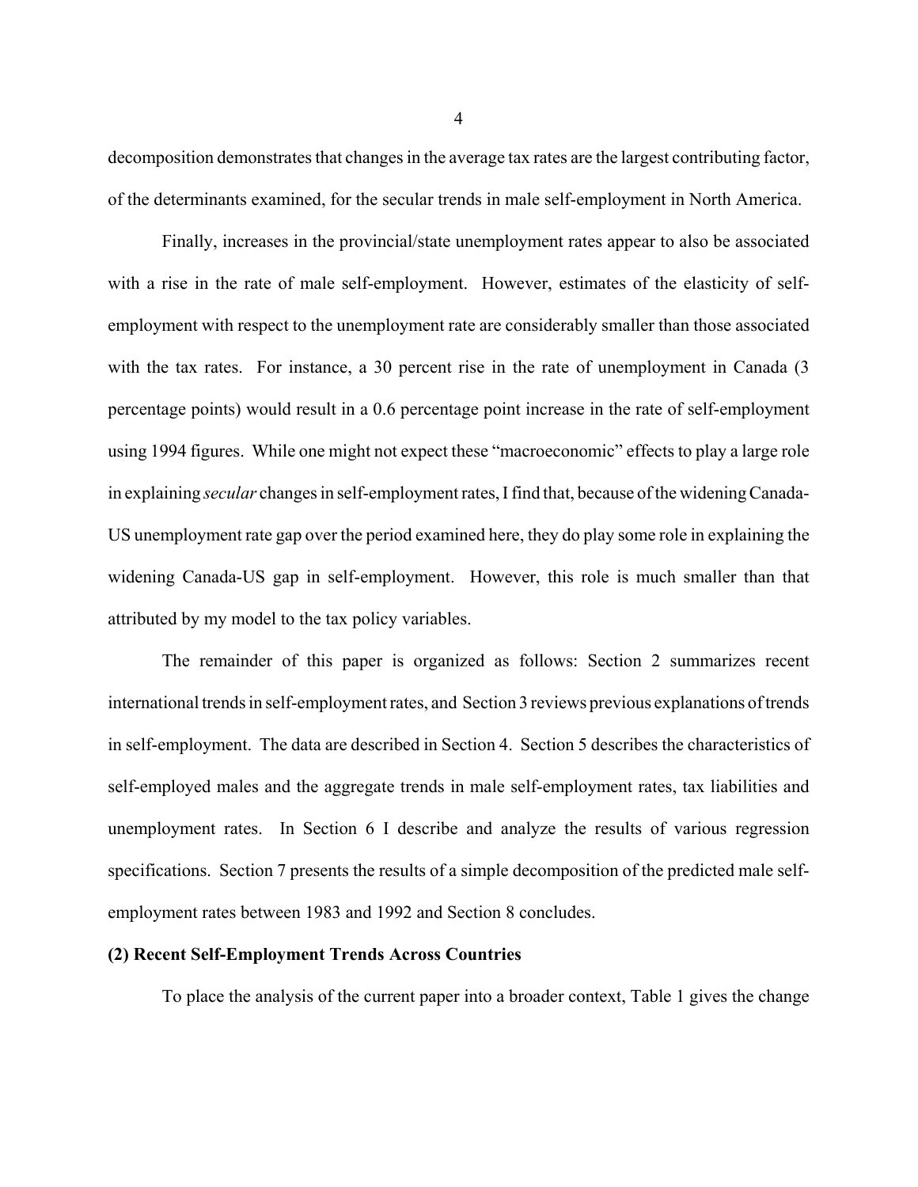decomposition demonstrates that changes in the average tax rates are the largest contributing factor, of the determinants examined, for the secular trends in male self-employment in North America.

Finally, increases in the provincial/state unemployment rates appear to also be associated with a rise in the rate of male self-employment. However, estimates of the elasticity of self-employment with respect to the unemployment rate are considerably smaller than those associated with the tax rates. For instance, a 30 percent rise in the rate of unemployment in Canada (3 percentage points) would result in a 0.6 percentage point increase in the rate of self-employment using 1994 figures. While one might not expect these "macroeconomic" effects to play a large role in explaining *secular* changes in self-employment rates, I find that, because of the widening Canada-US unemployment rate gap over the period examined here, they do play some role in explaining the widening Canada-US gap in self-employment. However, this role is much smaller than that attributed by my model to the tax policy variables.

The remainder of this paper is organized as follows: Section 2 summarizes recent international trends in self-employment rates, and Section 3 reviews previous explanations of trends in self-employment. The data are described in Section 4. Section 5 describes the characteristics of self-employed males and the aggregate trends in male self-employment rates, tax liabilities and unemployment rates. In Section 6 I describe and analyze the results of various regression specifications. Section 7 presents the results of a simple decomposition of the predicted male self-employment rates between 1983 and 1992 and Section 8 concludes.

## (2) Recent Self-Employment Trends Across Countries

To place the analysis of the current paper into a broader context, Table 1 gives the change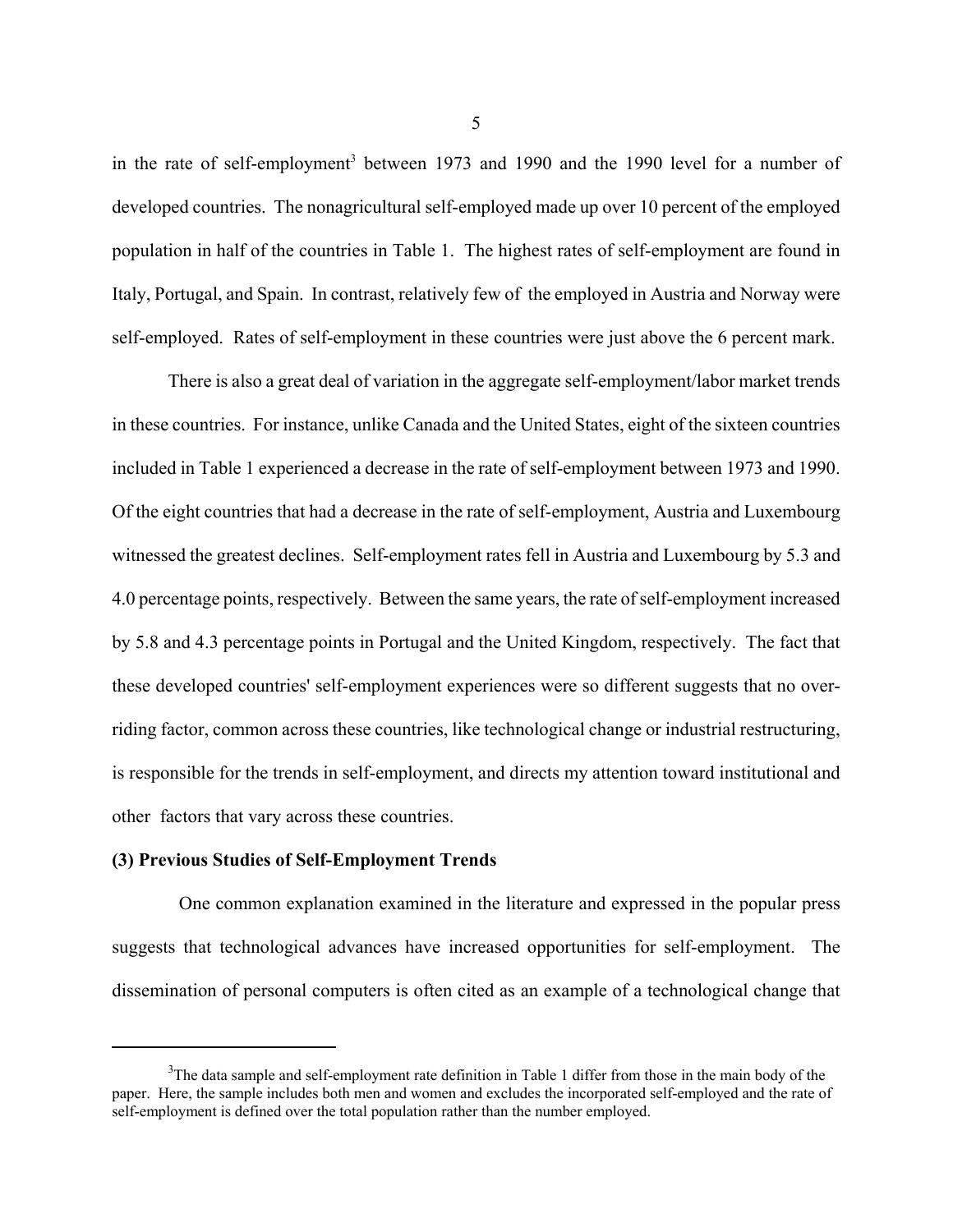in the rate of self-employment[3] between 1973 and 1990 and the 1990 level for a number of developed countries. The nonagricultural self-employed made up over 10 percent of the employed population in half of the countries in Table 1. The highest rates of self-employment are found in Italy, Portugal, and Spain. In contrast, relatively few of the employed in Austria and Norway were self-employed. Rates of self-employment in these countries were just above the 6 percent mark.

There is also a great deal of variation in the aggregate self-employment/labor market trends in these countries. For instance, unlike Canada and the United States, eight of the sixteen countries included in Table 1 experienced a decrease in the rate of self-employment between 1973 and 1990. Of the eight countries that had a decrease in the rate of self-employment, Austria and Luxembourg witnessed the greatest declines. Self-employment rates fell in Austria and Luxembourg by 5.3 and 4.0 percentage points, respectively. Between the same years, the rate of self-employment increased by 5.8 and 4.3 percentage points in Portugal and the United Kingdom, respectively. The fact that these developed countries' self-employment experiences were so different suggests that no over-riding factor, common across these countries, like technological change or industrial restructuring, is responsible for the trends in self-employment, and directs my attention toward institutional and other factors that vary across these countries.

**(3) Previous Studies of Self-Employment Trends**

One common explanation examined in the literature and expressed in the popular press suggests that technological advances have increased opportunities for self-employment. The dissemination of personal computers is often cited as an example of a technological change that

---

[3]The data sample and self-employment rate definition in Table 1 differ from those in the main body of the paper. Here, the sample includes both men and women and excludes the incorporated self-employed and the rate of self-employment is defined over the total population rather than the number employed.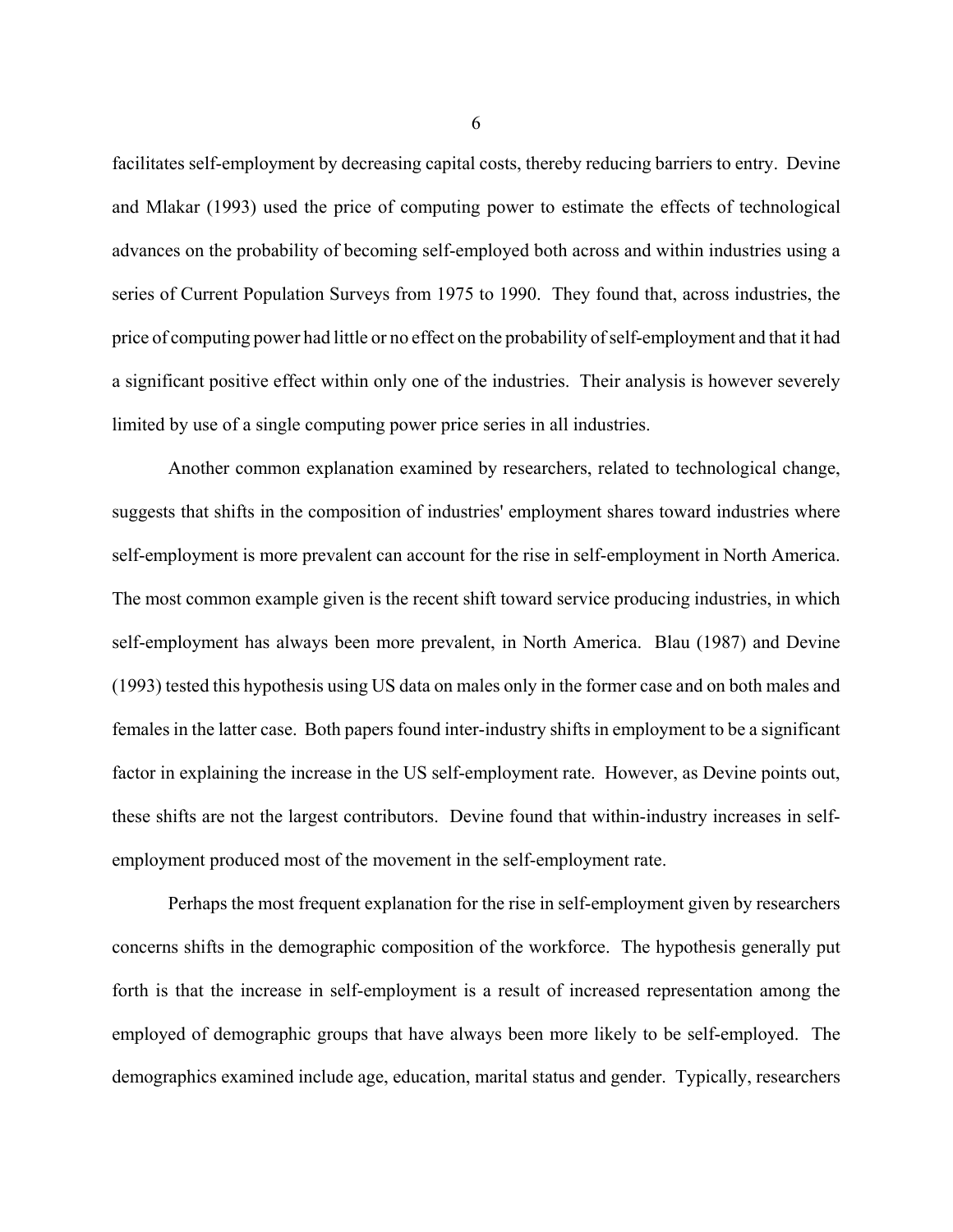facilitates self-employment by decreasing capital costs, thereby reducing barriers to entry. Devine and Mlakar (1993) used the price of computing power to estimate the effects of technological advances on the probability of becoming self-employed both across and within industries using a series of Current Population Surveys from 1975 to 1990. They found that, across industries, the price of computing power had little or no effect on the probability of self-employment and that it had a significant positive effect within only one of the industries. Their analysis is however severely limited by use of a single computing power price series in all industries.

Another common explanation examined by researchers, related to technological change, suggests that shifts in the composition of industries' employment shares toward industries where self-employment is more prevalent can account for the rise in self-employment in North America. The most common example given is the recent shift toward service producing industries, in which self-employment has always been more prevalent, in North America. Blau (1987) and Devine (1993) tested this hypothesis using US data on males only in the former case and on both males and females in the latter case. Both papers found inter-industry shifts in employment to be a significant factor in explaining the increase in the US self-employment rate. However, as Devine points out, these shifts are not the largest contributors. Devine found that within-industry increases in self-employment produced most of the movement in the self-employment rate.

Perhaps the most frequent explanation for the rise in self-employment given by researchers concerns shifts in the demographic composition of the workforce. The hypothesis generally put forth is that the increase in self-employment is a result of increased representation among the employed of demographic groups that have always been more likely to be self-employed. The demographics examined include age, education, marital status and gender. Typically, researchers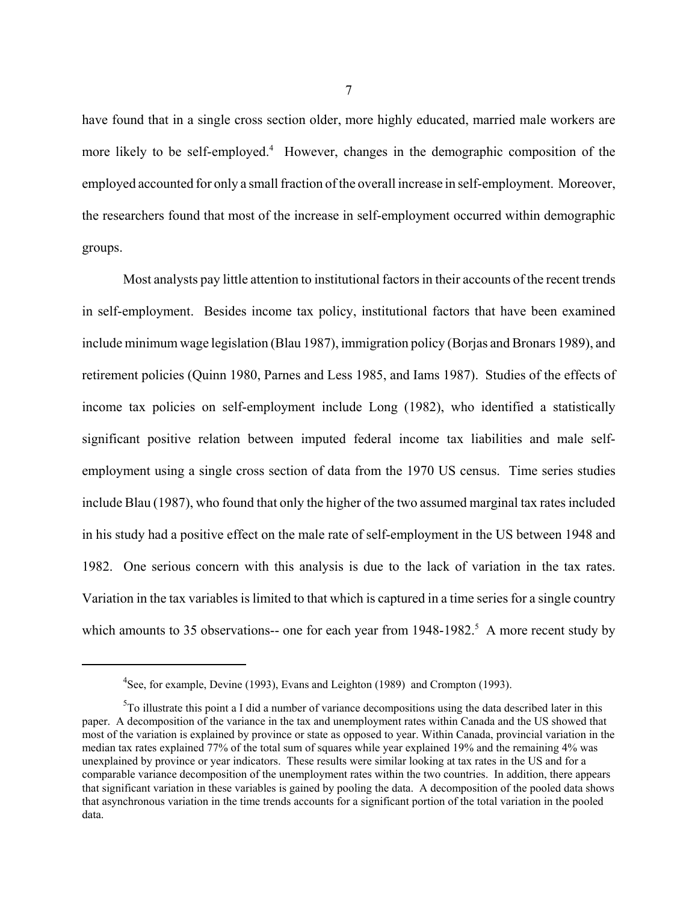have found that in a single cross section older, more highly educated, married male workers are more likely to be self-employed.[4] However, changes in the demographic composition of the employed accounted for only a small fraction of the overall increase in self-employment. Moreover, the researchers found that most of the increase in self-employment occurred within demographic groups.

Most analysts pay little attention to institutional factors in their accounts of the recent trends in self-employment. Besides income tax policy, institutional factors that have been examined include minimum wage legislation (Blau 1987), immigration policy (Borjas and Bronars 1989), and retirement policies (Quinn 1980, Parnes and Less 1985, and Iams 1987). Studies of the effects of income tax policies on self-employment include Long (1982), who identified a statistically significant positive relation between imputed federal income tax liabilities and male self-employment using a single cross section of data from the 1970 US census. Time series studies include Blau (1987), who found that only the higher of the two assumed marginal tax rates included in his study had a positive effect on the male rate of self-employment in the US between 1948 and 1982. One serious concern with this analysis is due to the lack of variation in the tax rates. Variation in the tax variables is limited to that which is captured in a time series for a single country which amounts to 35 observations-- one for each year from 1948-1982.[5] A more recent study by

---

[4]See, for example, Devine (1993), Evans and Leighton (1989) and Crompton (1993).

[5]To illustrate this point a I did a number of variance decompositions using the data described later in this paper. A decomposition of the variance in the tax and unemployment rates within Canada and the US showed that most of the variation is explained by province or state as opposed to year. Within Canada, provincial variation in the median tax rates explained 77% of the total sum of squares while year explained 19% and the remaining 4% was unexplained by province or year indicators. These results were similar looking at tax rates in the US and for a comparable variance decomposition of the unemployment rates within the two countries. In addition, there appears that significant variation in these variables is gained by pooling the data. A decomposition of the pooled data shows that asynchronous variation in the time trends accounts for a significant portion of the total variation in the pooled data.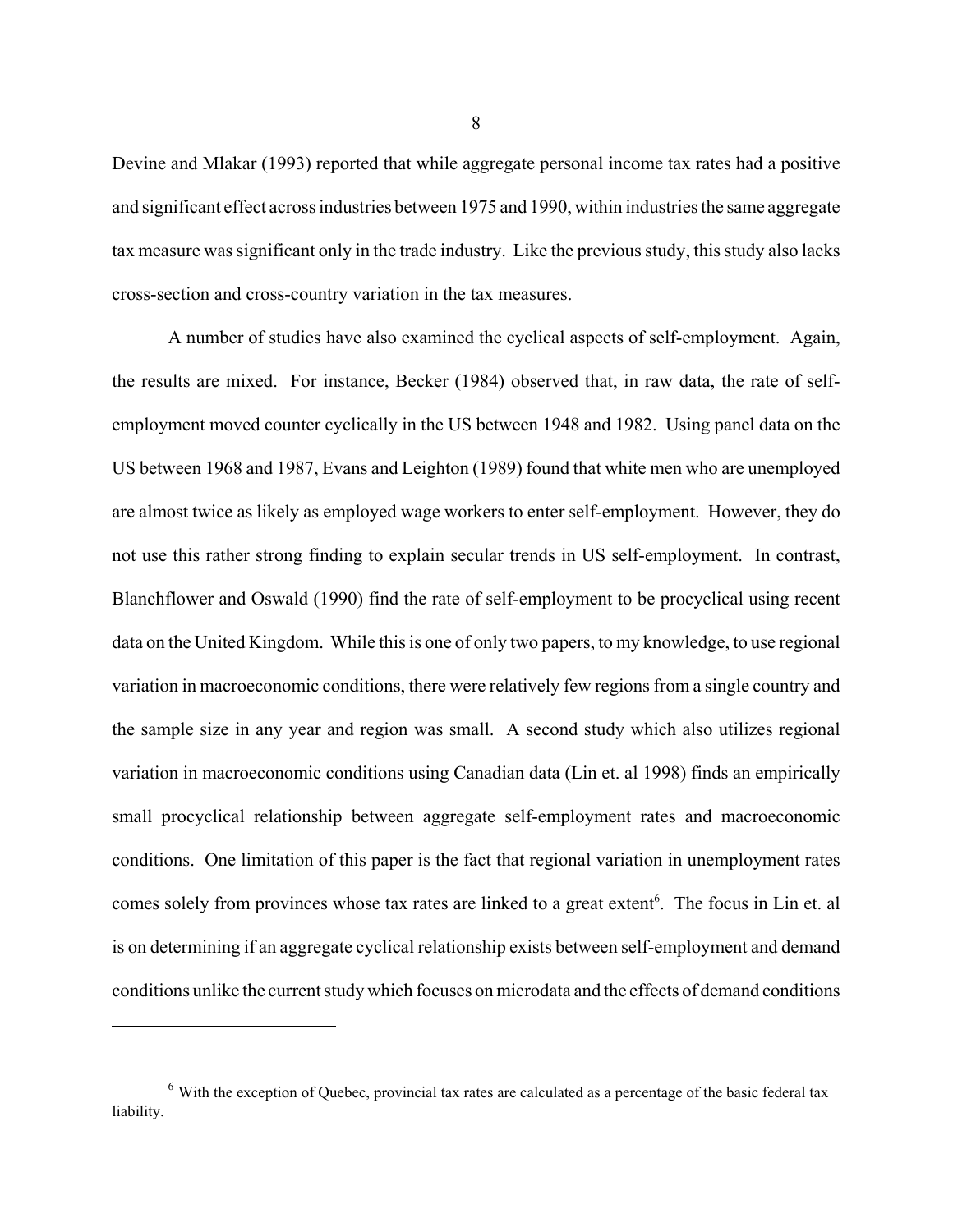Devine and Mlakar (1993) reported that while aggregate personal income tax rates had a positive and significant effect across industries between 1975 and 1990, within industries the same aggregate tax measure was significant only in the trade industry. Like the previous study, this study also lacks cross-section and cross-country variation in the tax measures.

A number of studies have also examined the cyclical aspects of self-employment. Again, the results are mixed. For instance, Becker (1984) observed that, in raw data, the rate of self-employment moved counter cyclically in the US between 1948 and 1982. Using panel data on the US between 1968 and 1987, Evans and Leighton (1989) found that white men who are unemployed are almost twice as likely as employed wage workers to enter self-employment. However, they do not use this rather strong finding to explain secular trends in US self-employment. In contrast, Blanchflower and Oswald (1990) find the rate of self-employment to be procyclical using recent data on the United Kingdom. While this is one of only two papers, to my knowledge, to use regional variation in macroeconomic conditions, there were relatively few regions from a single country and the sample size in any year and region was small. A second study which also utilizes regional variation in macroeconomic conditions using Canadian data (Lin et. al 1998) finds an empirically small procyclical relationship between aggregate self-employment rates and macroeconomic conditions. One limitation of this paper is the fact that regional variation in unemployment rates comes solely from provinces whose tax rates are linked to a great extent[6]. The focus in Lin et. al is on determining if an aggregate cyclical relationship exists between self-employment and demand conditions unlike the current study which focuses on microdata and the effects of demand conditions

---

[6] With the exception of Quebec, provincial tax rates are calculated as a percentage of the basic federal tax liability.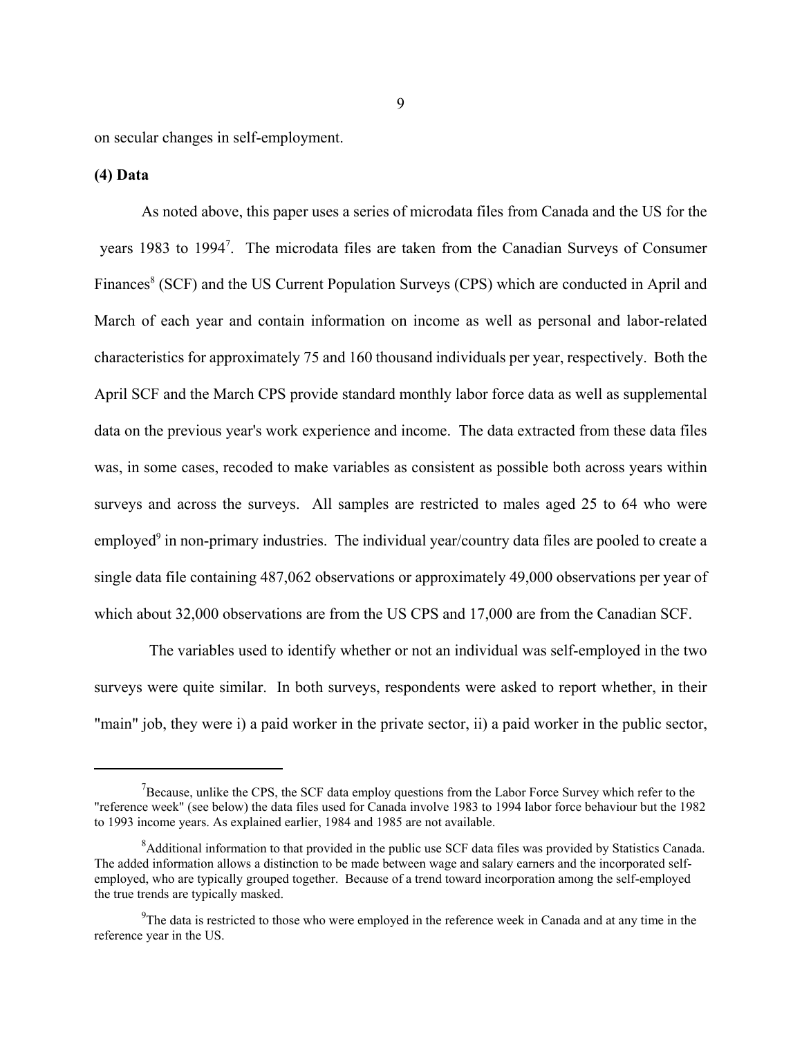on secular changes in self-employment.

**(4) Data**

As noted above, this paper uses a series of microdata files from Canada and the US for the years 1983 to 1994[7]. The microdata files are taken from the Canadian Surveys of Consumer Finances[8] (SCF) and the US Current Population Surveys (CPS) which are conducted in April and March of each year and contain information on income as well as personal and labor-related characteristics for approximately 75 and 160 thousand individuals per year, respectively. Both the April SCF and the March CPS provide standard monthly labor force data as well as supplemental data on the previous year's work experience and income. The data extracted from these data files was, in some cases, recoded to make variables as consistent as possible both across years within surveys and across the surveys. All samples are restricted to males aged 25 to 64 who were employed[9] in non-primary industries. The individual year/country data files are pooled to create a single data file containing 487,062 observations or approximately 49,000 observations per year of which about 32,000 observations are from the US CPS and 17,000 are from the Canadian SCF.

The variables used to identify whether or not an individual was self-employed in the two surveys were quite similar. In both surveys, respondents were asked to report whether, in their "main" job, they were i) a paid worker in the private sector, ii) a paid worker in the public sector,

---

[7] Because, unlike the CPS, the SCF data employ questions from the Labor Force Survey which refer to the "reference week" (see below) the data files used for Canada involve 1983 to 1994 labor force behaviour but the 1982 to 1993 income years. As explained earlier, 1984 and 1985 are not available.

[8] Additional information to that provided in the public use SCF data files was provided by Statistics Canada. The added information allows a distinction to be made between wage and salary earners and the incorporated self-employed, who are typically grouped together. Because of a trend toward incorporation among the self-employed the true trends are typically masked.

[9] The data is restricted to those who were employed in the reference week in Canada and at any time in the reference year in the US.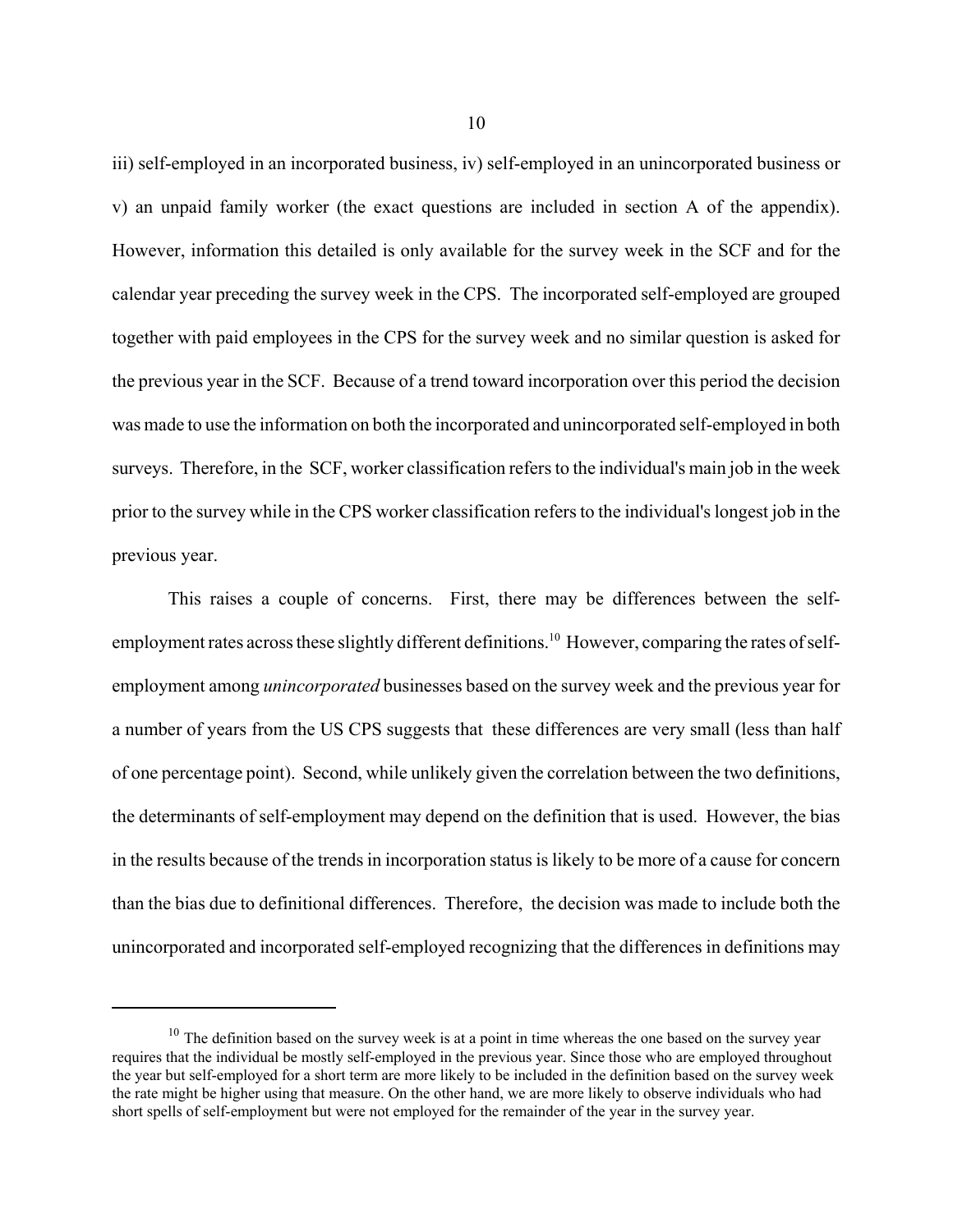iii) self-employed in an incorporated business, iv) self-employed in an unincorporated business or v) an unpaid family worker (the exact questions are included in section A of the appendix). However, information this detailed is only available for the survey week in the SCF and for the calendar year preceding the survey week in the CPS. The incorporated self-employed are grouped together with paid employees in the CPS for the survey week and no similar question is asked for the previous year in the SCF. Because of a trend toward incorporation over this period the decision was made to use the information on both the incorporated and unincorporated self-employed in both surveys. Therefore, in the SCF, worker classification refers to the individual's main job in the week prior to the survey while in the CPS worker classification refers to the individual's longest job in the previous year.

This raises a couple of concerns. First, there may be differences between the self-employment rates across these slightly different definitions.[10] However, comparing the rates of self-employment among *unincorporated* businesses based on the survey week and the previous year for a number of years from the US CPS suggests that these differences are very small (less than half of one percentage point). Second, while unlikely given the correlation between the two definitions, the determinants of self-employment may depend on the definition that is used. However, the bias in the results because of the trends in incorporation status is likely to be more of a cause for concern than the bias due to definitional differences. Therefore, the decision was made to include both the unincorporated and incorporated self-employed recognizing that the differences in definitions may

[10] The definition based on the survey week is at a point in time whereas the one based on the survey year requires that the individual be mostly self-employed in the previous year. Since those who are employed throughout the year but self-employed for a short term are more likely to be included in the definition based on the survey week the rate might be higher using that measure. On the other hand, we are more likely to observe individuals who had short spells of self-employment but were not employed for the remainder of the year in the survey year.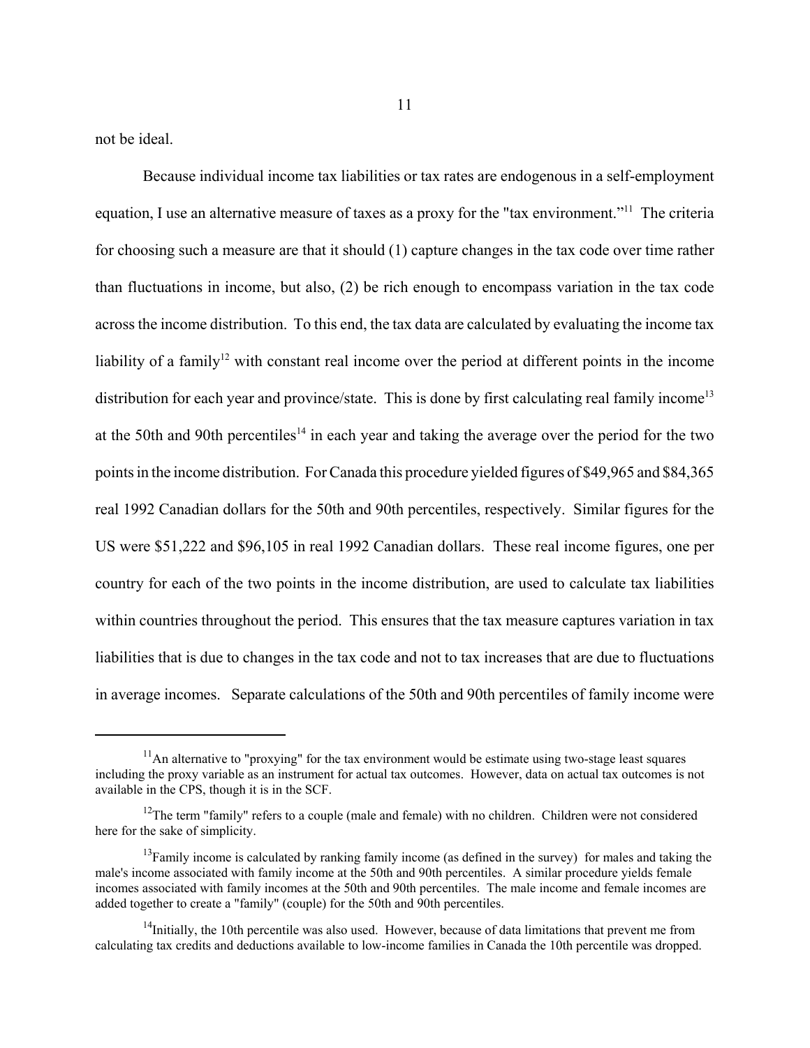not be ideal.

Because individual income tax liabilities or tax rates are endogenous in a self-employment equation, I use an alternative measure of taxes as a proxy for the "tax environment."[11] The criteria for choosing such a measure are that it should (1) capture changes in the tax code over time rather than fluctuations in income, but also, (2) be rich enough to encompass variation in the tax code across the income distribution. To this end, the tax data are calculated by evaluating the income tax liability of a family[12] with constant real income over the period at different points in the income distribution for each year and province/state. This is done by first calculating real family income[13] at the 50th and 90th percentiles[14] in each year and taking the average over the period for the two points in the income distribution. For Canada this procedure yielded figures of \$49,965 and \$84,365 real 1992 Canadian dollars for the 50th and 90th percentiles, respectively. Similar figures for the US were \$51,222 and \$96,105 in real 1992 Canadian dollars. These real income figures, one per country for each of the two points in the income distribution, are used to calculate tax liabilities within countries throughout the period. This ensures that the tax measure captures variation in tax liabilities that is due to changes in the tax code and not to tax increases that are due to fluctuations in average incomes. Separate calculations of the 50th and 90th percentiles of family income were

---

[11] An alternative to "proxying" for the tax environment would be estimate using two-stage least squares including the proxy variable as an instrument for actual tax outcomes. However, data on actual tax outcomes is not available in the CPS, though it is in the SCF.

[12] The term "family" refers to a couple (male and female) with no children. Children were not considered here for the sake of simplicity.

[13] Family income is calculated by ranking family income (as defined in the survey) for males and taking the male's income associated with family income at the 50th and 90th percentiles. A similar procedure yields female incomes associated with family incomes at the 50th and 90th percentiles. The male income and female incomes are added together to create a "family" (couple) for the 50th and 90th percentiles.

[14] Initially, the 10th percentile was also used. However, because of data limitations that prevent me from calculating tax credits and deductions available to low-income families in Canada the 10th percentile was dropped.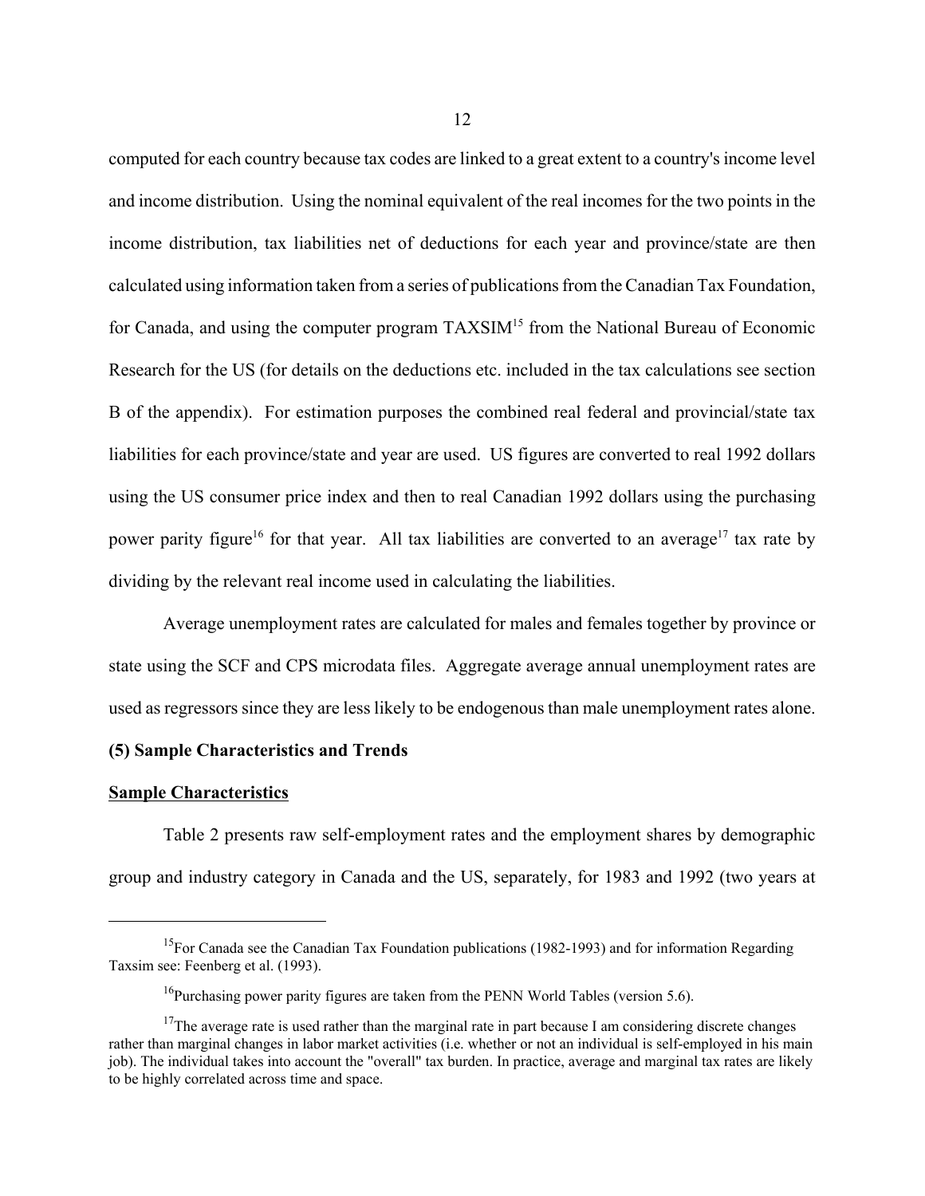computed for each country because tax codes are linked to a great extent to a country's income level and income distribution. Using the nominal equivalent of the real incomes for the two points in the income distribution, tax liabilities net of deductions for each year and province/state are then calculated using information taken from a series of publications from the Canadian Tax Foundation, for Canada, and using the computer program TAXSIM[15] from the National Bureau of Economic Research for the US (for details on the deductions etc. included in the tax calculations see section B of the appendix). For estimation purposes the combined real federal and provincial/state tax liabilities for each province/state and year are used. US figures are converted to real 1992 dollars using the US consumer price index and then to real Canadian 1992 dollars using the purchasing power parity figure[16] for that year. All tax liabilities are converted to an average[17] tax rate by dividing by the relevant real income used in calculating the liabilities.

Average unemployment rates are calculated for males and females together by province or state using the SCF and CPS microdata files. Aggregate average annual unemployment rates are used as regressors since they are less likely to be endogenous than male unemployment rates alone.

### (5) Sample Characteristics and Trends

**Sample Characteristics**

Table 2 presents raw self-employment rates and the employment shares by demographic group and industry category in Canada and the US, separately, for 1983 and 1992 (two years at

---

[15] For Canada see the Canadian Tax Foundation publications (1982-1993) and for information Regarding Taxsim see: Feenberg et al. (1993).

[16] Purchasing power parity figures are taken from the PENN World Tables (version 5.6).

[17] The average rate is used rather than the marginal rate in part because I am considering discrete changes rather than marginal changes in labor market activities (i.e. whether or not an individual is self-employed in his main job). The individual takes into account the "overall" tax burden. In practice, average and marginal tax rates are likely to be highly correlated across time and space.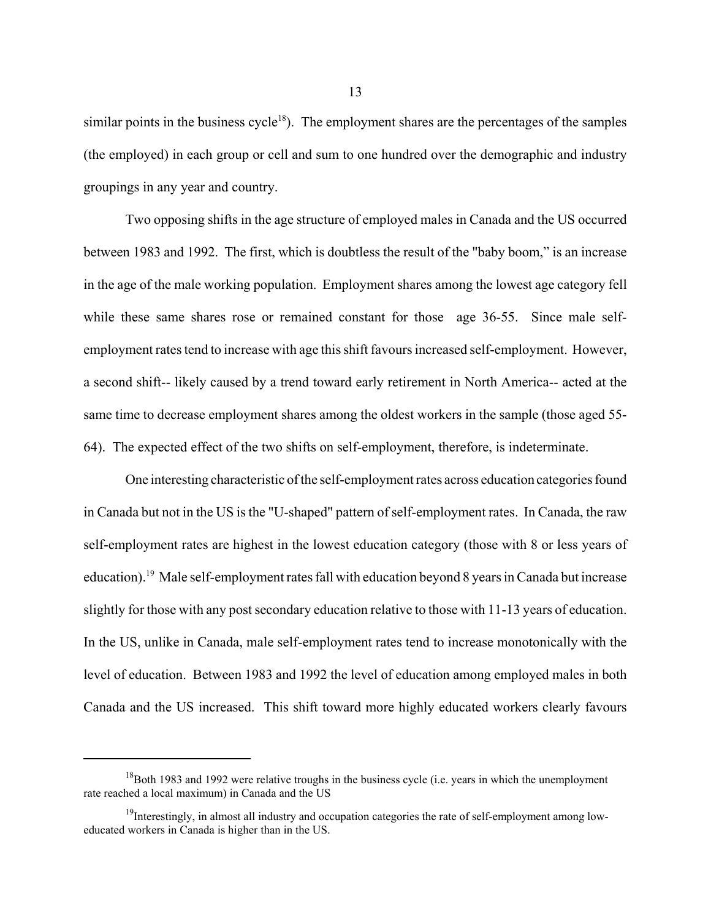similar points in the business cycle[18]). The employment shares are the percentages of the samples (the employed) in each group or cell and sum to one hundred over the demographic and industry groupings in any year and country.

Two opposing shifts in the age structure of employed males in Canada and the US occurred between 1983 and 1992. The first, which is doubtless the result of the "baby boom," is an increase in the age of the male working population. Employment shares among the lowest age category fell while these same shares rose or remained constant for those age 36-55. Since male self-employment rates tend to increase with age this shift favours increased self-employment. However, a second shift-- likely caused by a trend toward early retirement in North America-- acted at the same time to decrease employment shares among the oldest workers in the sample (those aged 55-64). The expected effect of the two shifts on self-employment, therefore, is indeterminate.

One interesting characteristic of the self-employment rates across education categories found in Canada but not in the US is the "U-shaped" pattern of self-employment rates. In Canada, the raw self-employment rates are highest in the lowest education category (those with 8 or less years of education).[19] Male self-employment rates fall with education beyond 8 years in Canada but increase slightly for those with any post secondary education relative to those with 11-13 years of education. In the US, unlike in Canada, male self-employment rates tend to increase monotonically with the level of education. Between 1983 and 1992 the level of education among employed males in both Canada and the US increased. This shift toward more highly educated workers clearly favours

---

[18]Both 1983 and 1992 were relative troughs in the business cycle (i.e. years in which the unemployment rate reached a local maximum) in Canada and the US

[19]Interestingly, in almost all industry and occupation categories the rate of self-employment among low-educated workers in Canada is higher than in the US.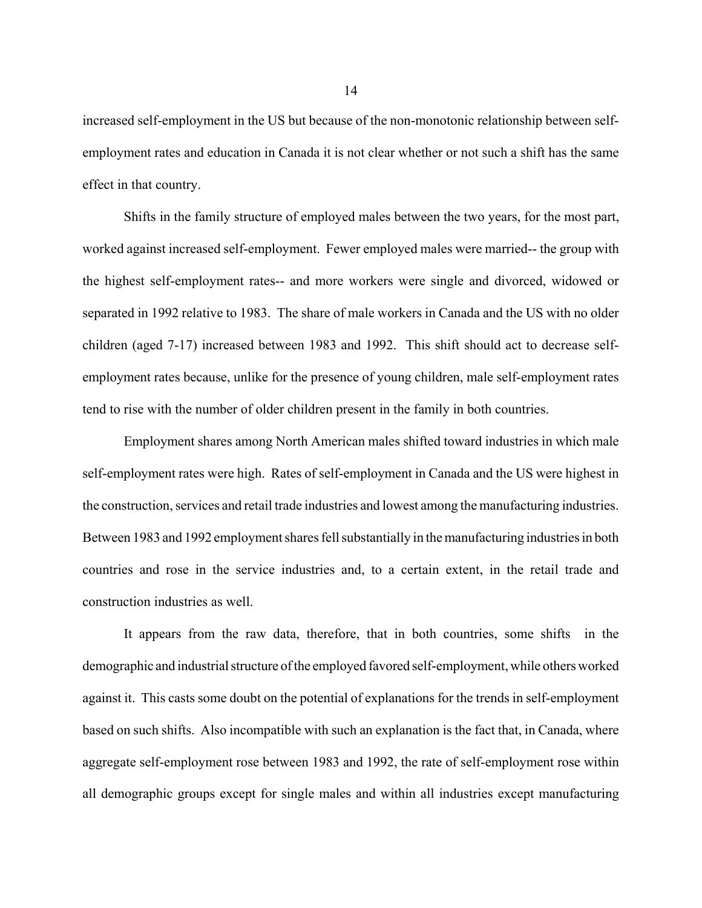increased self-employment in the US but because of the non-monotonic relationship between self-employment rates and education in Canada it is not clear whether or not such a shift has the same effect in that country.

Shifts in the family structure of employed males between the two years, for the most part, worked against increased self-employment. Fewer employed males were married-- the group with the highest self-employment rates-- and more workers were single and divorced, widowed or separated in 1992 relative to 1983. The share of male workers in Canada and the US with no older children (aged 7-17) increased between 1983 and 1992. This shift should act to decrease self-employment rates because, unlike for the presence of young children, male self-employment rates tend to rise with the number of older children present in the family in both countries.

Employment shares among North American males shifted toward industries in which male self-employment rates were high. Rates of self-employment in Canada and the US were highest in the construction, services and retail trade industries and lowest among the manufacturing industries. Between 1983 and 1992 employment shares fell substantially in the manufacturing industries in both countries and rose in the service industries and, to a certain extent, in the retail trade and construction industries as well.

It appears from the raw data, therefore, that in both countries, some shifts in the demographic and industrial structure of the employed favored self-employment, while others worked against it. This casts some doubt on the potential of explanations for the trends in self-employment based on such shifts. Also incompatible with such an explanation is the fact that, in Canada, where aggregate self-employment rose between 1983 and 1992, the rate of self-employment rose within all demographic groups except for single males and within all industries except manufacturing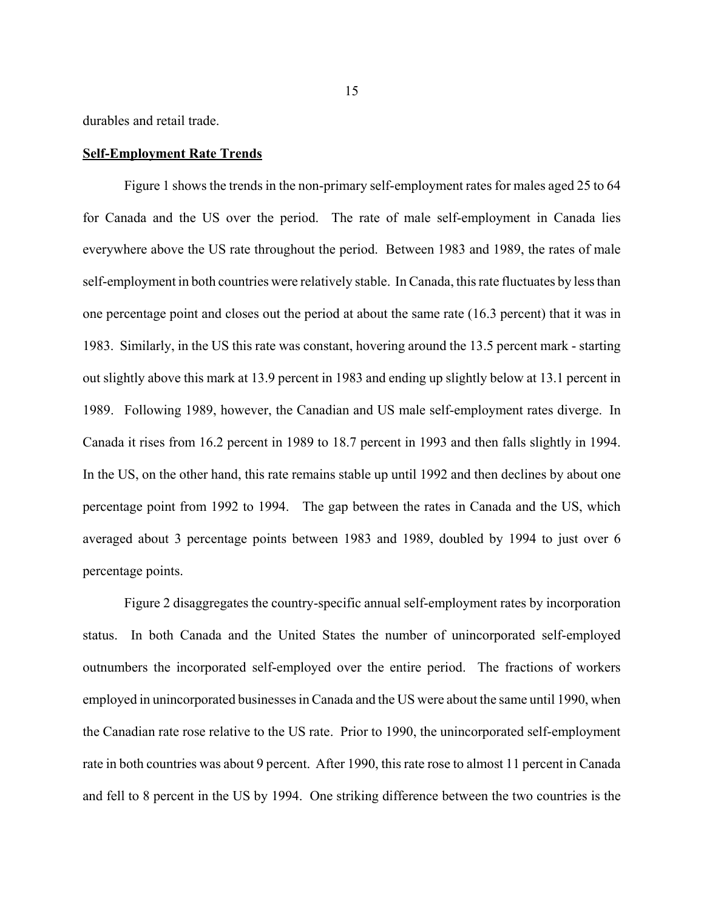durables and retail trade.

**Self-Employment Rate Trends**

Figure 1 shows the trends in the non-primary self-employment rates for males aged 25 to 64 for Canada and the US over the period. The rate of male self-employment in Canada lies everywhere above the US rate throughout the period. Between 1983 and 1989, the rates of male self-employment in both countries were relatively stable. In Canada, this rate fluctuates by less than one percentage point and closes out the period at about the same rate (16.3 percent) that it was in 1983. Similarly, in the US this rate was constant, hovering around the 13.5 percent mark - starting out slightly above this mark at 13.9 percent in 1983 and ending up slightly below at 13.1 percent in 1989. Following 1989, however, the Canadian and US male self-employment rates diverge. In Canada it rises from 16.2 percent in 1989 to 18.7 percent in 1993 and then falls slightly in 1994. In the US, on the other hand, this rate remains stable up until 1992 and then declines by about one percentage point from 1992 to 1994. The gap between the rates in Canada and the US, which averaged about 3 percentage points between 1983 and 1989, doubled by 1994 to just over 6 percentage points.

Figure 2 disaggregates the country-specific annual self-employment rates by incorporation status. In both Canada and the United States the number of unincorporated self-employed outnumbers the incorporated self-employed over the entire period. The fractions of workers employed in unincorporated businesses in Canada and the US were about the same until 1990, when the Canadian rate rose relative to the US rate. Prior to 1990, the unincorporated self-employment rate in both countries was about 9 percent. After 1990, this rate rose to almost 11 percent in Canada and fell to 8 percent in the US by 1994. One striking difference between the two countries is the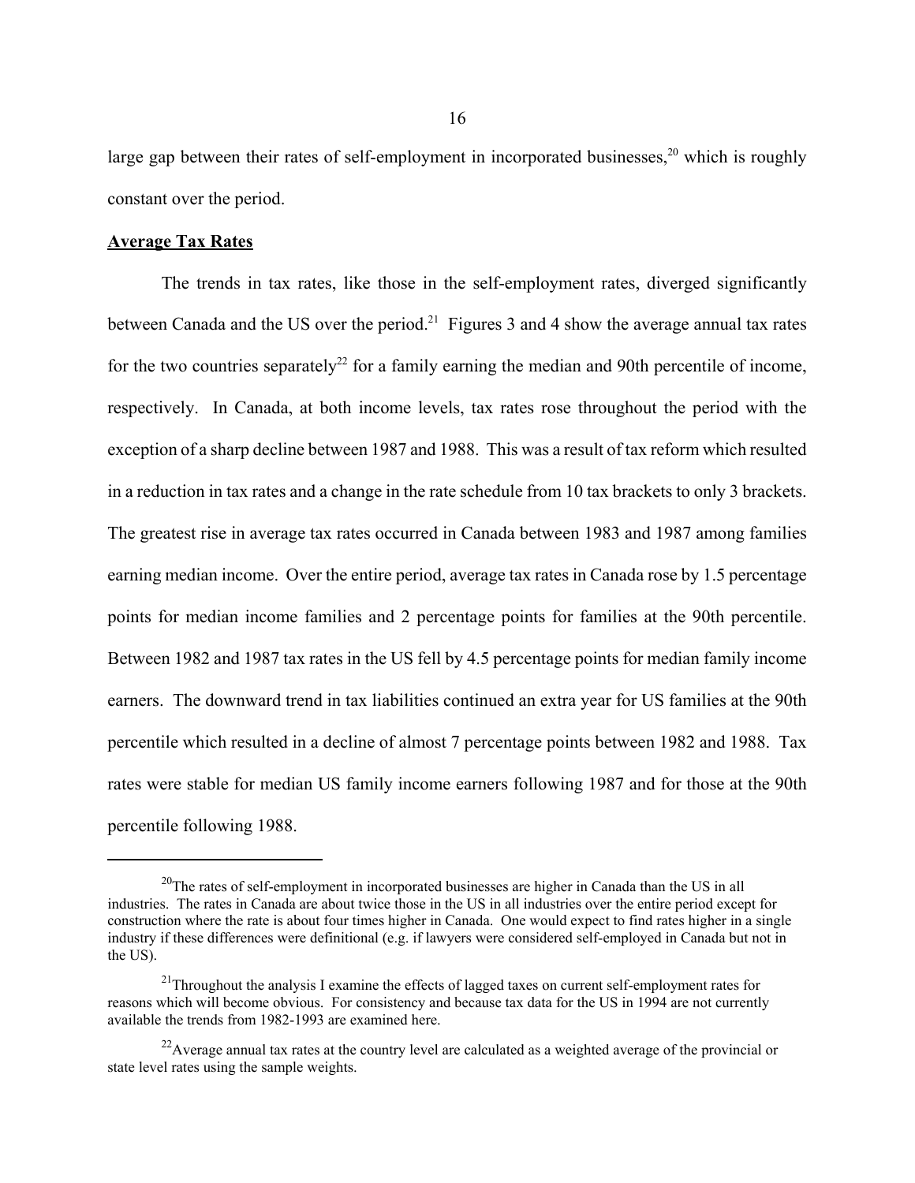large gap between their rates of self-employment in incorporated businesses,[20] which is roughly constant over the period.

**Average Tax Rates**

The trends in tax rates, like those in the self-employment rates, diverged significantly between Canada and the US over the period.[21] Figures 3 and 4 show the average annual tax rates for the two countries separately[22] for a family earning the median and 90th percentile of income, respectively. In Canada, at both income levels, tax rates rose throughout the period with the exception of a sharp decline between 1987 and 1988. This was a result of tax reform which resulted in a reduction in tax rates and a change in the rate schedule from 10 tax brackets to only 3 brackets. The greatest rise in average tax rates occurred in Canada between 1983 and 1987 among families earning median income. Over the entire period, average tax rates in Canada rose by 1.5 percentage points for median income families and 2 percentage points for families at the 90th percentile. Between 1982 and 1987 tax rates in the US fell by 4.5 percentage points for median family income earners. The downward trend in tax liabilities continued an extra year for US families at the 90th percentile which resulted in a decline of almost 7 percentage points between 1982 and 1988. Tax rates were stable for median US family income earners following 1987 and for those at the 90th percentile following 1988.

---

[20] The rates of self-employment in incorporated businesses are higher in Canada than the US in all industries. The rates in Canada are about twice those in the US in all industries over the entire period except for construction where the rate is about four times higher in Canada. One would expect to find rates higher in a single industry if these differences were definitional (e.g. if lawyers were considered self-employed in Canada but not in the US).

[21] Throughout the analysis I examine the effects of lagged taxes on current self-employment rates for reasons which will become obvious. For consistency and because tax data for the US in 1994 are not currently available the trends from 1982-1993 are examined here.

[22] Average annual tax rates at the country level are calculated as a weighted average of the provincial or state level rates using the sample weights.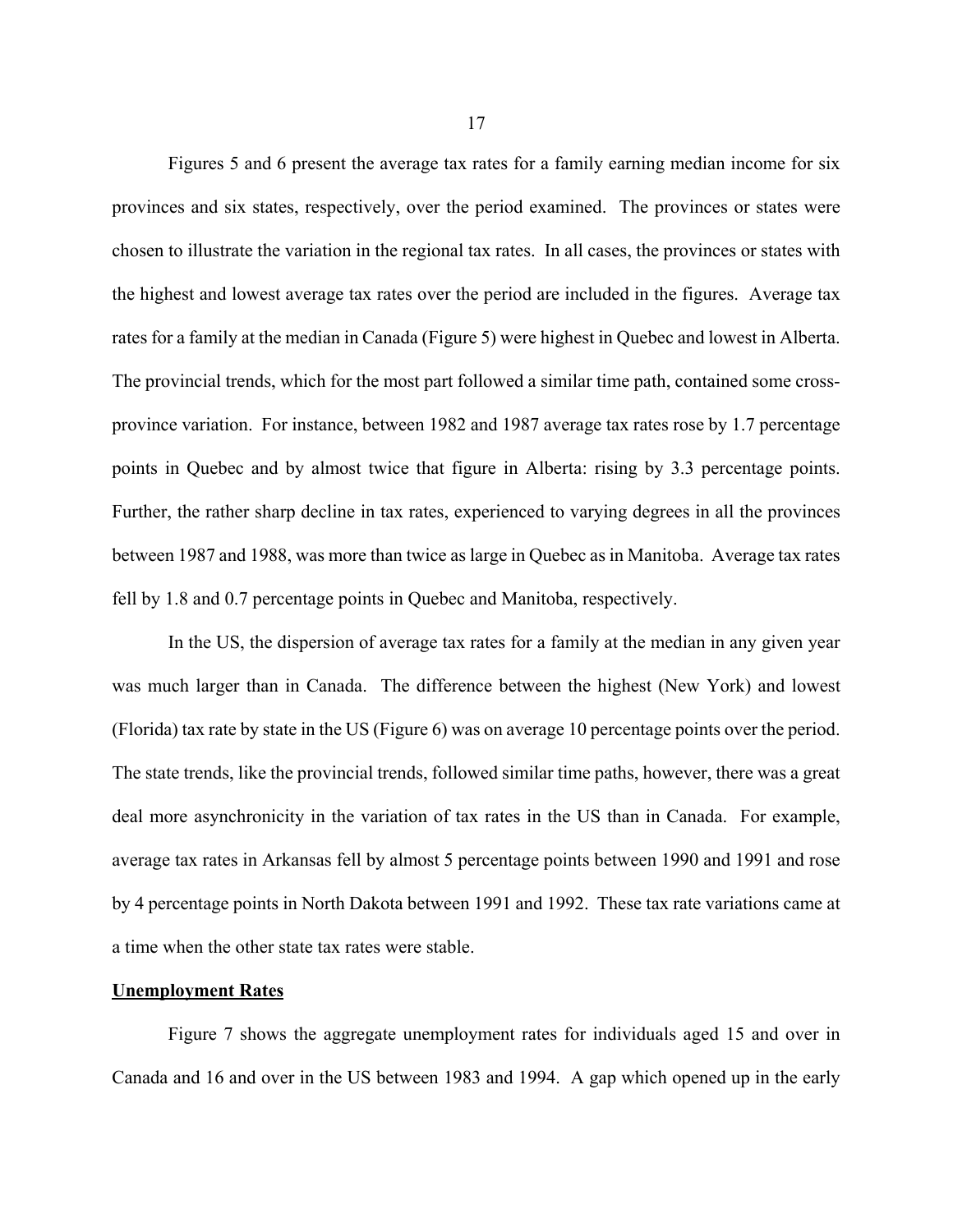Figures 5 and 6 present the average tax rates for a family earning median income for six provinces and six states, respectively, over the period examined. The provinces or states were chosen to illustrate the variation in the regional tax rates. In all cases, the provinces or states with the highest and lowest average tax rates over the period are included in the figures. Average tax rates for a family at the median in Canada (Figure 5) were highest in Quebec and lowest in Alberta. The provincial trends, which for the most part followed a similar time path, contained some cross-province variation. For instance, between 1982 and 1987 average tax rates rose by 1.7 percentage points in Quebec and by almost twice that figure in Alberta: rising by 3.3 percentage points. Further, the rather sharp decline in tax rates, experienced to varying degrees in all the provinces between 1987 and 1988, was more than twice as large in Quebec as in Manitoba. Average tax rates fell by 1.8 and 0.7 percentage points in Quebec and Manitoba, respectively.

In the US, the dispersion of average tax rates for a family at the median in any given year was much larger than in Canada. The difference between the highest (New York) and lowest (Florida) tax rate by state in the US (Figure 6) was on average 10 percentage points over the period. The state trends, like the provincial trends, followed similar time paths, however, there was a great deal more asynchronicity in the variation of tax rates in the US than in Canada. For example, average tax rates in Arkansas fell by almost 5 percentage points between 1990 and 1991 and rose by 4 percentage points in North Dakota between 1991 and 1992. These tax rate variations came at a time when the other state tax rates were stable.

**Unemployment Rates**

Figure 7 shows the aggregate unemployment rates for individuals aged 15 and over in Canada and 16 and over in the US between 1983 and 1994. A gap which opened up in the early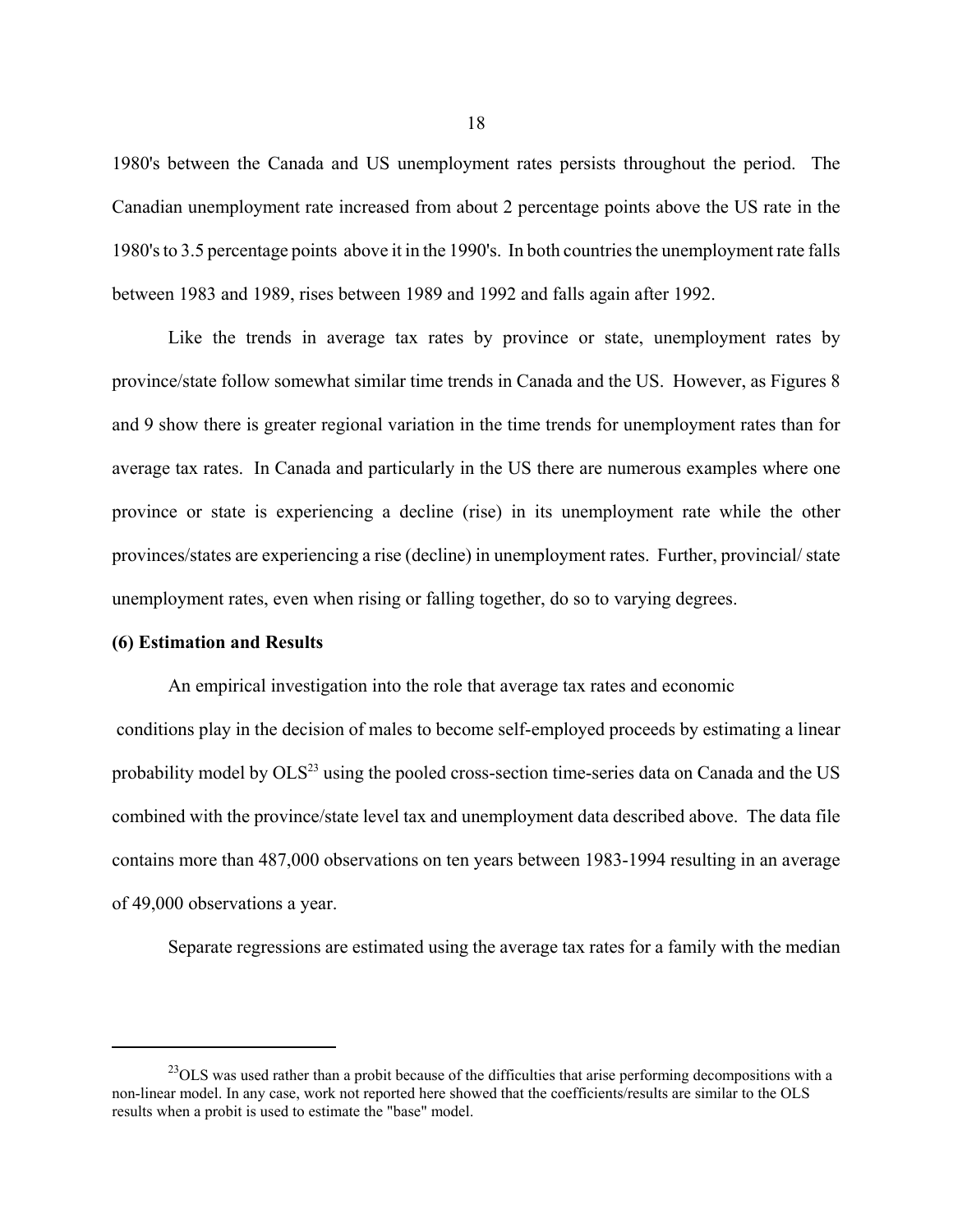1980's between the Canada and US unemployment rates persists throughout the period. The Canadian unemployment rate increased from about 2 percentage points above the US rate in the 1980's to 3.5 percentage points above it in the 1990's. In both countries the unemployment rate falls between 1983 and 1989, rises between 1989 and 1992 and falls again after 1992.

Like the trends in average tax rates by province or state, unemployment rates by province/state follow somewhat similar time trends in Canada and the US. However, as Figures 8 and 9 show there is greater regional variation in the time trends for unemployment rates than for average tax rates. In Canada and particularly in the US there are numerous examples where one province or state is experiencing a decline (rise) in its unemployment rate while the other provinces/states are experiencing a rise (decline) in unemployment rates. Further, provincial/ state unemployment rates, even when rising or falling together, do so to varying degrees.

**(6) Estimation and Results**

An empirical investigation into the role that average tax rates and economic conditions play in the decision of males to become self-employed proceeds by estimating a linear probability model by OLS[23] using the pooled cross-section time-series data on Canada and the US combined with the province/state level tax and unemployment data described above. The data file contains more than 487,000 observations on ten years between 1983-1994 resulting in an average of 49,000 observations a year.

Separate regressions are estimated using the average tax rates for a family with the median

[23]OLS was used rather than a probit because of the difficulties that arise performing decompositions with a non-linear model. In any case, work not reported here showed that the coefficients/results are similar to the OLS results when a probit is used to estimate the "base" model.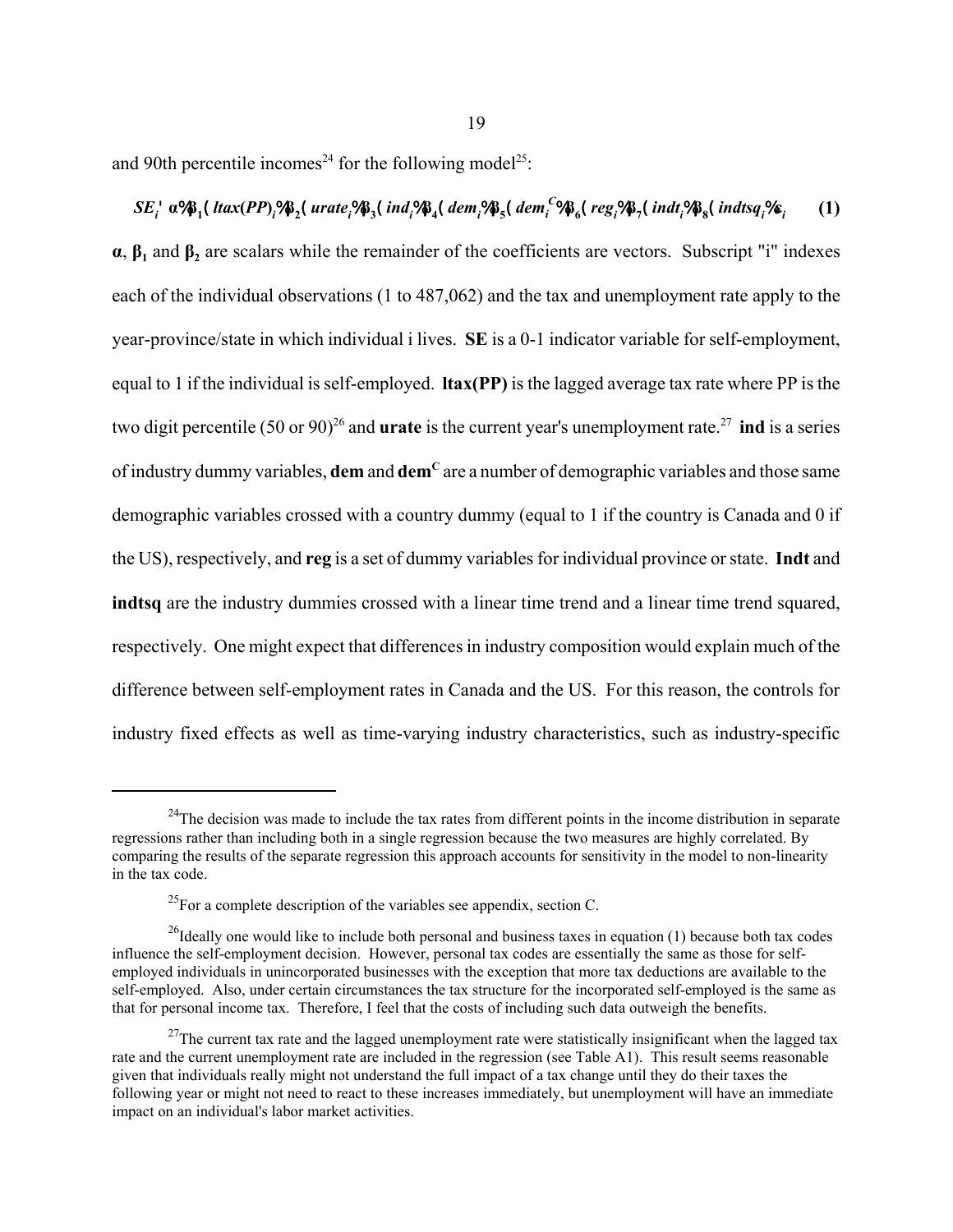and 90th percentile incomes[24] for the following model[25]:

$$SE_i = \alpha + \beta_1 * ltax(PP)_i + \beta_2 * urate_i + \beta_3 * ind_i + \beta_4 * dem_i + \beta_5 * dem_i^C + \beta_6 * reg_i + \beta_7 * indt_i + \beta_8 * indtsq_i + \varepsilon_i \qquad \textbf{(1)}$$

**α**, **β₁** and **β₂** are scalars while the remainder of the coefficients are vectors. Subscript "i" indexes each of the individual observations (1 to 487,062) and the tax and unemployment rate apply to the year-province/state in which individual i lives. **SE** is a 0-1 indicator variable for self-employment, equal to 1 if the individual is self-employed. **ltax(PP)** is the lagged average tax rate where PP is the two digit percentile (50 or 90)[26] and **urate** is the current year's unemployment rate.[27] **ind** is a series of industry dummy variables, **dem** and **dem$^C$** are a number of demographic variables and those same demographic variables crossed with a country dummy (equal to 1 if the country is Canada and 0 if the US), respectively, and **reg** is a set of dummy variables for individual province or state. **Indt** and **indtsq** are the industry dummies crossed with a linear time trend and a linear time trend squared, respectively. One might expect that differences in industry composition would explain much of the difference between self-employment rates in Canada and the US. For this reason, the controls for industry fixed effects as well as time-varying industry characteristics, such as industry-specific

---

[24]The decision was made to include the tax rates from different points in the income distribution in separate regressions rather than including both in a single regression because the two measures are highly correlated. By comparing the results of the separate regression this approach accounts for sensitivity in the model to non-linearity in the tax code.

[25]For a complete description of the variables see appendix, section C.

[26]Ideally one would like to include both personal and business taxes in equation (1) because both tax codes influence the self-employment decision. However, personal tax codes are essentially the same as those for self-employed individuals in unincorporated businesses with the exception that more tax deductions are available to the self-employed. Also, under certain circumstances the tax structure for the incorporated self-employed is the same as that for personal income tax. Therefore, I feel that the costs of including such data outweigh the benefits.

[27]The current tax rate and the lagged unemployment rate were statistically insignificant when the lagged tax rate and the current unemployment rate are included in the regression (see Table A1). This result seems reasonable given that individuals really might not understand the full impact of a tax change until they do their taxes the following year or might not need to react to these increases immediately, but unemployment will have an immediate impact on an individual's labor market activities.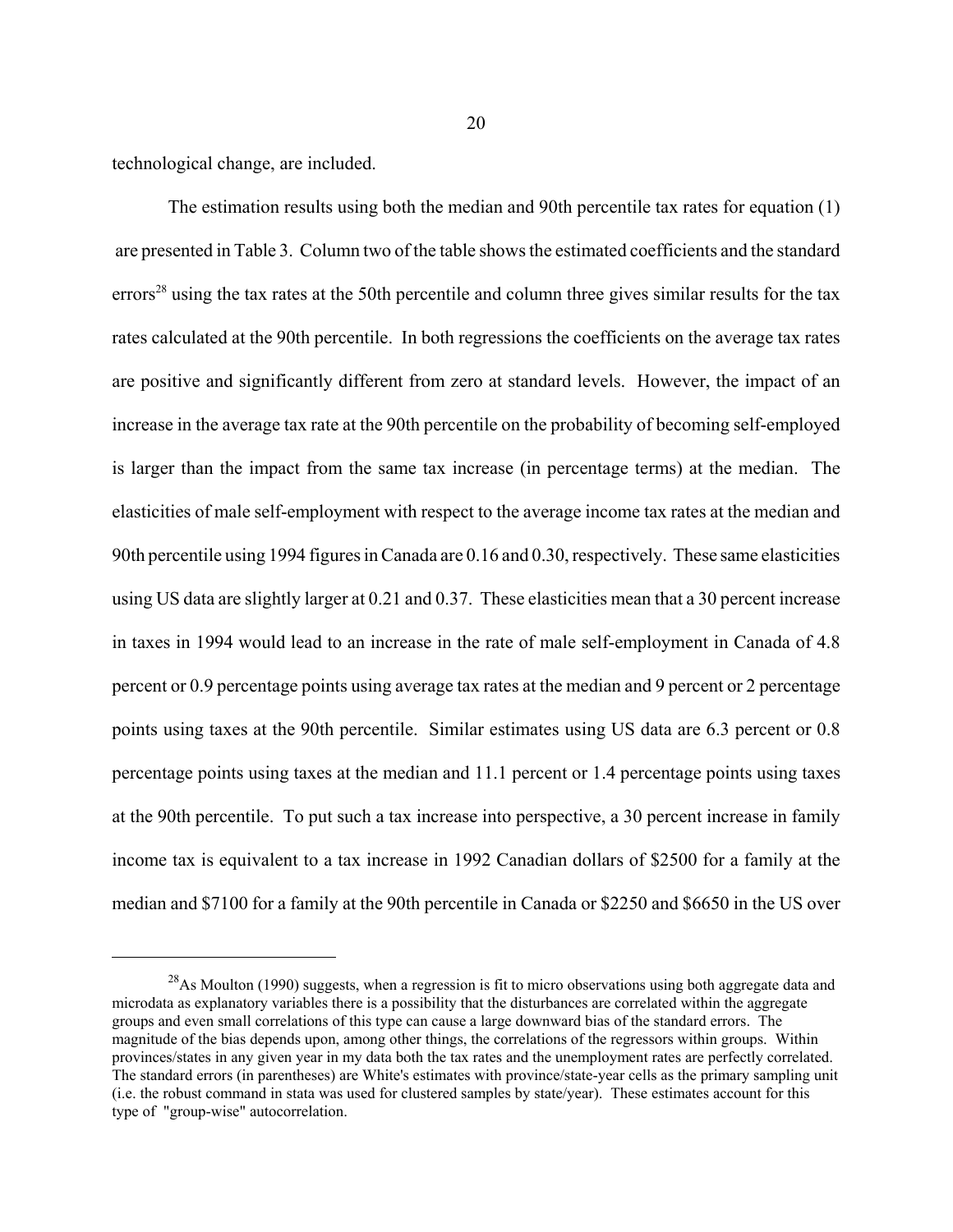technological change, are included.

The estimation results using both the median and 90th percentile tax rates for equation (1) are presented in Table 3. Column two of the table shows the estimated coefficients and the standard errors[28] using the tax rates at the 50th percentile and column three gives similar results for the tax rates calculated at the 90th percentile. In both regressions the coefficients on the average tax rates are positive and significantly different from zero at standard levels. However, the impact of an increase in the average tax rate at the 90th percentile on the probability of becoming self-employed is larger than the impact from the same tax increase (in percentage terms) at the median. The elasticities of male self-employment with respect to the average income tax rates at the median and 90th percentile using 1994 figures in Canada are 0.16 and 0.30, respectively. These same elasticities using US data are slightly larger at 0.21 and 0.37. These elasticities mean that a 30 percent increase in taxes in 1994 would lead to an increase in the rate of male self-employment in Canada of 4.8 percent or 0.9 percentage points using average tax rates at the median and 9 percent or 2 percentage points using taxes at the 90th percentile. Similar estimates using US data are 6.3 percent or 0.8 percentage points using taxes at the median and 11.1 percent or 1.4 percentage points using taxes at the 90th percentile. To put such a tax increase into perspective, a 30 percent increase in family income tax is equivalent to a tax increase in 1992 Canadian dollars of $2500 for a family at the median and $7100 for a family at the 90th percentile in Canada or $2250 and $6650 in the US over

---

[28] As Moulton (1990) suggests, when a regression is fit to micro observations using both aggregate data and microdata as explanatory variables there is a possibility that the disturbances are correlated within the aggregate groups and even small correlations of this type can cause a large downward bias of the standard errors. The magnitude of the bias depends upon, among other things, the correlations of the regressors within groups. Within provinces/states in any given year in my data both the tax rates and the unemployment rates are perfectly correlated. The standard errors (in parentheses) are White's estimates with province/state-year cells as the primary sampling unit (i.e. the robust command in stata was used for clustered samples by state/year). These estimates account for this type of "group-wise" autocorrelation.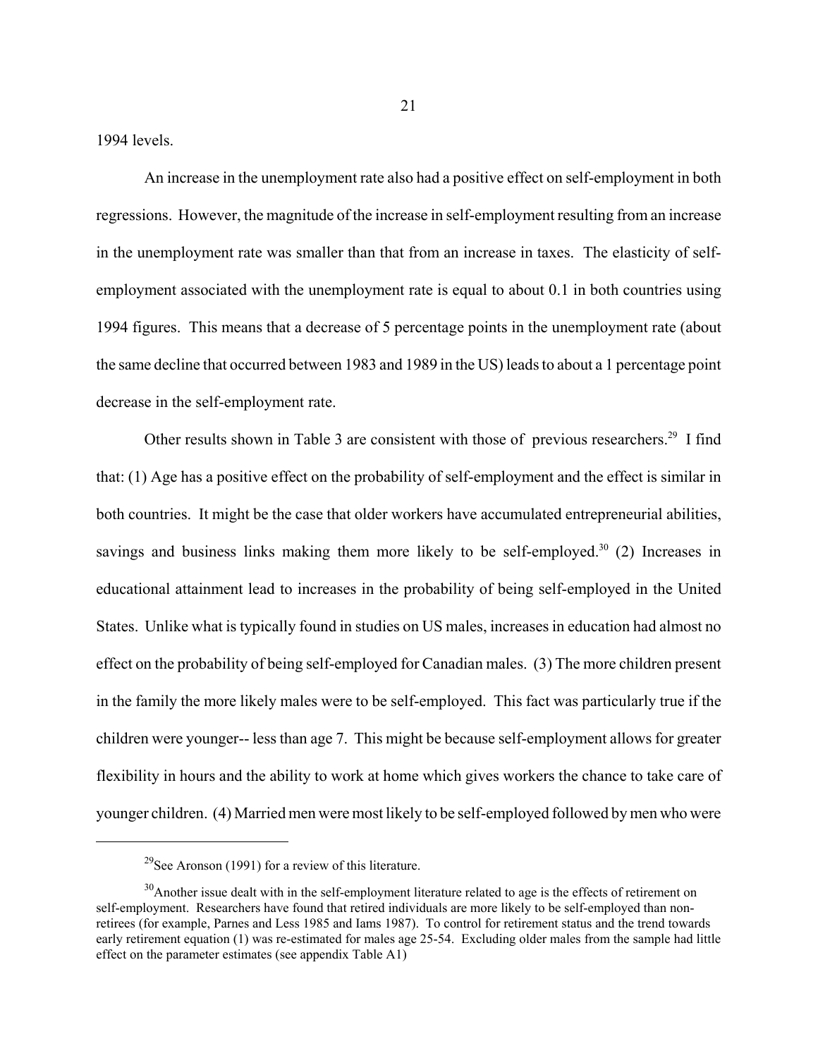1994 levels.

An increase in the unemployment rate also had a positive effect on self-employment in both regressions. However, the magnitude of the increase in self-employment resulting from an increase in the unemployment rate was smaller than that from an increase in taxes. The elasticity of self-employment associated with the unemployment rate is equal to about 0.1 in both countries using 1994 figures. This means that a decrease of 5 percentage points in the unemployment rate (about the same decline that occurred between 1983 and 1989 in the US) leads to about a 1 percentage point decrease in the self-employment rate.

Other results shown in Table 3 are consistent with those of previous researchers.[29] I find that: (1) Age has a positive effect on the probability of self-employment and the effect is similar in both countries. It might be the case that older workers have accumulated entrepreneurial abilities, savings and business links making them more likely to be self-employed.[30] (2) Increases in educational attainment lead to increases in the probability of being self-employed in the United States. Unlike what is typically found in studies on US males, increases in education had almost no effect on the probability of being self-employed for Canadian males. (3) The more children present in the family the more likely males were to be self-employed. This fact was particularly true if the children were younger-- less than age 7. This might be because self-employment allows for greater flexibility in hours and the ability to work at home which gives workers the chance to take care of younger children. (4) Married men were most likely to be self-employed followed by men who were

---

[29] See Aronson (1991) for a review of this literature.

[30] Another issue dealt with in the self-employment literature related to age is the effects of retirement on self-employment. Researchers have found that retired individuals are more likely to be self-employed than non-retirees (for example, Parnes and Less 1985 and Iams 1987). To control for retirement status and the trend towards early retirement equation (1) was re-estimated for males age 25-54. Excluding older males from the sample had little effect on the parameter estimates (see appendix Table A1)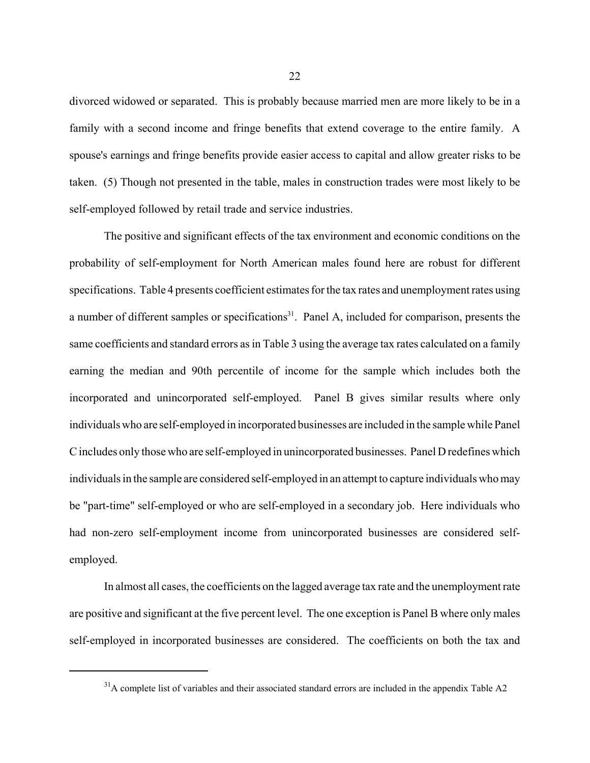divorced widowed or separated. This is probably because married men are more likely to be in a family with a second income and fringe benefits that extend coverage to the entire family. A spouse's earnings and fringe benefits provide easier access to capital and allow greater risks to be taken. (5) Though not presented in the table, males in construction trades were most likely to be self-employed followed by retail trade and service industries.

The positive and significant effects of the tax environment and economic conditions on the probability of self-employment for North American males found here are robust for different specifications. Table 4 presents coefficient estimates for the tax rates and unemployment rates using a number of different samples or specifications[31]. Panel A, included for comparison, presents the same coefficients and standard errors as in Table 3 using the average tax rates calculated on a family earning the median and 90th percentile of income for the sample which includes both the incorporated and unincorporated self-employed. Panel B gives similar results where only individuals who are self-employed in incorporated businesses are included in the sample while Panel C includes only those who are self-employed in unincorporated businesses. Panel D redefines which individuals in the sample are considered self-employed in an attempt to capture individuals who may be "part-time" self-employed or who are self-employed in a secondary job. Here individuals who had non-zero self-employment income from unincorporated businesses are considered self-employed.

In almost all cases, the coefficients on the lagged average tax rate and the unemployment rate are positive and significant at the five percent level. The one exception is Panel B where only males self-employed in incorporated businesses are considered. The coefficients on both the tax and

[31] A complete list of variables and their associated standard errors are included in the appendix Table A2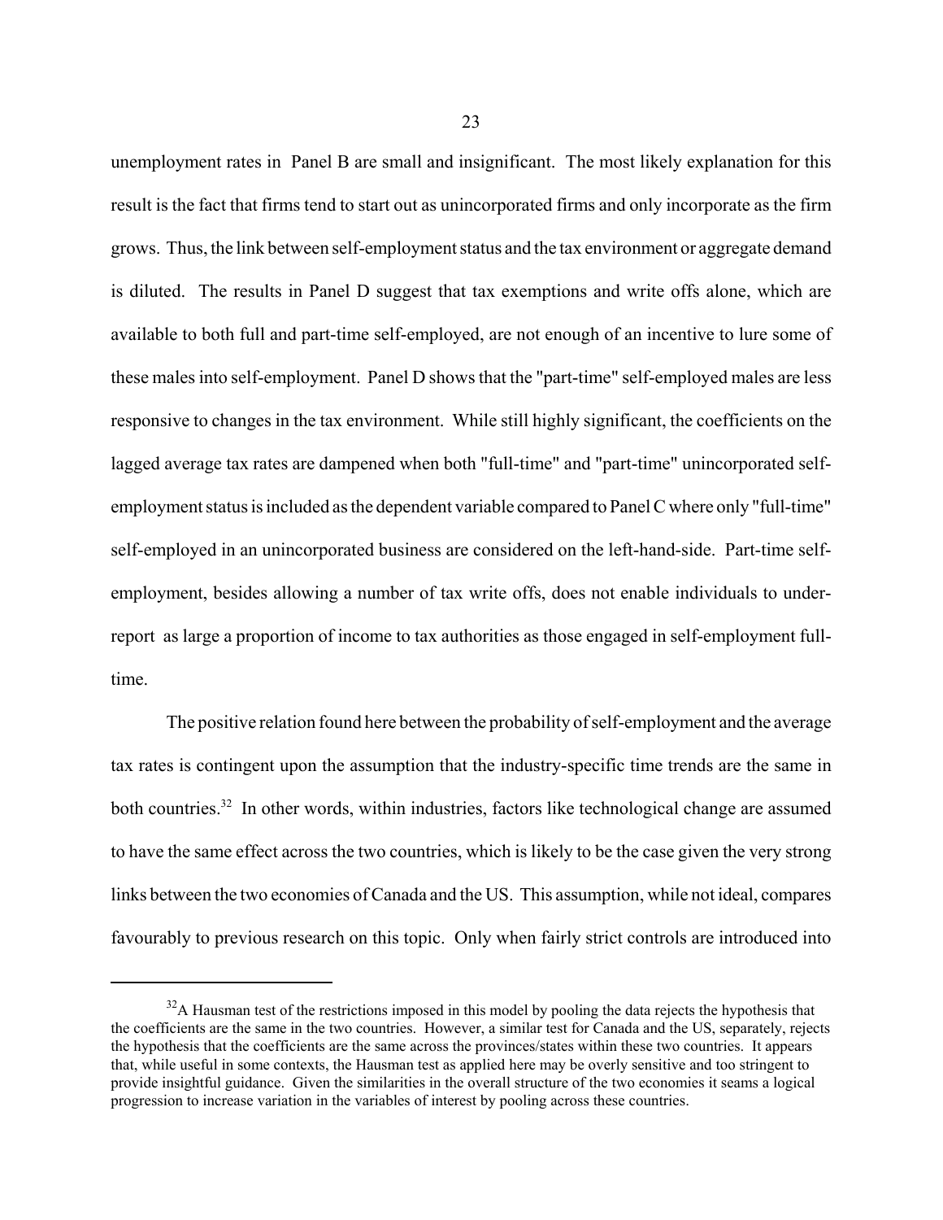unemployment rates in Panel B are small and insignificant. The most likely explanation for this result is the fact that firms tend to start out as unincorporated firms and only incorporate as the firm grows. Thus, the link between self-employment status and the tax environment or aggregate demand is diluted. The results in Panel D suggest that tax exemptions and write offs alone, which are available to both full and part-time self-employed, are not enough of an incentive to lure some of these males into self-employment. Panel D shows that the "part-time" self-employed males are less responsive to changes in the tax environment. While still highly significant, the coefficients on the lagged average tax rates are dampened when both "full-time" and "part-time" unincorporated self-employment status is included as the dependent variable compared to Panel C where only "full-time" self-employed in an unincorporated business are considered on the left-hand-side. Part-time self-employment, besides allowing a number of tax write offs, does not enable individuals to under-report as large a proportion of income to tax authorities as those engaged in self-employment full-time.

The positive relation found here between the probability of self-employment and the average tax rates is contingent upon the assumption that the industry-specific time trends are the same in both countries.[32] In other words, within industries, factors like technological change are assumed to have the same effect across the two countries, which is likely to be the case given the very strong links between the two economies of Canada and the US. This assumption, while not ideal, compares favourably to previous research on this topic. Only when fairly strict controls are introduced into

[32] A Hausman test of the restrictions imposed in this model by pooling the data rejects the hypothesis that the coefficients are the same in the two countries. However, a similar test for Canada and the US, separately, rejects the hypothesis that the coefficients are the same across the provinces/states within these two countries. It appears that, while useful in some contexts, the Hausman test as applied here may be overly sensitive and too stringent to provide insightful guidance. Given the similarities in the overall structure of the two economies it seams a logical progression to increase variation in the variables of interest by pooling across these countries.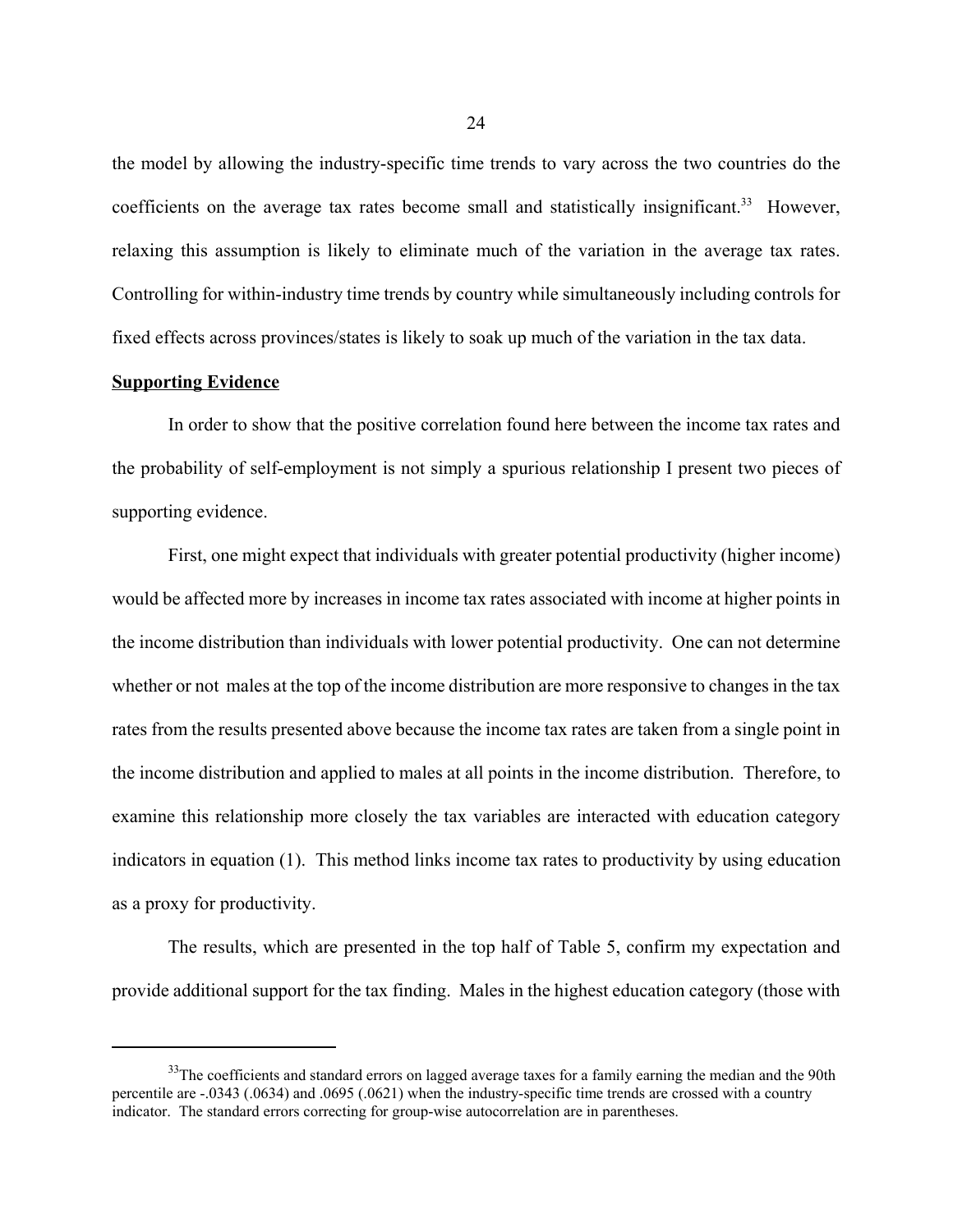the model by allowing the industry-specific time trends to vary across the two countries do the coefficients on the average tax rates become small and statistically insignificant.[33] However, relaxing this assumption is likely to eliminate much of the variation in the average tax rates. Controlling for within-industry time trends by country while simultaneously including controls for fixed effects across provinces/states is likely to soak up much of the variation in the tax data.

**Supporting Evidence**

In order to show that the positive correlation found here between the income tax rates and the probability of self-employment is not simply a spurious relationship I present two pieces of supporting evidence.

First, one might expect that individuals with greater potential productivity (higher income) would be affected more by increases in income tax rates associated with income at higher points in the income distribution than individuals with lower potential productivity. One can not determine whether or not males at the top of the income distribution are more responsive to changes in the tax rates from the results presented above because the income tax rates are taken from a single point in the income distribution and applied to males at all points in the income distribution. Therefore, to examine this relationship more closely the tax variables are interacted with education category indicators in equation (1). This method links income tax rates to productivity by using education as a proxy for productivity.

The results, which are presented in the top half of Table 5, confirm my expectation and provide additional support for the tax finding. Males in the highest education category (those with

[33]The coefficients and standard errors on lagged average taxes for a family earning the median and the 90th percentile are -.0343 (.0634) and .0695 (.0621) when the industry-specific time trends are crossed with a country indicator. The standard errors correcting for group-wise autocorrelation are in parentheses.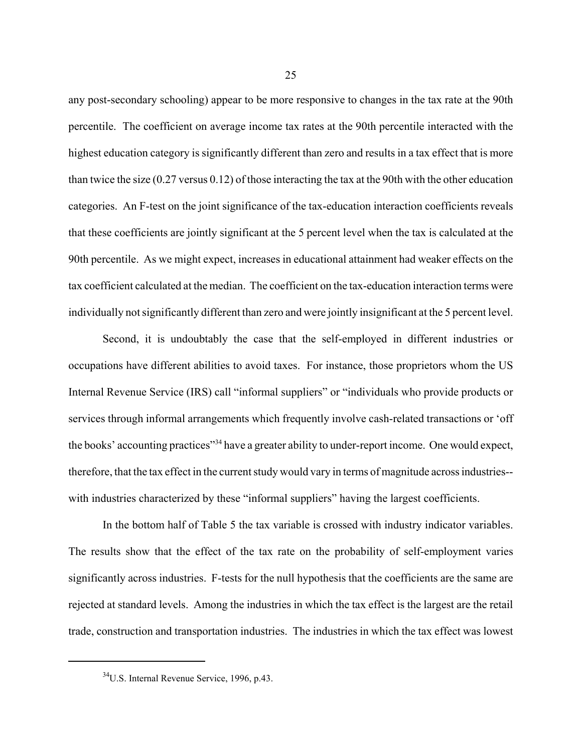any post-secondary schooling) appear to be more responsive to changes in the tax rate at the 90th percentile. The coefficient on average income tax rates at the 90th percentile interacted with the highest education category is significantly different than zero and results in a tax effect that is more than twice the size (0.27 versus 0.12) of those interacting the tax at the 90th with the other education categories. An F-test on the joint significance of the tax-education interaction coefficients reveals that these coefficients are jointly significant at the 5 percent level when the tax is calculated at the 90th percentile. As we might expect, increases in educational attainment had weaker effects on the tax coefficient calculated at the median. The coefficient on the tax-education interaction terms were individually not significantly different than zero and were jointly insignificant at the 5 percent level.

Second, it is undoubtably the case that the self-employed in different industries or occupations have different abilities to avoid taxes. For instance, those proprietors whom the US Internal Revenue Service (IRS) call "informal suppliers" or "individuals who provide products or services through informal arrangements which frequently involve cash-related transactions or 'off the books' accounting practices"[34] have a greater ability to under-report income. One would expect, therefore, that the tax effect in the current study would vary in terms of magnitude across industries--with industries characterized by these "informal suppliers" having the largest coefficients.

In the bottom half of Table 5 the tax variable is crossed with industry indicator variables. The results show that the effect of the tax rate on the probability of self-employment varies significantly across industries. F-tests for the null hypothesis that the coefficients are the same are rejected at standard levels. Among the industries in which the tax effect is the largest are the retail trade, construction and transportation industries. The industries in which the tax effect was lowest

---

[34] U.S. Internal Revenue Service, 1996, p.43.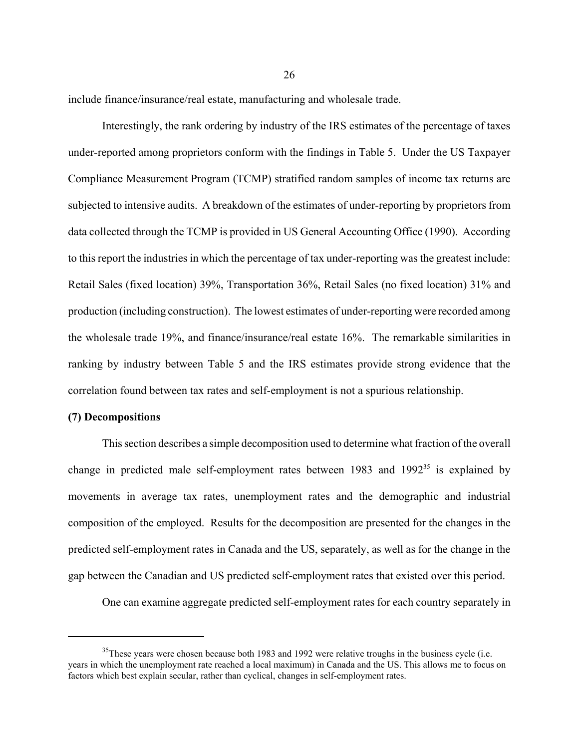include finance/insurance/real estate, manufacturing and wholesale trade.

Interestingly, the rank ordering by industry of the IRS estimates of the percentage of taxes under-reported among proprietors conform with the findings in Table 5. Under the US Taxpayer Compliance Measurement Program (TCMP) stratified random samples of income tax returns are subjected to intensive audits. A breakdown of the estimates of under-reporting by proprietors from data collected through the TCMP is provided in US General Accounting Office (1990). According to this report the industries in which the percentage of tax under-reporting was the greatest include: Retail Sales (fixed location) 39%, Transportation 36%, Retail Sales (no fixed location) 31% and production (including construction). The lowest estimates of under-reporting were recorded among the wholesale trade 19%, and finance/insurance/real estate 16%. The remarkable similarities in ranking by industry between Table 5 and the IRS estimates provide strong evidence that the correlation found between tax rates and self-employment is not a spurious relationship.

**(7) Decompositions**

This section describes a simple decomposition used to determine what fraction of the overall change in predicted male self-employment rates between 1983 and 1992[35] is explained by movements in average tax rates, unemployment rates and the demographic and industrial composition of the employed. Results for the decomposition are presented for the changes in the predicted self-employment rates in Canada and the US, separately, as well as for the change in the gap between the Canadian and US predicted self-employment rates that existed over this period.

One can examine aggregate predicted self-employment rates for each country separately in

[35] These years were chosen because both 1983 and 1992 were relative troughs in the business cycle (i.e. years in which the unemployment rate reached a local maximum) in Canada and the US. This allows me to focus on factors which best explain secular, rather than cyclical, changes in self-employment rates.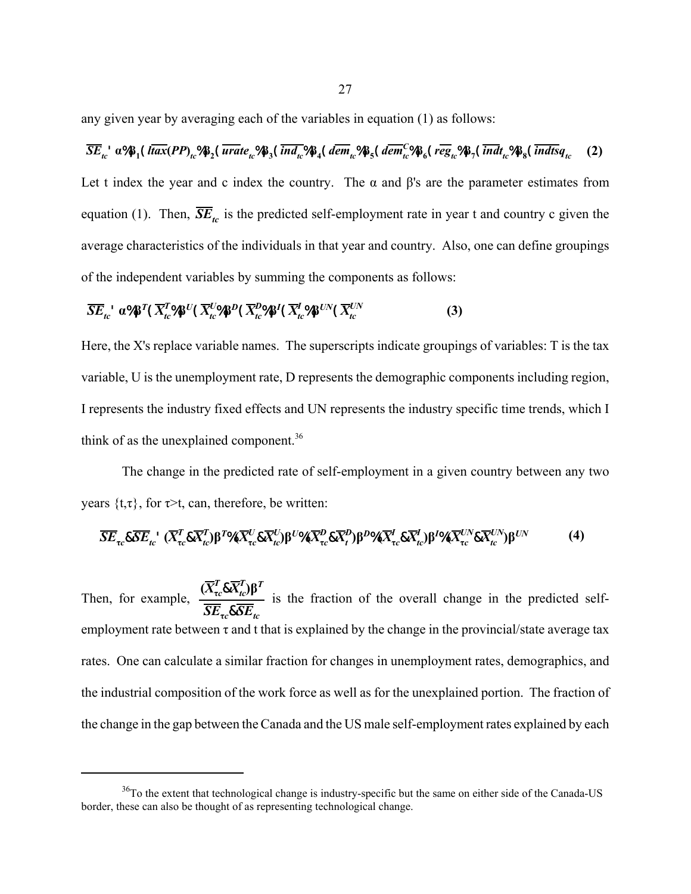any given year by averaging each of the variables in equation (1) as follows:

$$\overline{SE}_{tc} = \alpha + \beta_1 \cdot \overline{ltax(PP)}_{tc} + \beta_2 \cdot \overline{urate}_{tc} + \beta_3 \cdot \overline{ind}_{tc} + \beta_4 \cdot \overline{dem}_{tc} + \beta_5 \cdot \overline{dem}^{C}_{tc} + \beta_6 \cdot \overline{reg}_{tc} + \beta_7 \cdot \overline{indt}_{tc} + \beta_8 \cdot \overline{indtsq}_{tc} \quad \textbf{(2)}$$

Let t index the year and c index the country. The α and β's are the parameter estimates from equation (1). Then, $\overline{SE}_{tc}$ is the predicted self-employment rate in year t and country c given the average characteristics of the individuals in that year and country. Also, one can define groupings of the independent variables by summing the components as follows:

$$\overline{SE}_{tc} = \alpha + \beta^{T} \cdot \overline{X}^{T}_{tc} + \beta^{U} \cdot \overline{X}^{U}_{tc} + \beta^{D} \cdot \overline{X}^{D}_{tc} + \beta^{I} \cdot \overline{X}^{I}_{tc} + \beta^{UN} \cdot \overline{X}^{UN}_{tc} \qquad \textbf{(3)}$$

Here, the X's replace variable names. The superscripts indicate groupings of variables: T is the tax variable, U is the unemployment rate, D represents the demographic components including region, I represents the industry fixed effects and UN represents the industry specific time trends, which I think of as the unexplained component.[36]

The change in the predicted rate of self-employment in a given country between any two years {t,τ}, for τ>t, can, therefore, be written:

$$\overline{SE}_{\tau c} - \overline{SE}_{tc} = (\overline{X}^{T}_{\tau c} - \overline{X}^{T}_{tc})\beta^{T} + (\overline{X}^{U}_{\tau c} - \overline{X}^{U}_{tc})\beta^{U} + (\overline{X}^{D}_{\tau c} - \overline{X}^{D}_{t})\beta^{D} + (\overline{X}^{I}_{\tau c} - \overline{X}^{I}_{tc})\beta^{I} + (\overline{X}^{UN}_{\tau c} - \overline{X}^{UN}_{tc})\beta^{UN} \qquad \textbf{(4)}$$

Then, for example, $\dfrac{(\overline{X}^{T}_{\tau c} - \overline{X}^{T}_{tc})\beta^{T}}{\overline{SE}_{\tau c} - \overline{SE}_{tc}}$ is the fraction of the overall change in the predicted self-employment rate between τ and t that is explained by the change in the provincial/state average tax rates. One can calculate a similar fraction for changes in unemployment rates, demographics, and the industrial composition of the work force as well as for the unexplained portion. The fraction of the change in the gap between the Canada and the US male self-employment rates explained by each

[36] To the extent that technological change is industry-specific but the same on either side of the Canada-US border, these can also be thought of as representing technological change.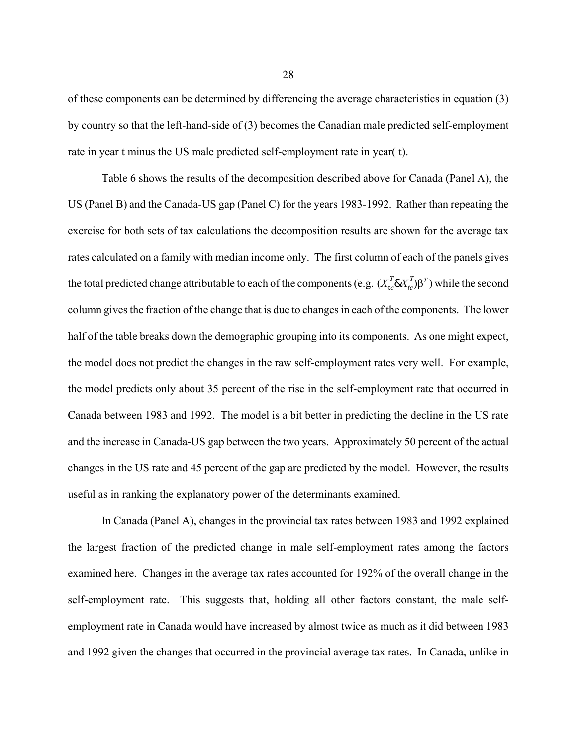of these components can be determined by differencing the average characteristics in equation (3) by country so that the left-hand-side of (3) becomes the Canadian male predicted self-employment rate in year t minus the US male predicted self-employment rate in year( t).

Table 6 shows the results of the decomposition described above for Canada (Panel A), the US (Panel B) and the Canada-US gap (Panel C) for the years 1983-1992. Rather than repeating the exercise for both sets of tax calculations the decomposition results are shown for the average tax rates calculated on a family with median income only. The first column of each of the panels gives the total predicted change attributable to each of the components (e.g. $(X_{\tau c}^{T} \& X_{tc}^{T})\beta^{T}$) while the second column gives the fraction of the change that is due to changes in each of the components. The lower half of the table breaks down the demographic grouping into its components. As one might expect, the model does not predict the changes in the raw self-employment rates very well. For example, the model predicts only about 35 percent of the rise in the self-employment rate that occurred in Canada between 1983 and 1992. The model is a bit better in predicting the decline in the US rate and the increase in Canada-US gap between the two years. Approximately 50 percent of the actual changes in the US rate and 45 percent of the gap are predicted by the model. However, the results useful as in ranking the explanatory power of the determinants examined.

In Canada (Panel A), changes in the provincial tax rates between 1983 and 1992 explained the largest fraction of the predicted change in male self-employment rates among the factors examined here. Changes in the average tax rates accounted for 192% of the overall change in the self-employment rate. This suggests that, holding all other factors constant, the male self-employment rate in Canada would have increased by almost twice as much as it did between 1983 and 1992 given the changes that occurred in the provincial average tax rates. In Canada, unlike in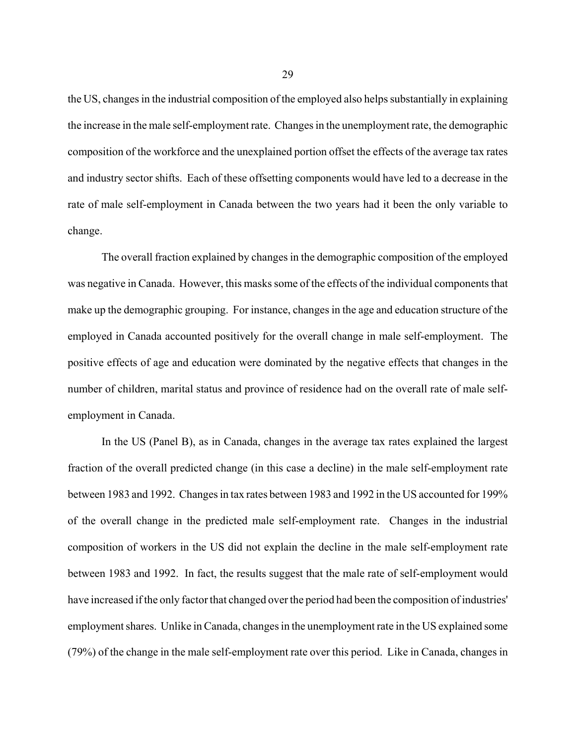the US, changes in the industrial composition of the employed also helps substantially in explaining the increase in the male self-employment rate. Changes in the unemployment rate, the demographic composition of the workforce and the unexplained portion offset the effects of the average tax rates and industry sector shifts. Each of these offsetting components would have led to a decrease in the rate of male self-employment in Canada between the two years had it been the only variable to change.

The overall fraction explained by changes in the demographic composition of the employed was negative in Canada. However, this masks some of the effects of the individual components that make up the demographic grouping. For instance, changes in the age and education structure of the employed in Canada accounted positively for the overall change in male self-employment. The positive effects of age and education were dominated by the negative effects that changes in the number of children, marital status and province of residence had on the overall rate of male self-employment in Canada.

In the US (Panel B), as in Canada, changes in the average tax rates explained the largest fraction of the overall predicted change (in this case a decline) in the male self-employment rate between 1983 and 1992. Changes in tax rates between 1983 and 1992 in the US accounted for 199% of the overall change in the predicted male self-employment rate. Changes in the industrial composition of workers in the US did not explain the decline in the male self-employment rate between 1983 and 1992. In fact, the results suggest that the male rate of self-employment would have increased if the only factor that changed over the period had been the composition of industries' employment shares. Unlike in Canada, changes in the unemployment rate in the US explained some (79%) of the change in the male self-employment rate over this period. Like in Canada, changes in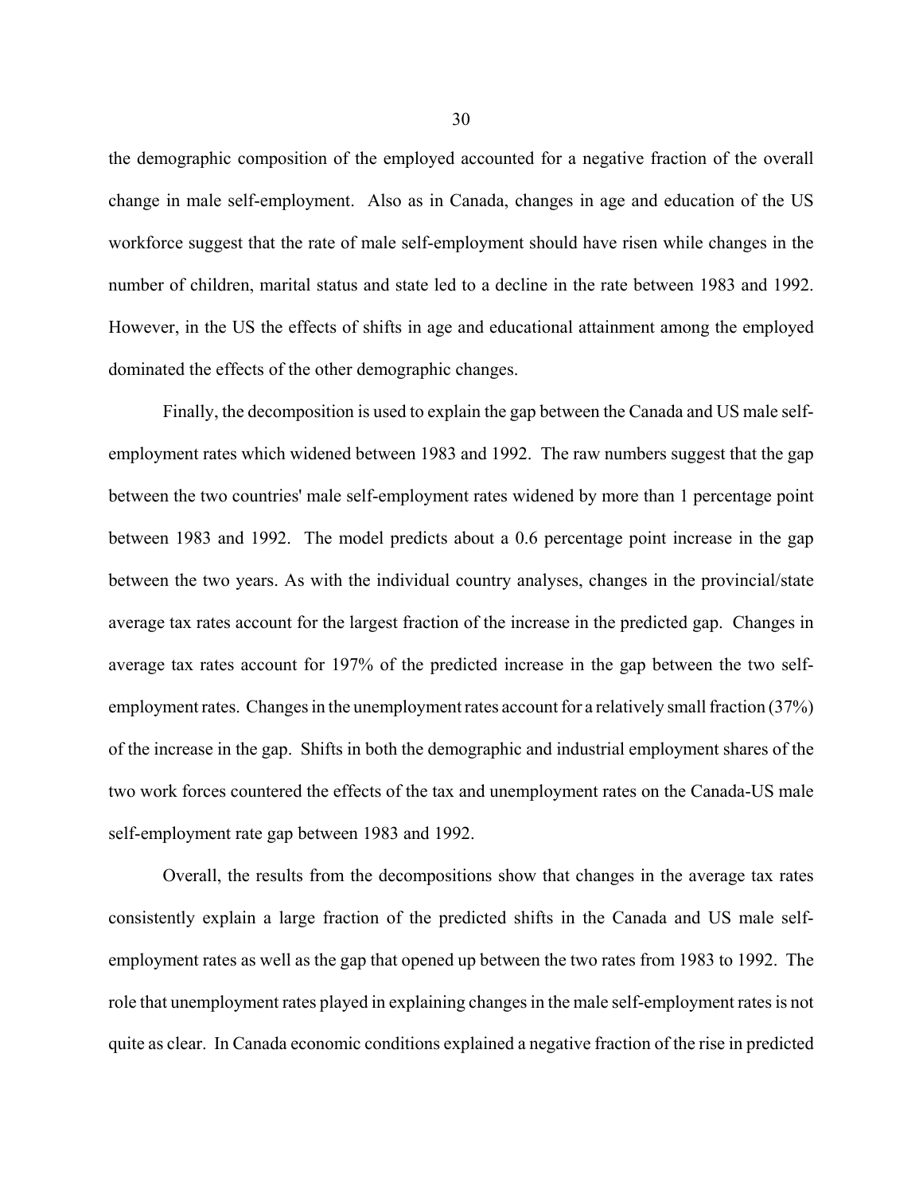the demographic composition of the employed accounted for a negative fraction of the overall change in male self-employment. Also as in Canada, changes in age and education of the US workforce suggest that the rate of male self-employment should have risen while changes in the number of children, marital status and state led to a decline in the rate between 1983 and 1992. However, in the US the effects of shifts in age and educational attainment among the employed dominated the effects of the other demographic changes.

Finally, the decomposition is used to explain the gap between the Canada and US male self-employment rates which widened between 1983 and 1992. The raw numbers suggest that the gap between the two countries' male self-employment rates widened by more than 1 percentage point between 1983 and 1992. The model predicts about a 0.6 percentage point increase in the gap between the two years. As with the individual country analyses, changes in the provincial/state average tax rates account for the largest fraction of the increase in the predicted gap. Changes in average tax rates account for 197% of the predicted increase in the gap between the two self-employment rates. Changes in the unemployment rates account for a relatively small fraction (37%) of the increase in the gap. Shifts in both the demographic and industrial employment shares of the two work forces countered the effects of the tax and unemployment rates on the Canada-US male self-employment rate gap between 1983 and 1992.

Overall, the results from the decompositions show that changes in the average tax rates consistently explain a large fraction of the predicted shifts in the Canada and US male self-employment rates as well as the gap that opened up between the two rates from 1983 to 1992. The role that unemployment rates played in explaining changes in the male self-employment rates is not quite as clear. In Canada economic conditions explained a negative fraction of the rise in predicted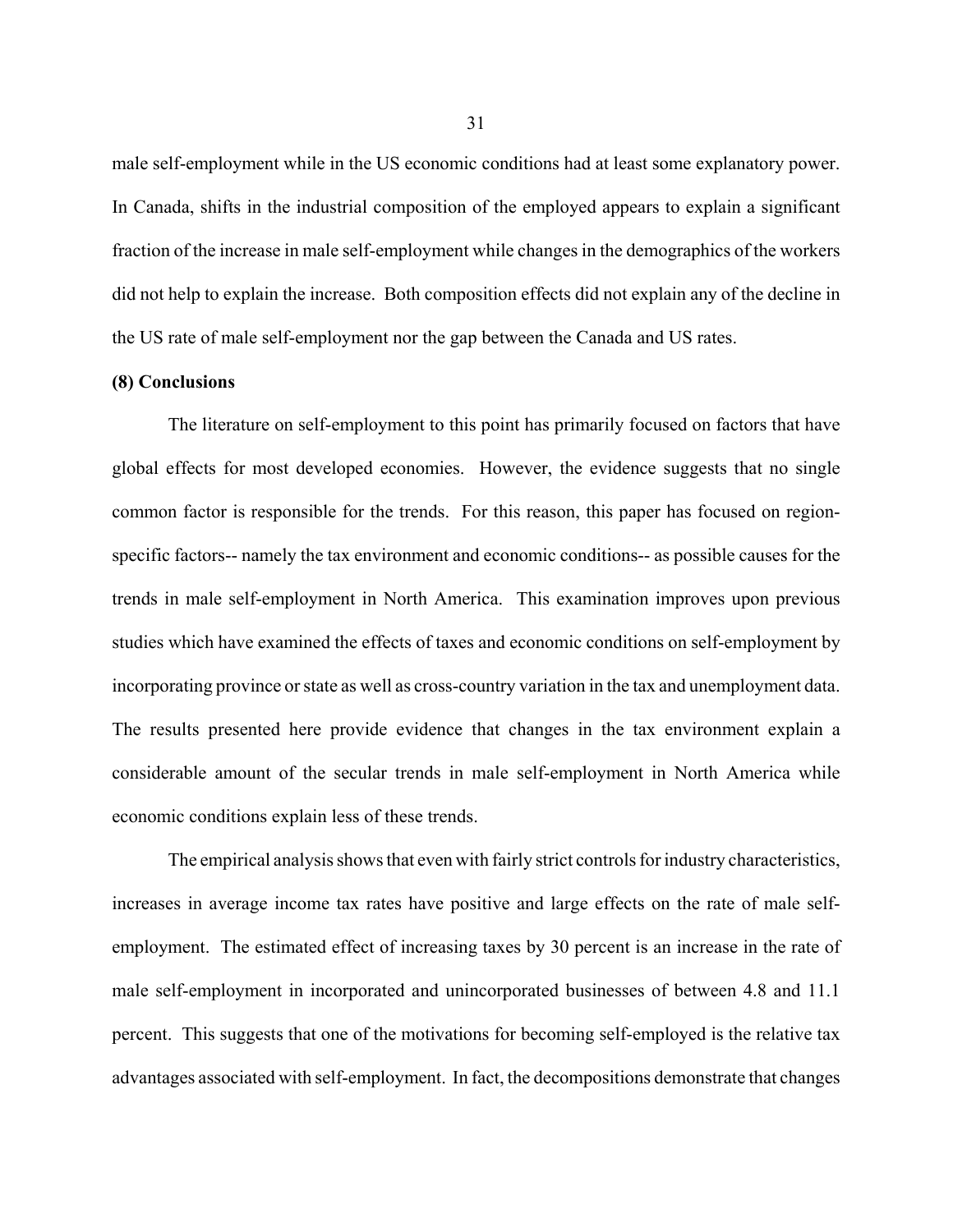male self-employment while in the US economic conditions had at least some explanatory power. In Canada, shifts in the industrial composition of the employed appears to explain a significant fraction of the increase in male self-employment while changes in the demographics of the workers did not help to explain the increase. Both composition effects did not explain any of the decline in the US rate of male self-employment nor the gap between the Canada and US rates.

**(8) Conclusions**

The literature on self-employment to this point has primarily focused on factors that have global effects for most developed economies. However, the evidence suggests that no single common factor is responsible for the trends. For this reason, this paper has focused on region-specific factors-- namely the tax environment and economic conditions-- as possible causes for the trends in male self-employment in North America. This examination improves upon previous studies which have examined the effects of taxes and economic conditions on self-employment by incorporating province or state as well as cross-country variation in the tax and unemployment data. The results presented here provide evidence that changes in the tax environment explain a considerable amount of the secular trends in male self-employment in North America while economic conditions explain less of these trends.

The empirical analysis shows that even with fairly strict controls for industry characteristics, increases in average income tax rates have positive and large effects on the rate of male self-employment. The estimated effect of increasing taxes by 30 percent is an increase in the rate of male self-employment in incorporated and unincorporated businesses of between 4.8 and 11.1 percent. This suggests that one of the motivations for becoming self-employed is the relative tax advantages associated with self-employment. In fact, the decompositions demonstrate that changes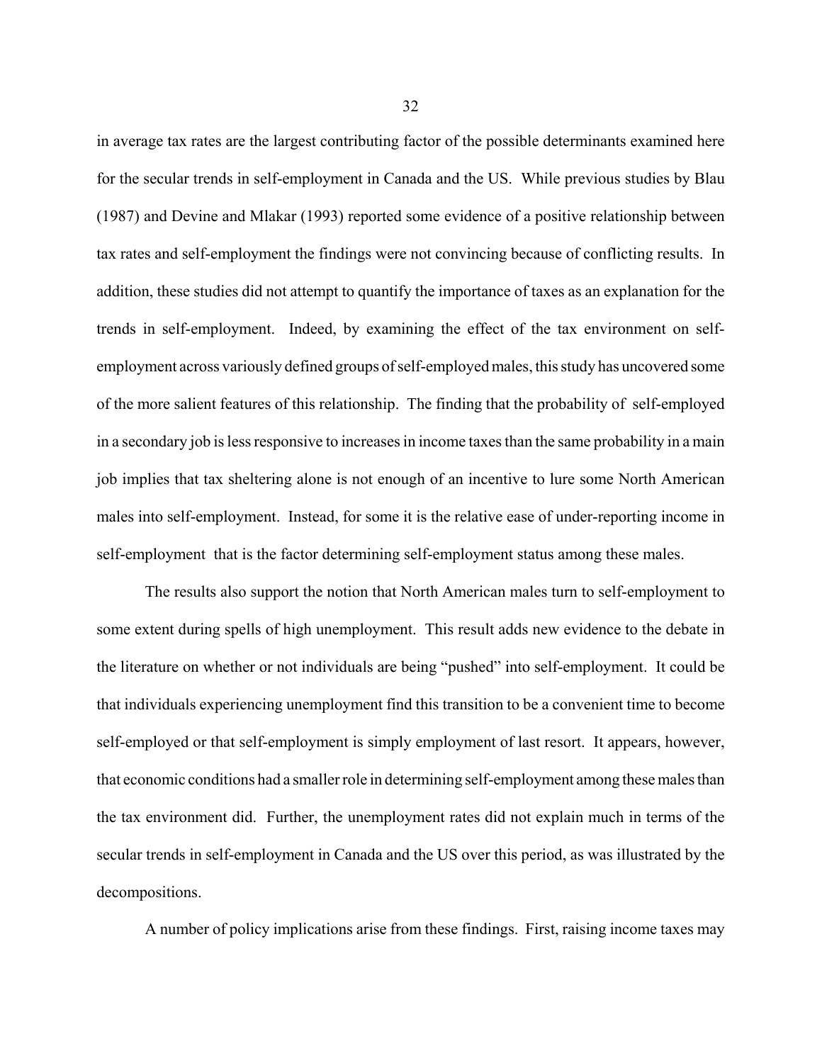in average tax rates are the largest contributing factor of the possible determinants examined here for the secular trends in self-employment in Canada and the US. While previous studies by Blau (1987) and Devine and Mlakar (1993) reported some evidence of a positive relationship between tax rates and self-employment the findings were not convincing because of conflicting results. In addition, these studies did not attempt to quantify the importance of taxes as an explanation for the trends in self-employment. Indeed, by examining the effect of the tax environment on self-employment across variously defined groups of self-employed males, this study has uncovered some of the more salient features of this relationship. The finding that the probability of self-employed in a secondary job is less responsive to increases in income taxes than the same probability in a main job implies that tax sheltering alone is not enough of an incentive to lure some North American males into self-employment. Instead, for some it is the relative ease of under-reporting income in self-employment that is the factor determining self-employment status among these males.

The results also support the notion that North American males turn to self-employment to some extent during spells of high unemployment. This result adds new evidence to the debate in the literature on whether or not individuals are being "pushed" into self-employment. It could be that individuals experiencing unemployment find this transition to be a convenient time to become self-employed or that self-employment is simply employment of last resort. It appears, however, that economic conditions had a smaller role in determining self-employment among these males than the tax environment did. Further, the unemployment rates did not explain much in terms of the secular trends in self-employment in Canada and the US over this period, as was illustrated by the decompositions.

A number of policy implications arise from these findings. First, raising income taxes may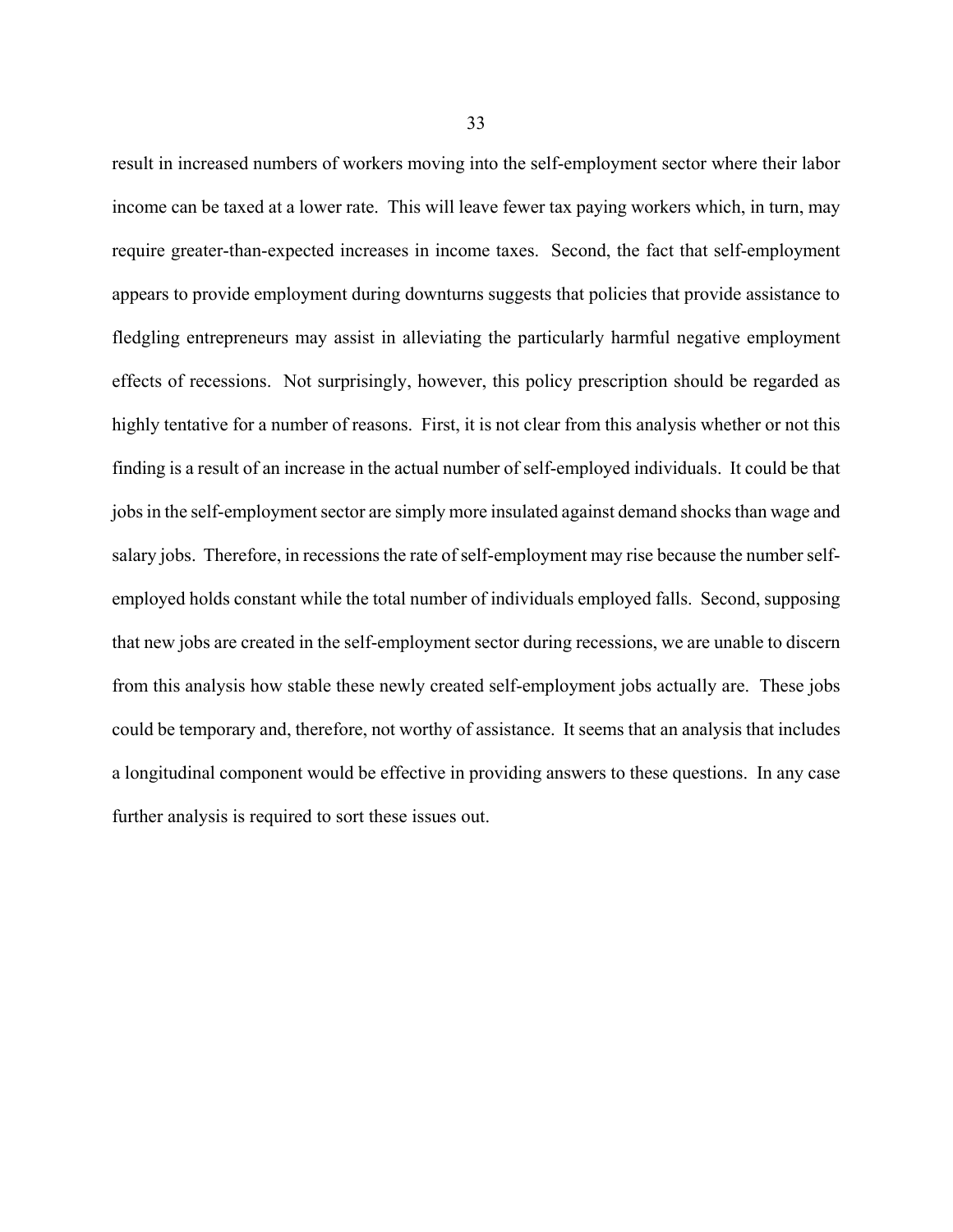result in increased numbers of workers moving into the self-employment sector where their labor income can be taxed at a lower rate. This will leave fewer tax paying workers which, in turn, may require greater-than-expected increases in income taxes. Second, the fact that self-employment appears to provide employment during downturns suggests that policies that provide assistance to fledgling entrepreneurs may assist in alleviating the particularly harmful negative employment effects of recessions. Not surprisingly, however, this policy prescription should be regarded as highly tentative for a number of reasons. First, it is not clear from this analysis whether or not this finding is a result of an increase in the actual number of self-employed individuals. It could be that jobs in the self-employment sector are simply more insulated against demand shocks than wage and salary jobs. Therefore, in recessions the rate of self-employment may rise because the number self-employed holds constant while the total number of individuals employed falls. Second, supposing that new jobs are created in the self-employment sector during recessions, we are unable to discern from this analysis how stable these newly created self-employment jobs actually are. These jobs could be temporary and, therefore, not worthy of assistance. It seems that an analysis that includes a longitudinal component would be effective in providing answers to these questions. In any case further analysis is required to sort these issues out.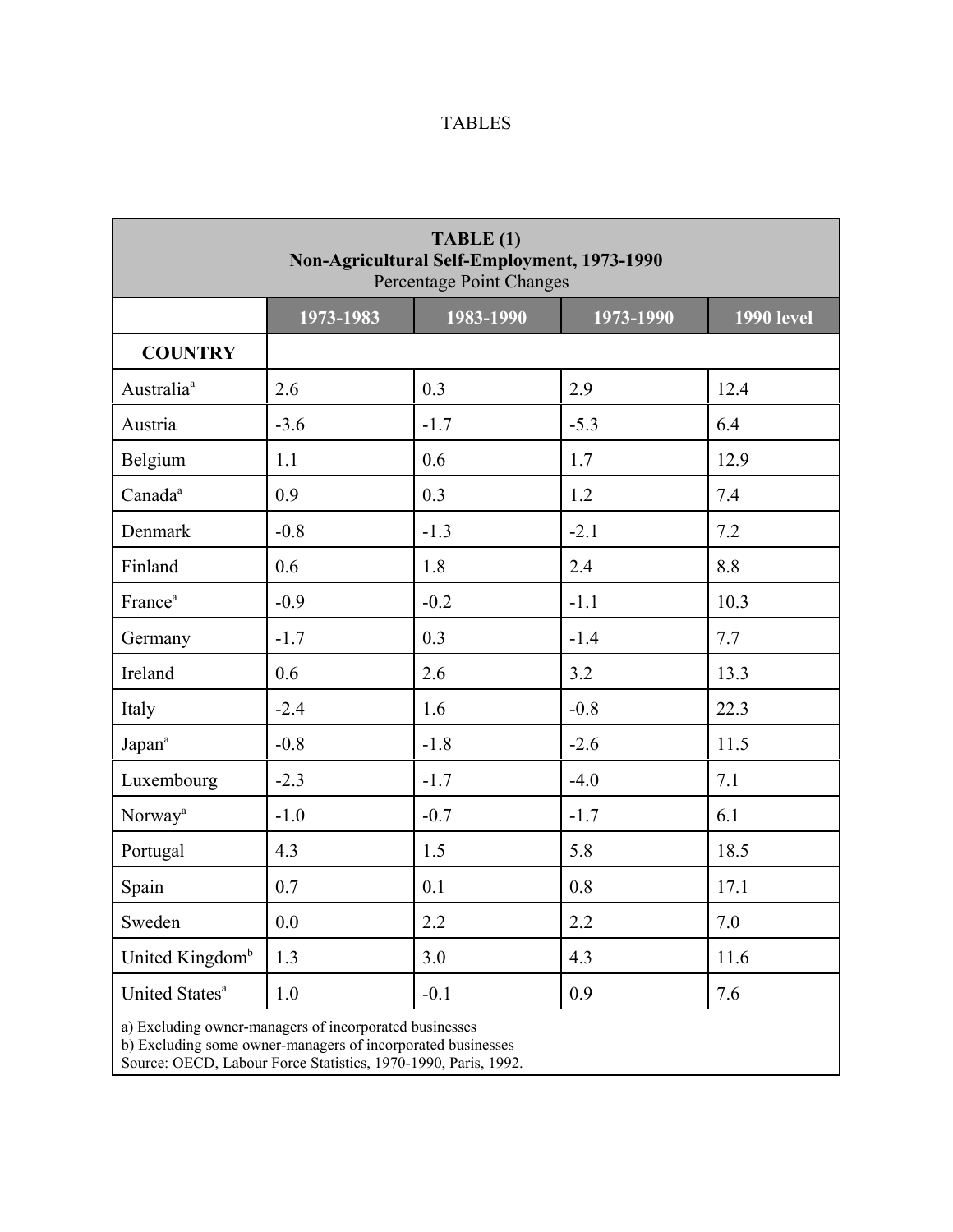TABLES

| TABLE (1) Non-Agricultural Self-Employment, 1973-1990 Percentage Point Changes | | | | |
|---|---|---|---|---|
| | 1973-1983 | 1983-1990 | 1973-1990 | 1990 level |
| **COUNTRY** | | | | |
| Australia[a] | 2.6 | 0.3 | 2.9 | 12.4 |
| Austria | -3.6 | -1.7 | -5.3 | 6.4 |
| Belgium | 1.1 | 0.6 | 1.7 | 12.9 |
| Canada[a] | 0.9 | 0.3 | 1.2 | 7.4 |
| Denmark | -0.8 | -1.3 | -2.1 | 7.2 |
| Finland | 0.6 | 1.8 | 2.4 | 8.8 |
| France[a] | -0.9 | -0.2 | -1.1 | 10.3 |
| Germany | -1.7 | 0.3 | -1.4 | 7.7 |
| Ireland | 0.6 | 2.6 | 3.2 | 13.3 |
| Italy | -2.4 | 1.6 | -0.8 | 22.3 |
| Japan[a] | -0.8 | -1.8 | -2.6 | 11.5 |
| Luxembourg | -2.3 | -1.7 | -4.0 | 7.1 |
| Norway[a] | -1.0 | -0.7 | -1.7 | 6.1 |
| Portugal | 4.3 | 1.5 | 5.8 | 18.5 |
| Spain | 0.7 | 0.1 | 0.8 | 17.1 |
| Sweden | 0.0 | 2.2 | 2.2 | 7.0 |
| United Kingdom[b] | 1.3 | 3.0 | 4.3 | 11.6 |
| United States[a] | 1.0 | -0.1 | 0.9 | 7.6 |

a) Excluding owner-managers of incorporated businesses
b) Excluding some owner-managers of incorporated businesses
Source: OECD, Labour Force Statistics, 1970-1990, Paris, 1992.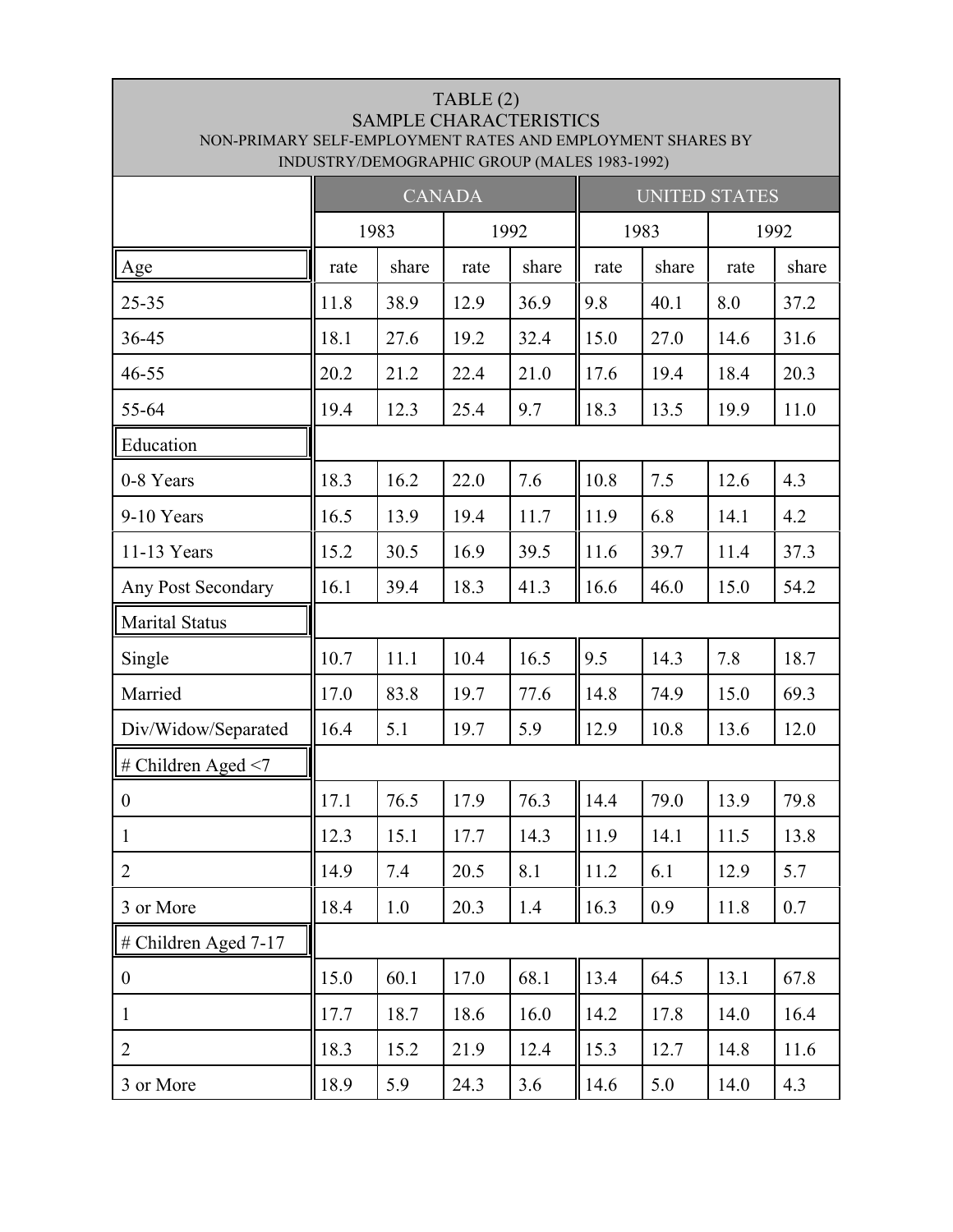TABLE (2)
SAMPLE CHARACTERISTICS
NON-PRIMARY SELF-EMPLOYMENT RATES AND EMPLOYMENT SHARES BY INDUSTRY/DEMOGRAPHIC GROUP (MALES 1983-1992)

| | CANADA | | | | UNITED STATES | | | |
|---|---|---|---|---|---|---|---|---|
| | 1983 | | 1992 | | 1983 | | 1992 | |
| Age | rate | share | rate | share | rate | share | rate | share |
| 25-35 | 11.8 | 38.9 | 12.9 | 36.9 | 9.8 | 40.1 | 8.0 | 37.2 |
| 36-45 | 18.1 | 27.6 | 19.2 | 32.4 | 15.0 | 27.0 | 14.6 | 31.6 |
| 46-55 | 20.2 | 21.2 | 22.4 | 21.0 | 17.6 | 19.4 | 18.4 | 20.3 |
| 55-64 | 19.4 | 12.3 | 25.4 | 9.7 | 18.3 | 13.5 | 19.9 | 11.0 |
| Education | | | | | | | | |
| 0-8 Years | 18.3 | 16.2 | 22.0 | 7.6 | 10.8 | 7.5 | 12.6 | 4.3 |
| 9-10 Years | 16.5 | 13.9 | 19.4 | 11.7 | 11.9 | 6.8 | 14.1 | 4.2 |
| 11-13 Years | 15.2 | 30.5 | 16.9 | 39.5 | 11.6 | 39.7 | 11.4 | 37.3 |
| Any Post Secondary | 16.1 | 39.4 | 18.3 | 41.3 | 16.6 | 46.0 | 15.0 | 54.2 |
| Marital Status | | | | | | | | |
| Single | 10.7 | 11.1 | 10.4 | 16.5 | 9.5 | 14.3 | 7.8 | 18.7 |
| Married | 17.0 | 83.8 | 19.7 | 77.6 | 14.8 | 74.9 | 15.0 | 69.3 |
| Div/Widow/Separated | 16.4 | 5.1 | 19.7 | 5.9 | 12.9 | 10.8 | 13.6 | 12.0 |
| # Children Aged <7 | | | | | | | | |
| 0 | 17.1 | 76.5 | 17.9 | 76.3 | 14.4 | 79.0 | 13.9 | 79.8 |
| 1 | 12.3 | 15.1 | 17.7 | 14.3 | 11.9 | 14.1 | 11.5 | 13.8 |
| 2 | 14.9 | 7.4 | 20.5 | 8.1 | 11.2 | 6.1 | 12.9 | 5.7 |
| 3 or More | 18.4 | 1.0 | 20.3 | 1.4 | 16.3 | 0.9 | 11.8 | 0.7 |
| # Children Aged 7-17 | | | | | | | | |
| 0 | 15.0 | 60.1 | 17.0 | 68.1 | 13.4 | 64.5 | 13.1 | 67.8 |
| 1 | 17.7 | 18.7 | 18.6 | 16.0 | 14.2 | 17.8 | 14.0 | 16.4 |
| 2 | 18.3 | 15.2 | 21.9 | 12.4 | 15.3 | 12.7 | 14.8 | 11.6 |
| 3 or More | 18.9 | 5.9 | 24.3 | 3.6 | 14.6 | 5.0 | 14.0 | 4.3 |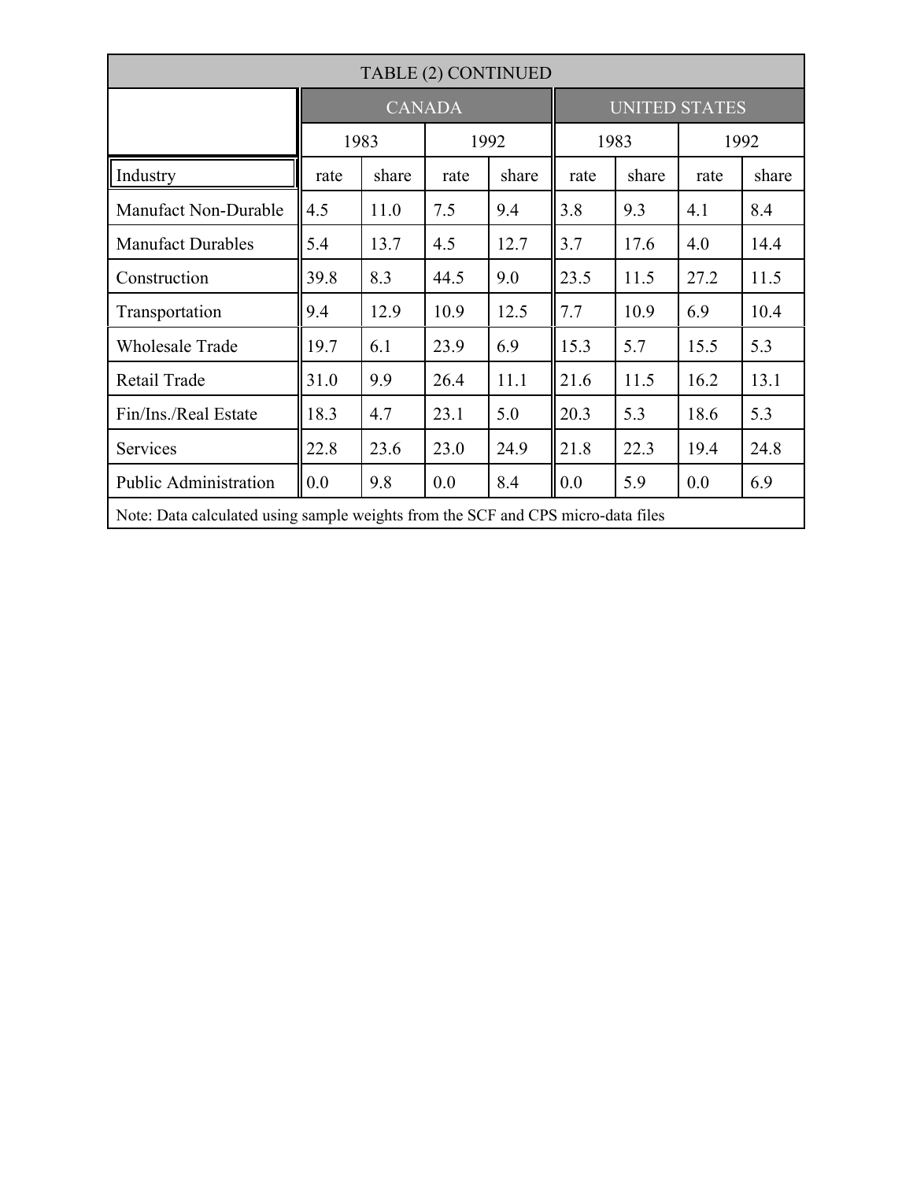| TABLE (2) CONTINUED | | | | | | | | |
|---|---|---|---|---|---|---|---|---|
| | CANADA | | | | UNITED STATES | | | |
| | 1983 | | 1992 | | 1983 | | 1992 | |
| Industry | rate | share | rate | share | rate | share | rate | share |
| Manufact Non-Durable | 4.5 | 11.0 | 7.5 | 9.4 | 3.8 | 9.3 | 4.1 | 8.4 |
| Manufact Durables | 5.4 | 13.7 | 4.5 | 12.7 | 3.7 | 17.6 | 4.0 | 14.4 |
| Construction | 39.8 | 8.3 | 44.5 | 9.0 | 23.5 | 11.5 | 27.2 | 11.5 |
| Transportation | 9.4 | 12.9 | 10.9 | 12.5 | 7.7 | 10.9 | 6.9 | 10.4 |
| Wholesale Trade | 19.7 | 6.1 | 23.9 | 6.9 | 15.3 | 5.7 | 15.5 | 5.3 |
| Retail Trade | 31.0 | 9.9 | 26.4 | 11.1 | 21.6 | 11.5 | 16.2 | 13.1 |
| Fin/Ins./Real Estate | 18.3 | 4.7 | 23.1 | 5.0 | 20.3 | 5.3 | 18.6 | 5.3 |
| Services | 22.8 | 23.6 | 23.0 | 24.9 | 21.8 | 22.3 | 19.4 | 24.8 |
| Public Administration | 0.0 | 9.8 | 0.0 | 8.4 | 0.0 | 5.9 | 0.0 | 6.9 |

Note: Data calculated using sample weights from the SCF and CPS micro-data files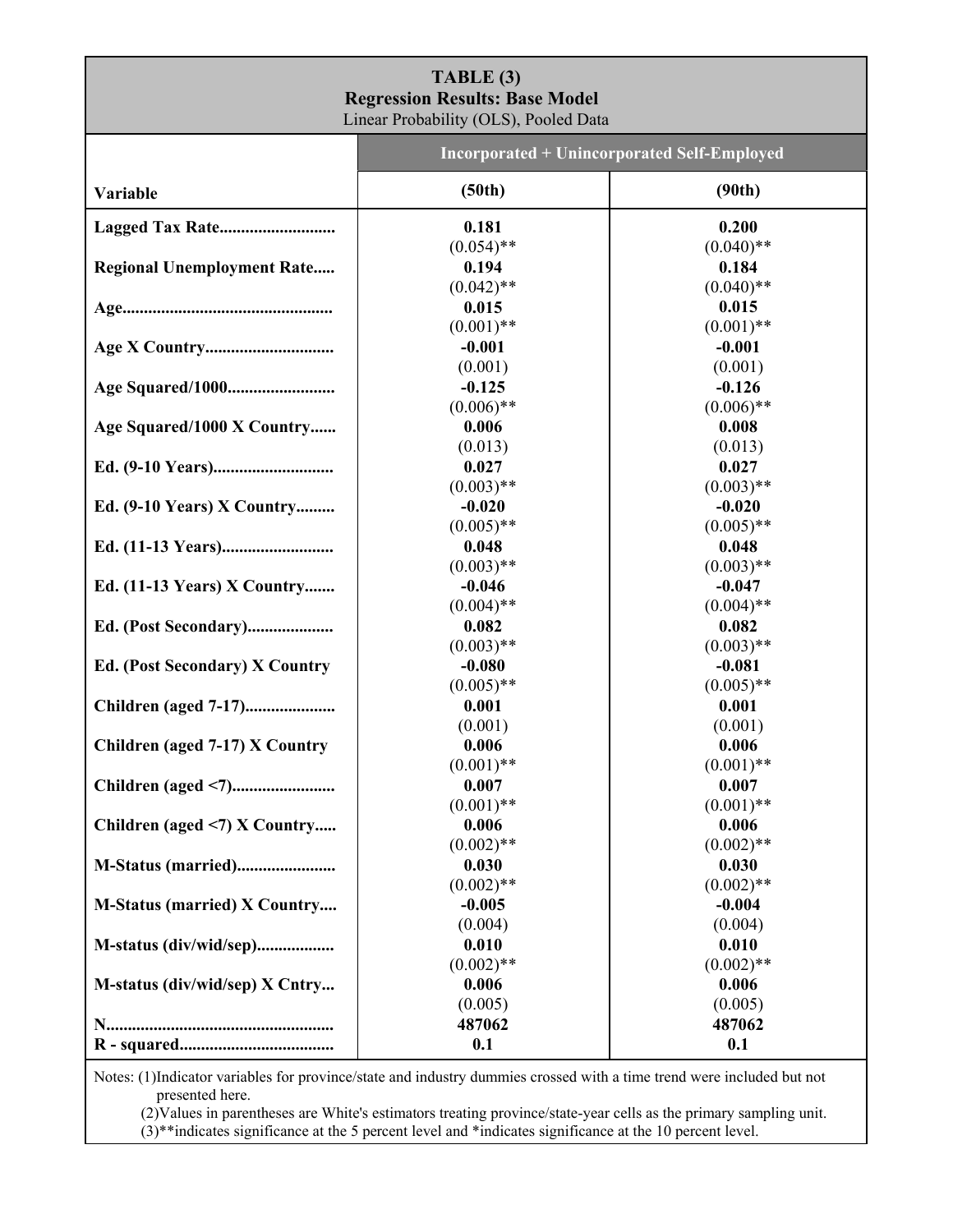**TABLE (3)**
**Regression Results: Base Model**
Linear Probability (OLS), Pooled Data

| Variable | Incorporated + Unincorporated Self-Employed (50th) | (90th) |
|---|---|---|
| **Lagged Tax Rate** | **0.181** (0.054)** | **0.200** (0.040)** |
| **Regional Unemployment Rate** | **0.194** (0.042)** | **0.184** (0.040)** |
| **Age** | **0.015** (0.001)** | **0.015** (0.001)** |
| **Age X Country** | **-0.001** (0.001) | **-0.001** (0.001) |
| **Age Squared/1000** | **-0.125** (0.006)** | **-0.126** (0.006)** |
| **Age Squared/1000 X Country** | **0.006** (0.013) | **0.008** (0.013) |
| **Ed. (9-10 Years)** | **0.027** (0.003)** | **0.027** (0.003)** |
| **Ed. (9-10 Years) X Country** | **-0.020** (0.005)** | **-0.020** (0.005)** |
| **Ed. (11-13 Years)** | **0.048** (0.003)** | **0.048** (0.003)** |
| **Ed. (11-13 Years) X Country** | **-0.046** (0.004)** | **-0.047** (0.004)** |
| **Ed. (Post Secondary)** | **0.082** (0.003)** | **0.082** (0.003)** |
| **Ed. (Post Secondary) X Country** | **-0.080** (0.005)** | **-0.081** (0.005)** |
| **Children (aged 7-17)** | **0.001** (0.001) | **0.001** (0.001) |
| **Children (aged 7-17) X Country** | **0.006** (0.001)** | **0.006** (0.001)** |
| **Children (aged <7)** | **0.007** (0.001)** | **0.007** (0.001)** |
| **Children (aged <7) X Country** | **0.006** (0.002)** | **0.006** (0.002)** |
| **M-Status (married)** | **0.030** (0.002)** | **0.030** (0.002)** |
| **M-Status (married) X Country** | **-0.005** (0.004) | **-0.004** (0.004) |
| **M-status (div/wid/sep)** | **0.010** (0.002)** | **0.010** (0.002)** |
| **M-status (div/wid/sep) X Cntry** | **0.006** (0.005) | **0.006** (0.005) |
| **N** | **487062** | **487062** |
| **R - squared** | **0.1** | **0.1** |

Notes: (1)Indicator variables for province/state and industry dummies crossed with a time trend were included but not presented here.
(2)Values in parentheses are White's estimators treating province/state-year cells as the primary sampling unit.
(3)**indicates significance at the 5 percent level and *indicates significance at the 10 percent level.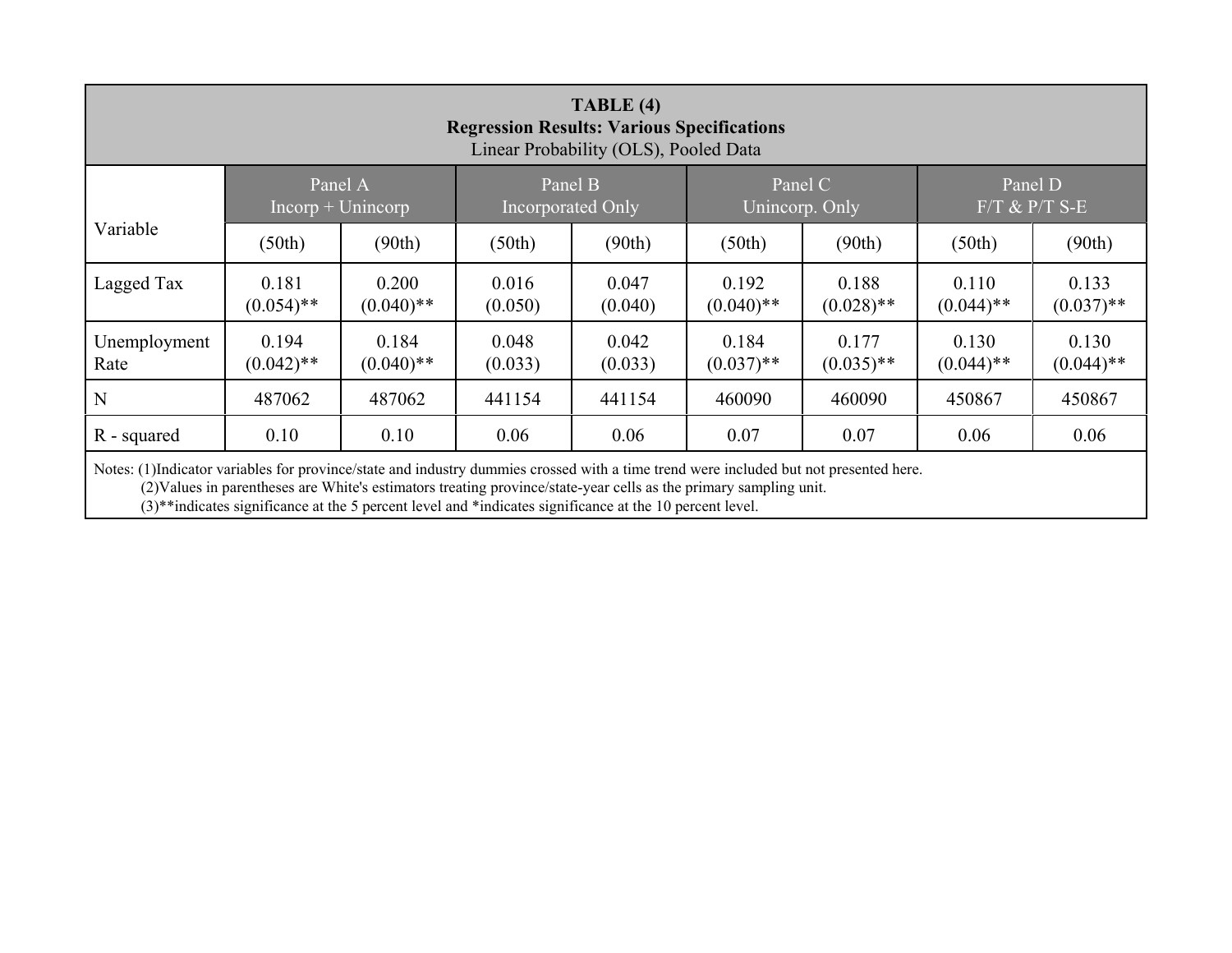**TABLE (4)**
**Regression Results: Various Specifications**
Linear Probability (OLS), Pooled Data

| Variable | Panel A Incorp + Unincorp | | Panel B Incorporated Only | | Panel C Unincorp. Only | | Panel D F/T & P/T S-E | |
|---|---|---|---|---|---|---|---|---|
| | (50th) | (90th) | (50th) | (90th) | (50th) | (90th) | (50th) | (90th) |
| Lagged Tax | 0.181 (0.054)** | 0.200 (0.040)** | 0.016 (0.050) | 0.047 (0.040) | 0.192 (0.040)** | 0.188 (0.028)** | 0.110 (0.044)** | 0.133 (0.037)** |
| Unemployment Rate | 0.194 (0.042)** | 0.184 (0.040)** | 0.048 (0.033) | 0.042 (0.033) | 0.184 (0.037)** | 0.177 (0.035)** | 0.130 (0.044)** | 0.130 (0.044)** |
| N | 487062 | 487062 | 441154 | 441154 | 460090 | 460090 | 450867 | 450867 |
| R - squared | 0.10 | 0.10 | 0.06 | 0.06 | 0.07 | 0.07 | 0.06 | 0.06 |

Notes: (1)Indicator variables for province/state and industry dummies crossed with a time trend were included but not presented here.
(2)Values in parentheses are White's estimators treating province/state-year cells as the primary sampling unit.
(3)**indicates significance at the 5 percent level and *indicates significance at the 10 percent level.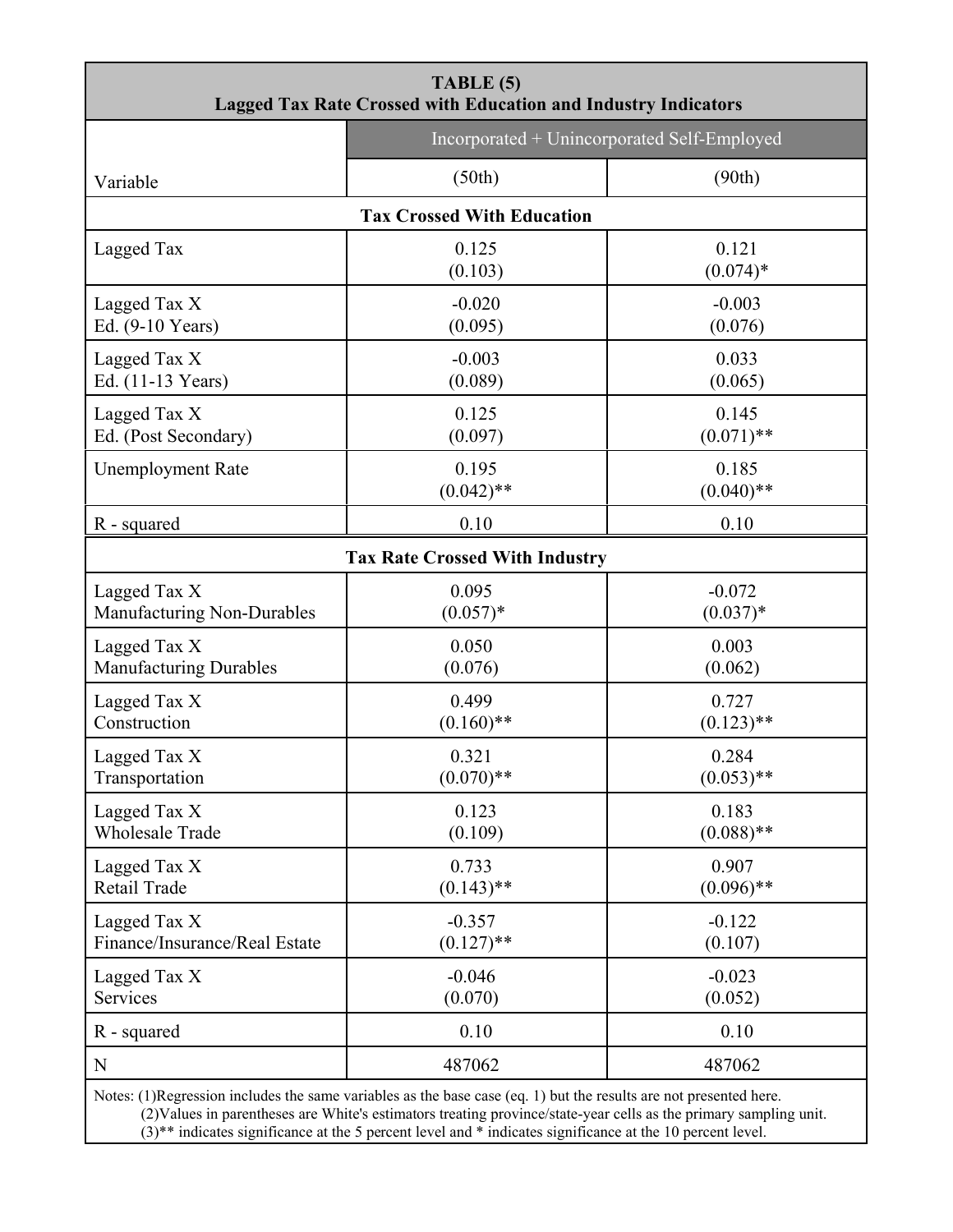**TABLE (5)**
**Lagged Tax Rate Crossed with Education and Industry Indicators**

| Variable | Incorporated + Unincorporated Self-Employed (50th) | (90th) |
|---|---|---|
| **Tax Crossed With Education** | | |
| Lagged Tax | 0.125 (0.103) | 0.121 (0.074)* |
| Lagged Tax X Ed. (9-10 Years) | -0.020 (0.095) | -0.003 (0.076) |
| Lagged Tax X Ed. (11-13 Years) | -0.003 (0.089) | 0.033 (0.065) |
| Lagged Tax X Ed. (Post Secondary) | 0.125 (0.097) | 0.145 (0.071)** |
| Unemployment Rate | 0.195 (0.042)** | 0.185 (0.040)** |
| R - squared | 0.10 | 0.10 |
| **Tax Rate Crossed With Industry** | | |
| Lagged Tax X Manufacturing Non-Durables | 0.095 (0.057)* | -0.072 (0.037)* |
| Lagged Tax X Manufacturing Durables | 0.050 (0.076) | 0.003 (0.062) |
| Lagged Tax X Construction | 0.499 (0.160)** | 0.727 (0.123)** |
| Lagged Tax X Transportation | 0.321 (0.070)** | 0.284 (0.053)** |
| Lagged Tax X Wholesale Trade | 0.123 (0.109) | 0.183 (0.088)** |
| Lagged Tax X Retail Trade | 0.733 (0.143)** | 0.907 (0.096)** |
| Lagged Tax X Finance/Insurance/Real Estate | -0.357 (0.127)** | -0.122 (0.107) |
| Lagged Tax X Services | -0.046 (0.070) | -0.023 (0.052) |
| R - squared | 0.10 | 0.10 |
| N | 487062 | 487062 |

Notes: (1)Regression includes the same variables as the base case (eq. 1) but the results are not presented here.
(2)Values in parentheses are White's estimators treating province/state-year cells as the primary sampling unit.
(3)** indicates significance at the 5 percent level and * indicates significance at the 10 percent level.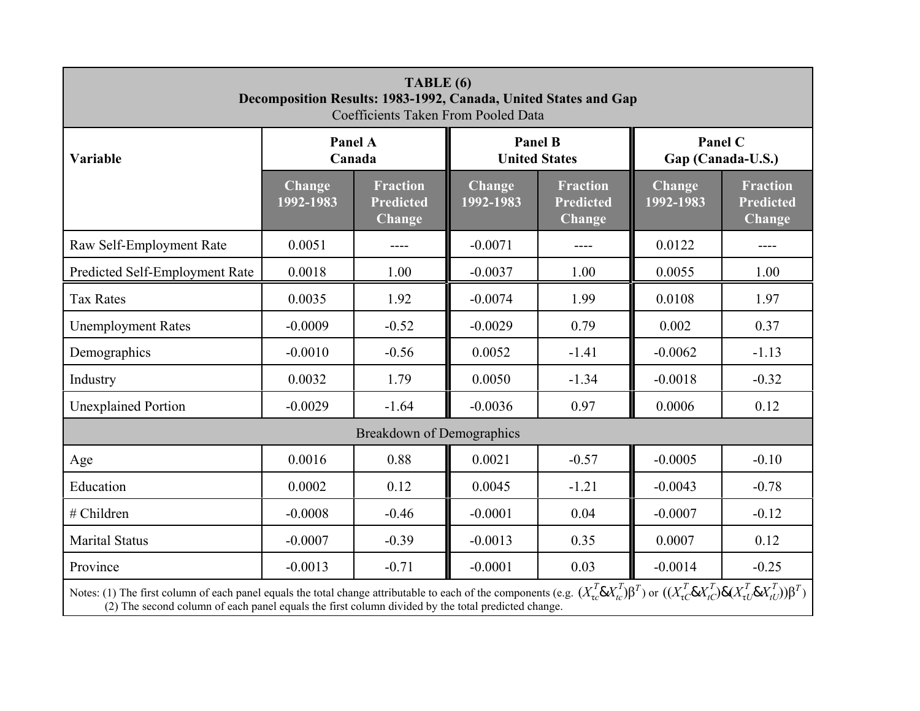**TABLE (6)**
**Decomposition Results: 1983-1992, Canada, United States and Gap**
Coefficients Taken From Pooled Data

| Variable | Panel A Canada | | Panel B United States | | Panel C Gap (Canada-U.S.) | |
|---|---|---|---|---|---|---|
| | Change 1992-1983 | Fraction Predicted Change | Change 1992-1983 | Fraction Predicted Change | Change 1992-1983 | Fraction Predicted Change |
| Raw Self-Employment Rate | 0.0051 | ---- | -0.0071 | ---- | 0.0122 | ---- |
| Predicted Self-Employment Rate | 0.0018 | 1.00 | -0.0037 | 1.00 | 0.0055 | 1.00 |
| Tax Rates | 0.0035 | 1.92 | -0.0074 | 1.99 | 0.0108 | 1.97 |
| Unemployment Rates | -0.0009 | -0.52 | -0.0029 | 0.79 | 0.002 | 0.37 |
| Demographics | -0.0010 | -0.56 | 0.0052 | -1.41 | -0.0062 | -1.13 |
| Industry | 0.0032 | 1.79 | 0.0050 | -1.34 | -0.0018 | -0.32 |
| Unexplained Portion | -0.0029 | -1.64 | -0.0036 | 0.97 | 0.0006 | 0.12 |
| Breakdown of Demographics | | | | | | |
| Age | 0.0016 | 0.88 | 0.0021 | -0.57 | -0.0005 | -0.10 |
| Education | 0.0002 | 0.12 | 0.0045 | -1.21 | -0.0043 | -0.78 |
| # Children | -0.0008 | -0.46 | -0.0001 | 0.04 | -0.0007 | -0.12 |
| Marital Status | -0.0007 | -0.39 | -0.0013 | 0.35 | 0.0007 | 0.12 |
| Province | -0.0013 | -0.71 | -0.0001 | 0.03 | -0.0014 | -0.25 |

Notes: (1) The first column of each panel equals the total change attributable to each of the components (e.g. $(X_{\tau c}^{T} \& X_{tc}^{T})\beta^{T}$) or $((X_{\tau C}^{T} \& X_{tC}^{T}) \& (X_{\tau U}^{T} \& X_{tU}^{T}))\beta^{T}$)
(2) The second column of each panel equals the first column divided by the total predicted change.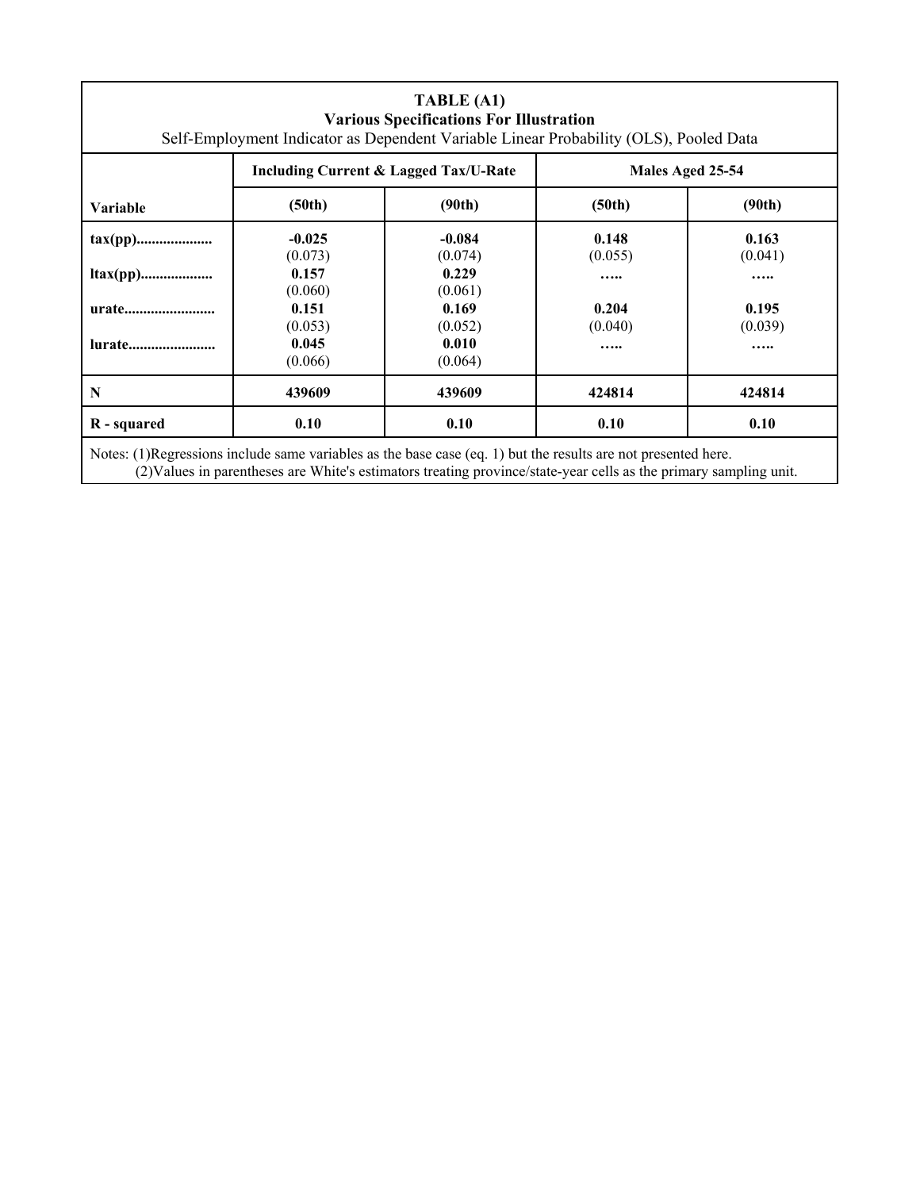**TABLE (A1)**
**Various Specifications For Illustration**
Self-Employment Indicator as Dependent Variable Linear Probability (OLS), Pooled Data

| | **Including Current & Lagged Tax/U-Rate** | | **Males Aged 25-54** | |
|---|---|---|---|---|
| **Variable** | **(50th)** | **(90th)** | **(50th)** | **(90th)** |
| **tax(pp)....................** | **-0.025** (0.073) | **-0.084** (0.074) | **0.148** (0.055) | **0.163** (0.041) |
| **ltax(pp)...................** | **0.157** (0.060) | **0.229** (0.061) | ….. | ….. |
| **urate........................** | **0.151** (0.053) | **0.169** (0.052) | **0.204** (0.040) | **0.195** (0.039) |
| **lurate.......................** | **0.045** (0.066) | **0.010** (0.064) | ….. | ….. |
| **N** | **439609** | **439609** | **424814** | **424814** |
| **R - squared** | **0.10** | **0.10** | **0.10** | **0.10** |

Notes: (1)Regressions include same variables as the base case (eq. 1) but the results are not presented here.
(2)Values in parentheses are White's estimators treating province/state-year cells as the primary sampling unit.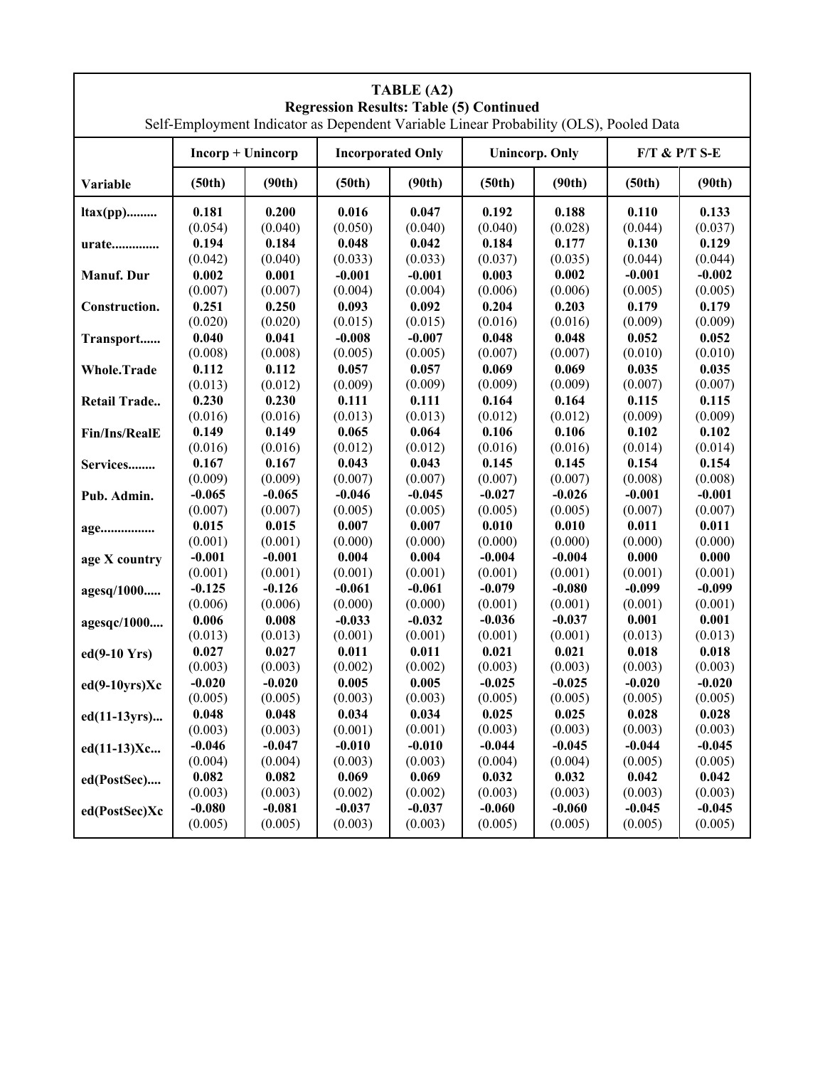**TABLE (A2)**
**Regression Results: Table (5) Continued**
Self-Employment Indicator as Dependent Variable Linear Probability (OLS), Pooled Data

| | Incorp + Unincorp | | Incorporated Only | | Unincorp. Only | | F/T & P/T S-E | |
|---|---|---|---|---|---|---|---|---|
| **Variable** | **(50th)** | **(90th)** | **(50th)** | **(90th)** | **(50th)** | **(90th)** | **(50th)** | **(90th)** |
| **ltax(pp).........** | **0.181** | **0.200** | **0.016** | **0.047** | **0.192** | **0.188** | **0.110** | **0.133** |
| | (0.054) | (0.040) | (0.050) | (0.040) | (0.040) | (0.028) | (0.044) | (0.037) |
| **urate.............** | **0.194** | **0.184** | **0.048** | **0.042** | **0.184** | **0.177** | **0.130** | **0.129** |
| | (0.042) | (0.040) | (0.033) | (0.033) | (0.037) | (0.035) | (0.044) | (0.044) |
| **Manuf. Dur** | **0.002** | **0.001** | **-0.001** | **-0.001** | **0.003** | **0.002** | **-0.001** | **-0.002** |
| | (0.007) | (0.007) | (0.004) | (0.004) | (0.006) | (0.006) | (0.005) | (0.005) |
| **Construction.** | **0.251** | **0.250** | **0.093** | **0.092** | **0.204** | **0.203** | **0.179** | **0.179** |
| | (0.020) | (0.020) | (0.015) | (0.015) | (0.016) | (0.016) | (0.009) | (0.009) |
| **Transport......** | **0.040** | **0.041** | **-0.008** | **-0.007** | **0.048** | **0.048** | **0.052** | **0.052** |
| | (0.008) | (0.008) | (0.005) | (0.005) | (0.007) | (0.007) | (0.010) | (0.010) |
| **Whole.Trade** | **0.112** | **0.112** | **0.057** | **0.057** | **0.069** | **0.069** | **0.035** | **0.035** |
| | (0.013) | (0.012) | (0.009) | (0.009) | (0.009) | (0.009) | (0.007) | (0.007) |
| **Retail Trade..** | **0.230** | **0.230** | **0.111** | **0.111** | **0.164** | **0.164** | **0.115** | **0.115** |
| | (0.016) | (0.016) | (0.013) | (0.013) | (0.012) | (0.012) | (0.009) | (0.009) |
| **Fin/Ins/RealE** | **0.149** | **0.149** | **0.065** | **0.064** | **0.106** | **0.106** | **0.102** | **0.102** |
| | (0.016) | (0.016) | (0.012) | (0.012) | (0.016) | (0.016) | (0.014) | (0.014) |
| **Services........** | **0.167** | **0.167** | **0.043** | **0.043** | **0.145** | **0.145** | **0.154** | **0.154** |
| | (0.009) | (0.009) | (0.007) | (0.007) | (0.007) | (0.007) | (0.008) | (0.008) |
| **Pub. Admin.** | **-0.065** | **-0.065** | **-0.046** | **-0.045** | **-0.027** | **-0.026** | **-0.001** | **-0.001** |
| | (0.007) | (0.007) | (0.005) | (0.005) | (0.005) | (0.005) | (0.007) | (0.007) |
| **age................** | **0.015** | **0.015** | **0.007** | **0.007** | **0.010** | **0.010** | **0.011** | **0.011** |
| | (0.001) | (0.001) | (0.000) | (0.000) | (0.000) | (0.000) | (0.000) | (0.000) |
| **age X country** | **-0.001** | **-0.001** | **0.004** | **0.004** | **-0.004** | **-0.004** | **0.000** | **0.000** |
| | (0.001) | (0.001) | (0.001) | (0.001) | (0.001) | (0.001) | (0.001) | (0.001) |
| **agesq/1000.....** | **-0.125** | **-0.126** | **-0.061** | **-0.061** | **-0.079** | **-0.080** | **-0.099** | **-0.099** |
| | (0.006) | (0.006) | (0.000) | (0.000) | (0.001) | (0.001) | (0.001) | (0.001) |
| **agesqc/1000....** | **0.006** | **0.008** | **-0.033** | **-0.032** | **-0.036** | **-0.037** | **0.001** | **0.001** |
| | (0.013) | (0.013) | (0.001) | (0.001) | (0.001) | (0.001) | (0.013) | (0.013) |
| **ed(9-10 Yrs)** | **0.027** | **0.027** | **0.011** | **0.011** | **0.021** | **0.021** | **0.018** | **0.018** |
| | (0.003) | (0.003) | (0.002) | (0.002) | (0.003) | (0.003) | (0.003) | (0.003) |
| **ed(9-10yrs)Xc** | **-0.020** | **-0.020** | **0.005** | **0.005** | **-0.025** | **-0.025** | **-0.020** | **-0.020** |
| | (0.005) | (0.005) | (0.003) | (0.003) | (0.005) | (0.005) | (0.005) | (0.005) |
| **ed(11-13yrs)...** | **0.048** | **0.048** | **0.034** | **0.034** | **0.025** | **0.025** | **0.028** | **0.028** |
| | (0.003) | (0.003) | (0.001) | (0.001) | (0.003) | (0.003) | (0.003) | (0.003) |
| **ed(11-13)Xc...** | **-0.046** | **-0.047** | **-0.010** | **-0.010** | **-0.044** | **-0.045** | **-0.044** | **-0.045** |
| | (0.004) | (0.004) | (0.003) | (0.003) | (0.004) | (0.004) | (0.005) | (0.005) |
| **ed(PostSec)....** | **0.082** | **0.082** | **0.069** | **0.069** | **0.032** | **0.032** | **0.042** | **0.042** |
| | (0.003) | (0.003) | (0.002) | (0.002) | (0.003) | (0.003) | (0.003) | (0.003) |
| **ed(PostSec)Xc** | **-0.080** | **-0.081** | **-0.037** | **-0.037** | **-0.060** | **-0.060** | **-0.045** | **-0.045** |
| | (0.005) | (0.005) | (0.003) | (0.003) | (0.005) | (0.005) | (0.005) | (0.005) |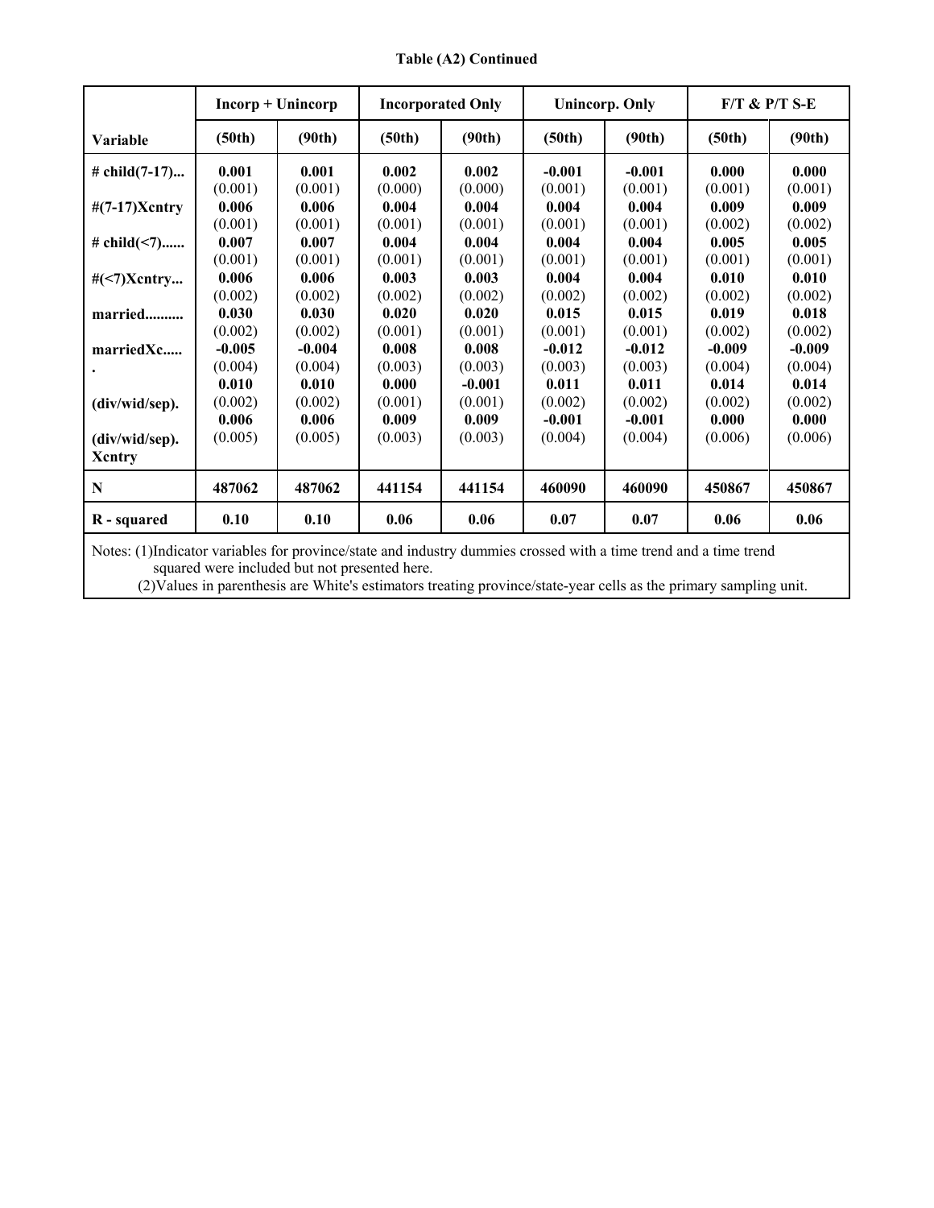**Table (A2) Continued**

| Variable | Incorp + Unincorp | | Incorporated Only | | Unincorp. Only | | F/T & P/T S-E | |
|---|---|---|---|---|---|---|---|---|
| | (50th) | (90th) | (50th) | (90th) | (50th) | (90th) | (50th) | (90th) |
| # child(7-17)... | **0.001** | **0.001** | **0.002** | **0.002** | **-0.001** | **-0.001** | **0.000** | **0.000** |
| | (0.001) | (0.001) | (0.000) | (0.000) | (0.001) | (0.001) | (0.001) | (0.001) |
| #(7-17)Xcntry | **0.006** | **0.006** | **0.004** | **0.004** | **0.004** | **0.004** | **0.009** | **0.009** |
| | (0.001) | (0.001) | (0.001) | (0.001) | (0.001) | (0.001) | (0.002) | (0.002) |
| # child(<7)...... | **0.007** | **0.007** | **0.004** | **0.004** | **0.004** | **0.004** | **0.005** | **0.005** |
| | (0.001) | (0.001) | (0.001) | (0.001) | (0.001) | (0.001) | (0.001) | (0.001) |
| #(<7)Xcntry... | **0.006** | **0.006** | **0.003** | **0.003** | **0.004** | **0.004** | **0.010** | **0.010** |
| | (0.002) | (0.002) | (0.002) | (0.002) | (0.002) | (0.002) | (0.002) | (0.002) |
| married.......... | **0.030** | **0.030** | **0.020** | **0.020** | **0.015** | **0.015** | **0.019** | **0.018** |
| | (0.002) | (0.002) | (0.001) | (0.001) | (0.001) | (0.001) | (0.002) | (0.002) |
| marriedXc...... | **-0.005** | **-0.004** | **0.008** | **0.008** | **-0.012** | **-0.012** | **-0.009** | **-0.009** |
| | (0.004) | (0.004) | (0.003) | (0.003) | (0.003) | (0.003) | (0.004) | (0.004) |
| (div/wid/sep). | **0.010** | **0.010** | **0.000** | **-0.001** | **0.011** | **0.011** | **0.014** | **0.014** |
| | (0.002) | (0.002) | (0.001) | (0.001) | (0.002) | (0.002) | (0.002) | (0.002) |
| (div/wid/sep). Xcntry | **0.006** | **0.006** | **0.009** | **0.009** | **-0.001** | **-0.001** | **0.000** | **0.000** |
| | (0.005) | (0.005) | (0.003) | (0.003) | (0.004) | (0.004) | (0.006) | (0.006) |
| **N** | **487062** | **487062** | **441154** | **441154** | **460090** | **460090** | **450867** | **450867** |
| **R - squared** | **0.10** | **0.10** | **0.06** | **0.06** | **0.07** | **0.07** | **0.06** | **0.06** |

Notes: (1)Indicator variables for province/state and industry dummies crossed with a time trend and a time trend squared were included but not presented here.
(2)Values in parenthesis are White's estimators treating province/state-year cells as the primary sampling unit.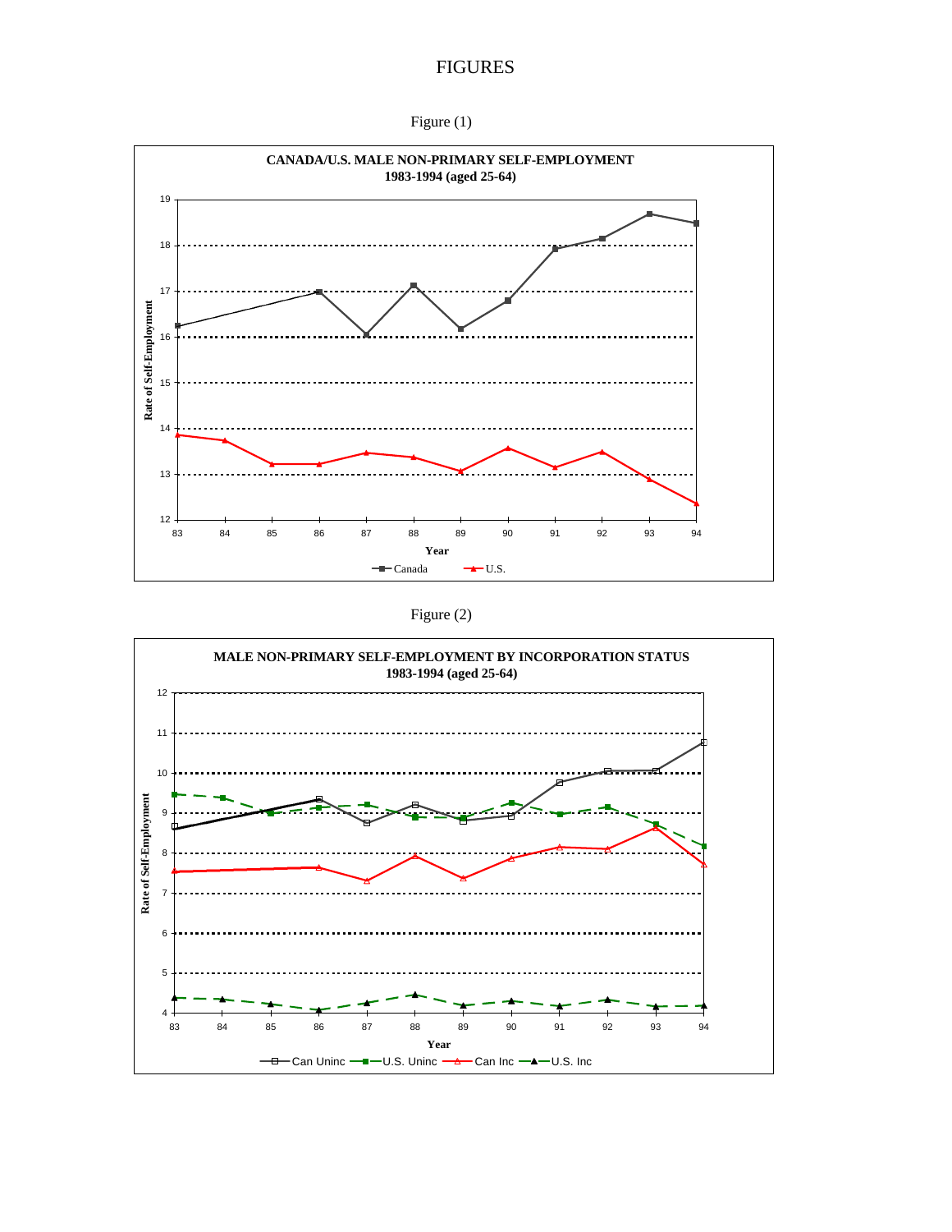# FIGURES

Figure (1)

**CANADA/U.S. MALE NON-PRIMARY SELF-EMPLOYMENT 1983-1994 (aged 25-64)**

Figure (2)

**MALE NON-PRIMARY SELF-EMPLOYMENT BY INCORPORATION STATUS 1983-1994 (aged 25-64)**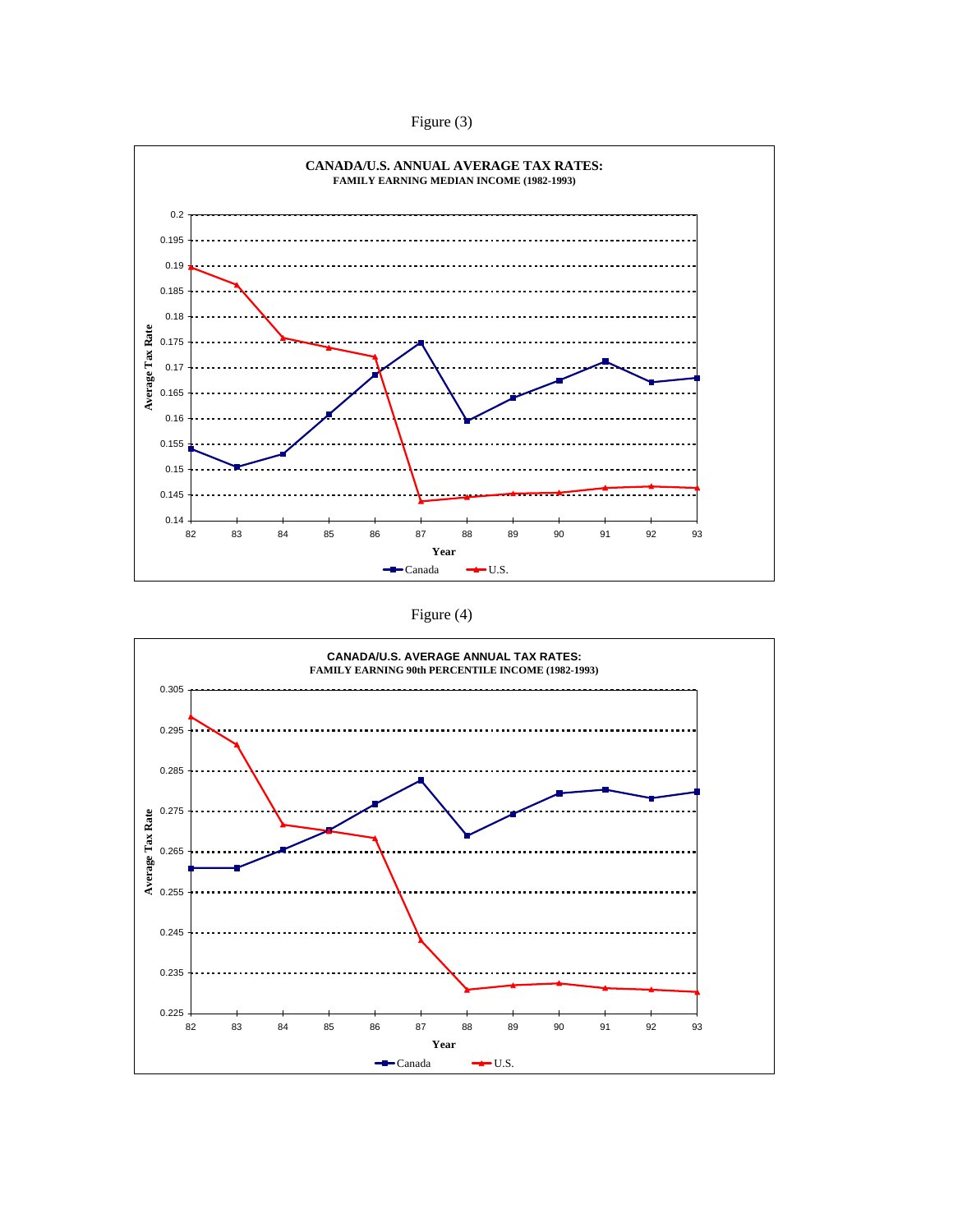Figure (3)

**CANADA/U.S. ANNUAL AVERAGE TAX RATES:**
**FAMILY EARNING MEDIAN INCOME (1982-1993)**

Average Tax Rate

0.2
0.195
0.19
0.185
0.18
0.175
0.17
0.165
0.16
0.155
0.15
0.145
0.14

82 83 84 85 86 87 88 89 90 91 92 93

Year

Canada U.S.

Figure (4)

**CANADA/U.S. AVERAGE ANNUAL TAX RATES:**
**FAMILY EARNING 90th PERCENTILE INCOME (1982-1993)**

Average Tax Rate

0.305
0.295
0.285
0.275
0.265
0.255
0.245
0.235
0.225

82 83 84 85 86 87 88 89 90 91 92 93

Year

Canada U.S.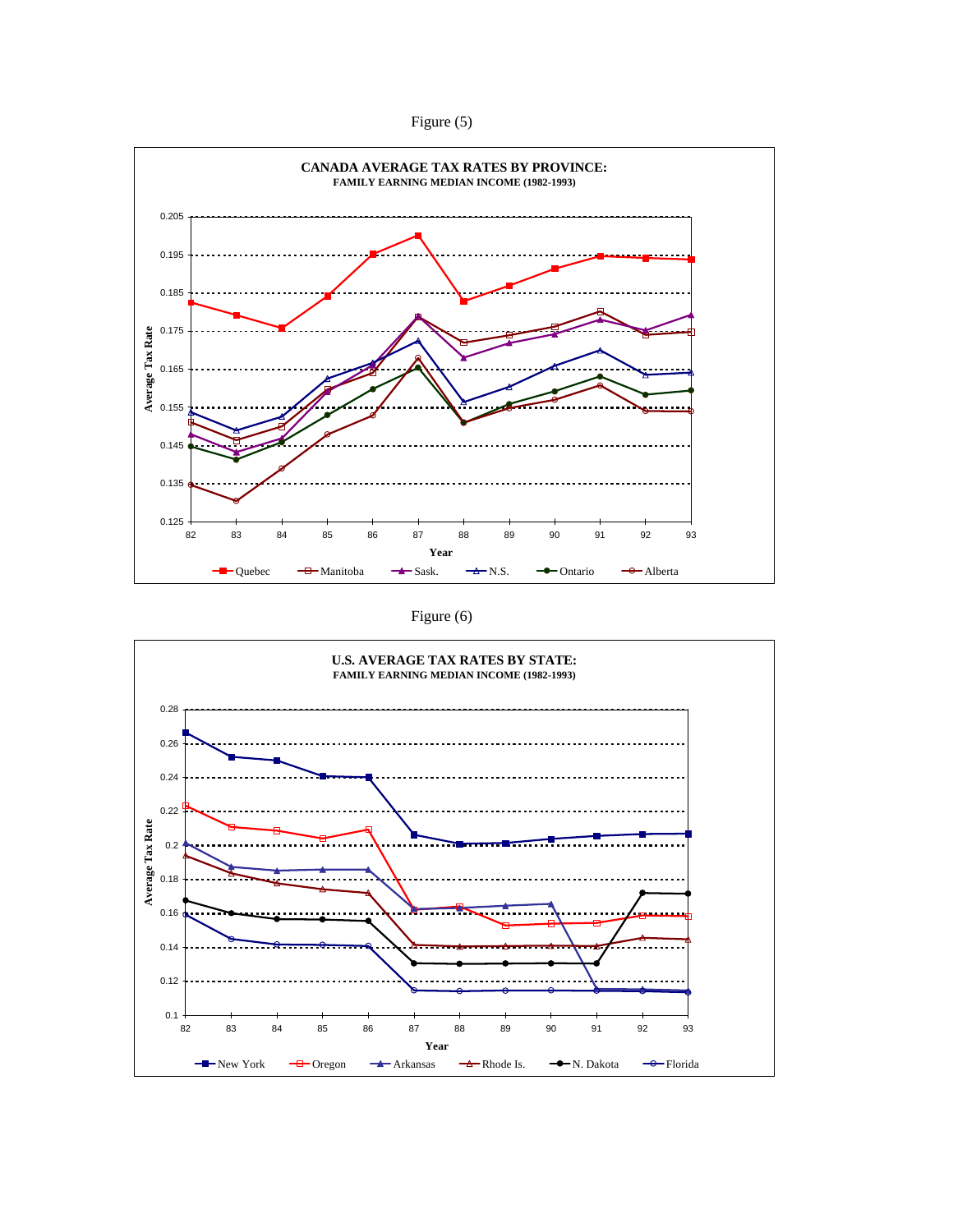Figure (5)

**CANADA AVERAGE TAX RATES BY PROVINCE:**
**FAMILY EARNING MEDIAN INCOME (1982-1993)**

Figure (6)

**U.S. AVERAGE TAX RATES BY STATE:**
**FAMILY EARNING MEDIAN INCOME (1982-1993)**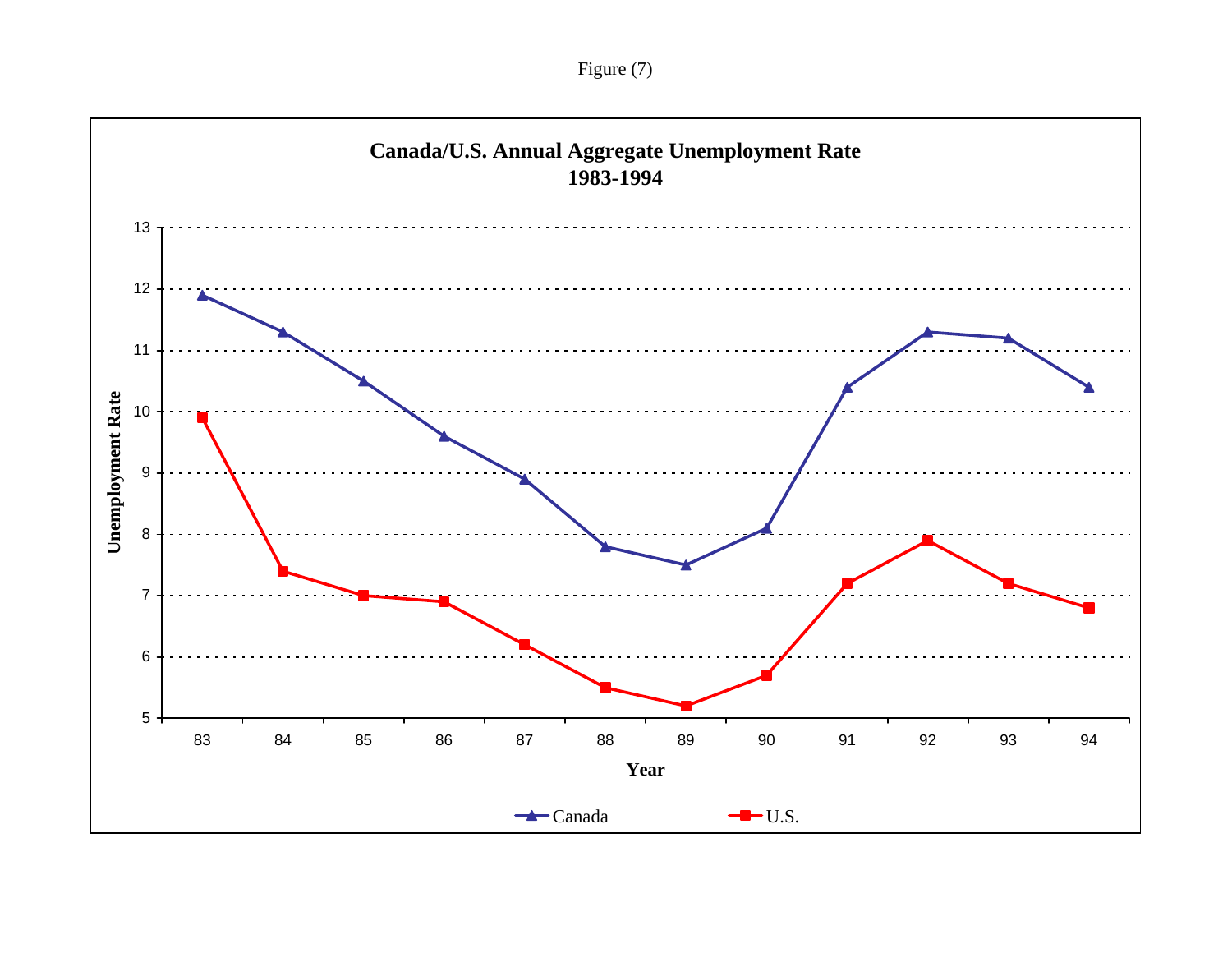Figure (7)

**Canada/U.S. Annual Aggregate Unemployment Rate 1983-1994**

| Year | Canada | U.S. |
|---|---|---|
| 83 | 11.9 | 9.9 |
| 84 | 11.3 | 7.4 |
| 85 | 10.5 | 7.0 |
| 86 | 9.6 | 6.9 |
| 87 | 8.9 | 6.2 |
| 88 | 7.8 | 5.5 |
| 89 | 7.5 | 5.2 |
| 90 | 8.1 | 5.7 |
| 91 | 10.4 | 7.2 |
| 92 | 11.3 | 7.9 |
| 93 | 11.2 | 7.2 |
| 94 | 10.4 | 6.8 |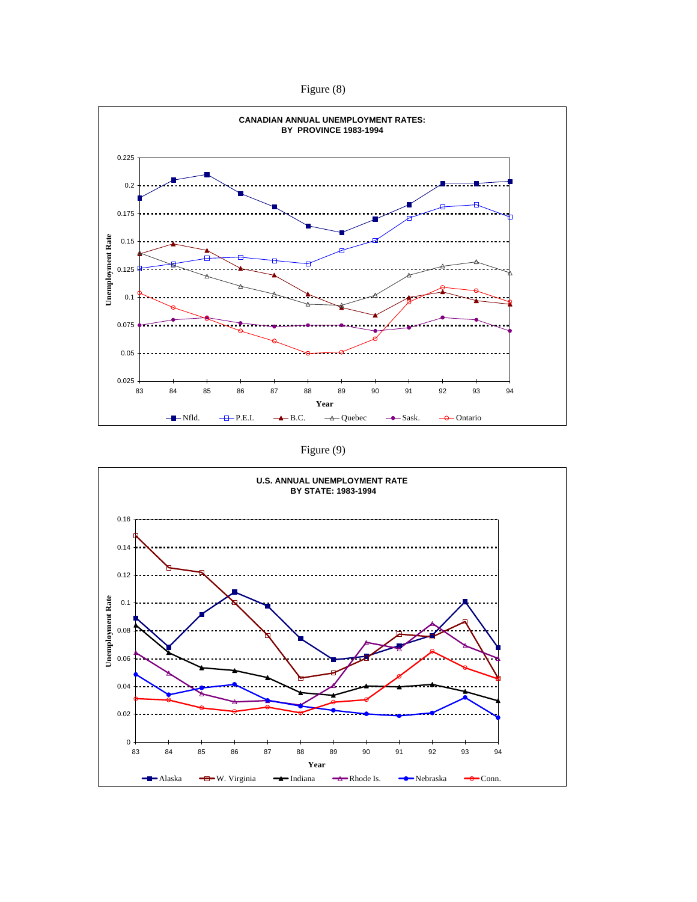Figure (8)

**CANADIAN ANNUAL UNEMPLOYMENT RATES: BY PROVINCE 1983-1994**

Figure (9)

**U.S. ANNUAL UNEMPLOYMENT RATE BY STATE: 1983-1994**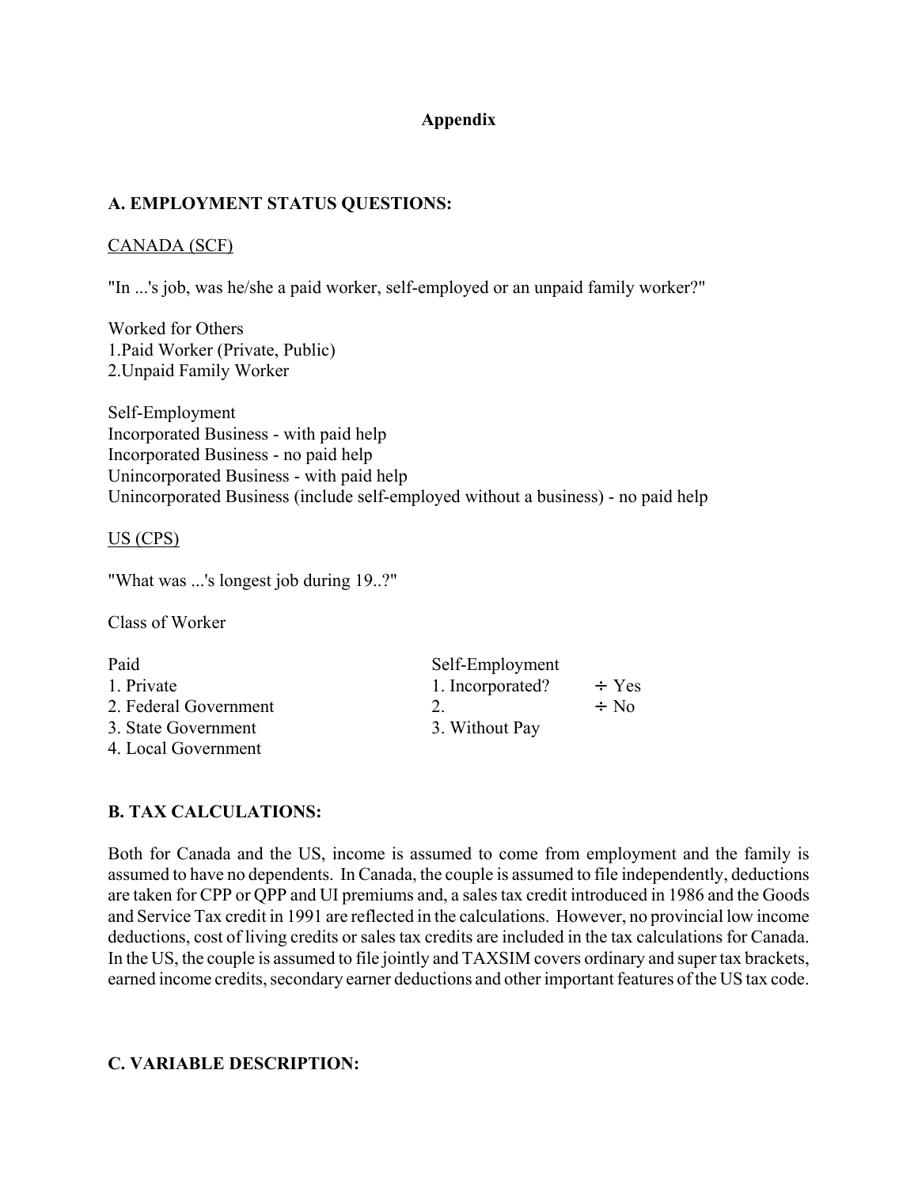# Appendix

## A. EMPLOYMENT STATUS QUESTIONS:

CANADA (SCF)

"In ...'s job, was he/she a paid worker, self-employed or an unpaid family worker?"

Worked for Others
1.Paid Worker (Private, Public)
2.Unpaid Family Worker

Self-Employment
Incorporated Business - with paid help
Incorporated Business - no paid help
Unincorporated Business - with paid help
Unincorporated Business (include self-employed without a business) - no paid help

US (CPS)

"What was ...'s longest job during 19..?"

Class of Worker

| Paid | Self-Employment | |
|---|---|---|
| 1. Private | 1. Incorporated? | ÷ Yes |
| 2. Federal Government | 2. | ÷ No |
| 3. State Government | 3. Without Pay | |
| 4. Local Government | | |

## B. TAX CALCULATIONS:

Both for Canada and the US, income is assumed to come from employment and the family is assumed to have no dependents. In Canada, the couple is assumed to file independently, deductions are taken for CPP or QPP and UI premiums and, a sales tax credit introduced in 1986 and the Goods and Service Tax credit in 1991 are reflected in the calculations. However, no provincial low income deductions, cost of living credits or sales tax credits are included in the tax calculations for Canada. In the US, the couple is assumed to file jointly and TAXSIM covers ordinary and super tax brackets, earned income credits, secondary earner deductions and other important features of the US tax code.

## C. VARIABLE DESCRIPTION: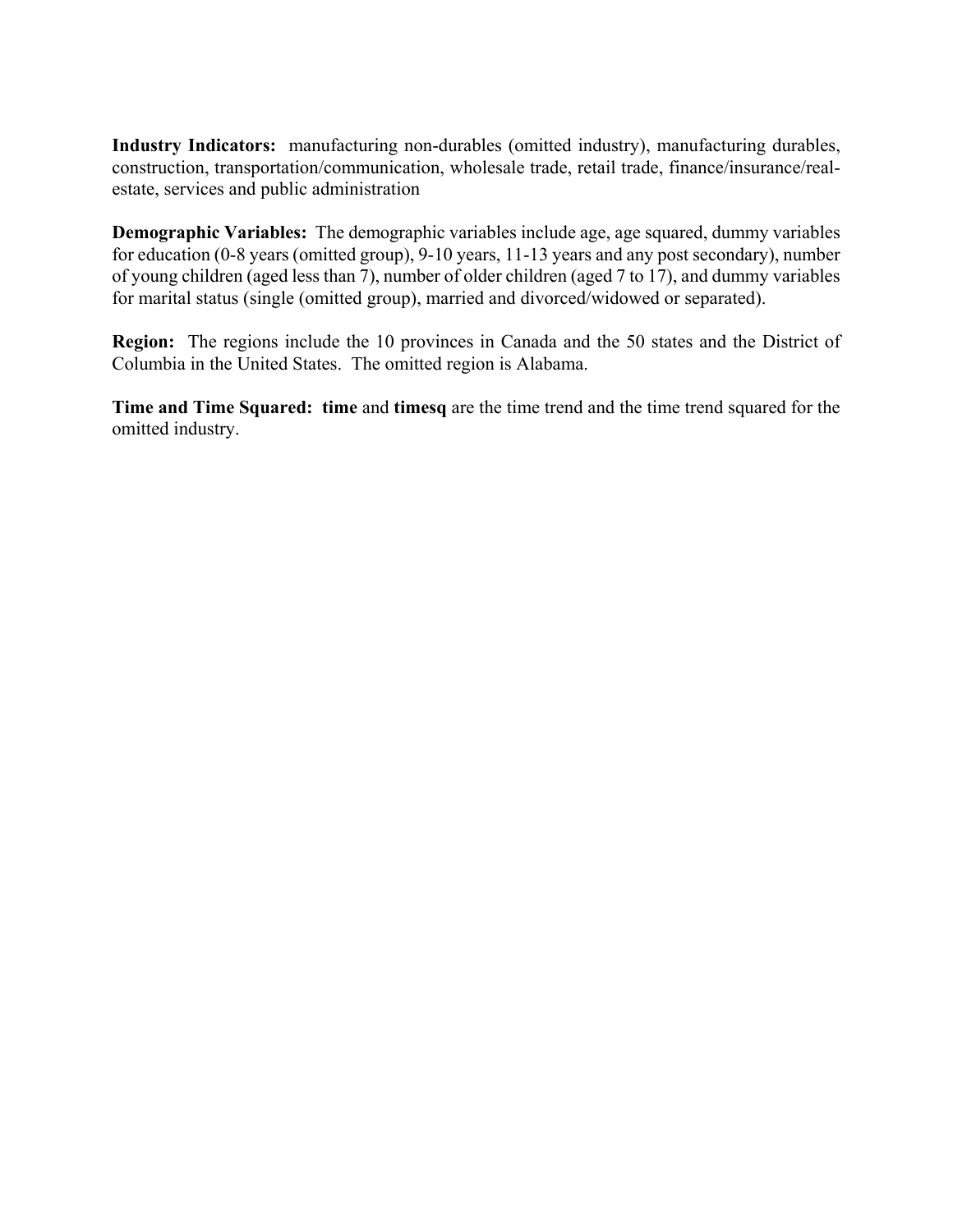**Industry Indicators:** manufacturing non-durables (omitted industry), manufacturing durables, construction, transportation/communication, wholesale trade, retail trade, finance/insurance/real-estate, services and public administration

**Demographic Variables:** The demographic variables include age, age squared, dummy variables for education (0-8 years (omitted group), 9-10 years, 11-13 years and any post secondary), number of young children (aged less than 7), number of older children (aged 7 to 17), and dummy variables for marital status (single (omitted group), married and divorced/widowed or separated).

**Region:** The regions include the 10 provinces in Canada and the 50 states and the District of Columbia in the United States. The omitted region is Alabama.

**Time and Time Squared:** **time** and **timesq** are the time trend and the time trend squared for the omitted industry.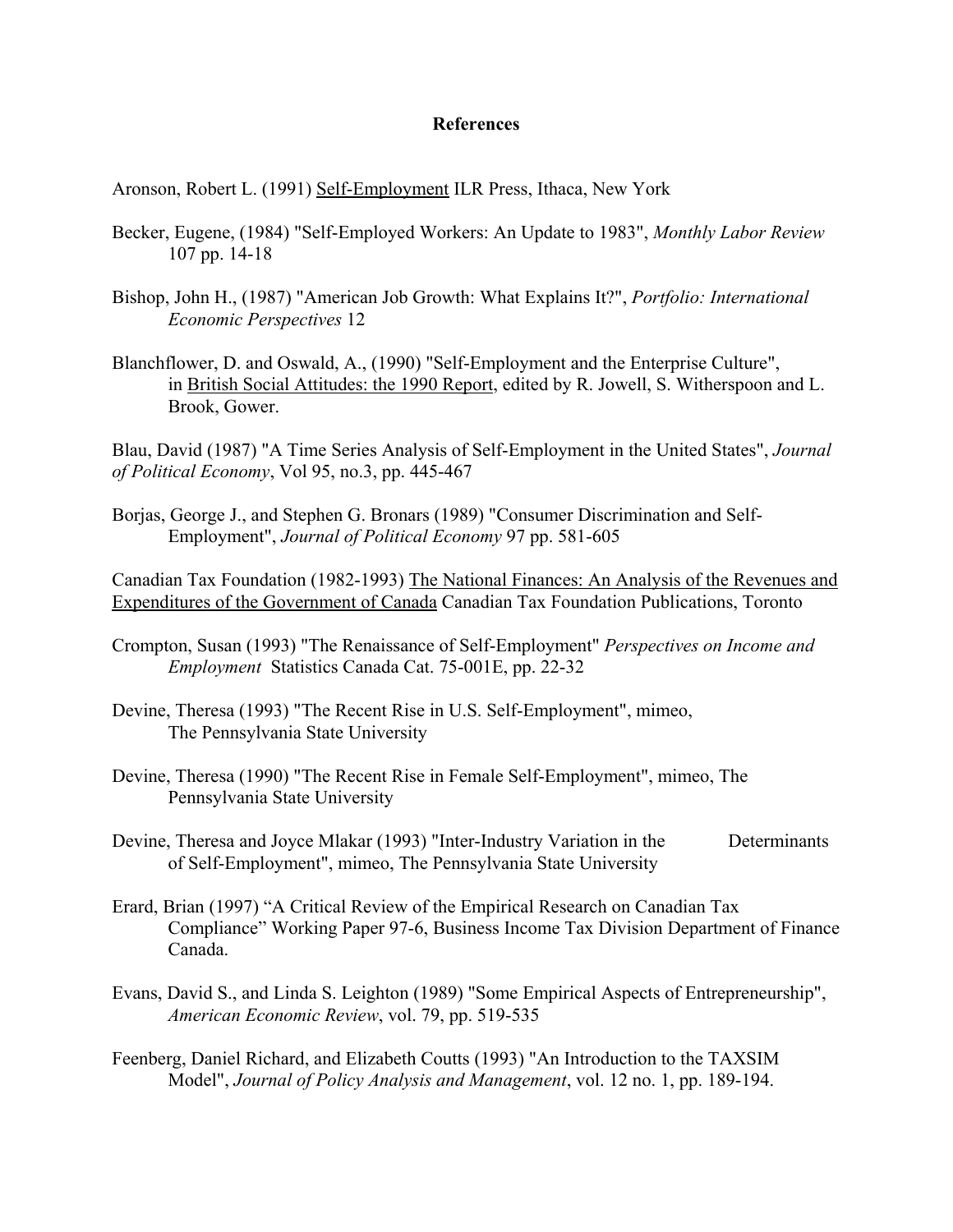## References

Aronson, Robert L. (1991) Self-Employment ILR Press, Ithaca, New York

Becker, Eugene, (1984) "Self-Employed Workers: An Update to 1983", *Monthly Labor Review* 107 pp. 14-18

Bishop, John H., (1987) "American Job Growth: What Explains It?", *Portfolio: International Economic Perspectives* 12

Blanchflower, D. and Oswald, A., (1990) "Self-Employment and the Enterprise Culture", in British Social Attitudes: the 1990 Report, edited by R. Jowell, S. Witherspoon and L. Brook, Gower.

Blau, David (1987) "A Time Series Analysis of Self-Employment in the United States", *Journal of Political Economy*, Vol 95, no.3, pp. 445-467

Borjas, George J., and Stephen G. Bronars (1989) "Consumer Discrimination and Self-Employment", *Journal of Political Economy* 97 pp. 581-605

Canadian Tax Foundation (1982-1993) The National Finances: An Analysis of the Revenues and Expenditures of the Government of Canada Canadian Tax Foundation Publications, Toronto

Crompton, Susan (1993) "The Renaissance of Self-Employment" *Perspectives on Income and Employment* Statistics Canada Cat. 75-001E, pp. 22-32

Devine, Theresa (1993) "The Recent Rise in U.S. Self-Employment", mimeo, The Pennsylvania State University

Devine, Theresa (1990) "The Recent Rise in Female Self-Employment", mimeo, The Pennsylvania State University

Devine, Theresa and Joyce Mlakar (1993) "Inter-Industry Variation in the Determinants of Self-Employment", mimeo, The Pennsylvania State University

Erard, Brian (1997) "A Critical Review of the Empirical Research on Canadian Tax Compliance" Working Paper 97-6, Business Income Tax Division Department of Finance Canada.

Evans, David S., and Linda S. Leighton (1989) "Some Empirical Aspects of Entrepreneurship", *American Economic Review*, vol. 79, pp. 519-535

Feenberg, Daniel Richard, and Elizabeth Coutts (1993) "An Introduction to the TAXSIM Model", *Journal of Policy Analysis and Management*, vol. 12 no. 1, pp. 189-194.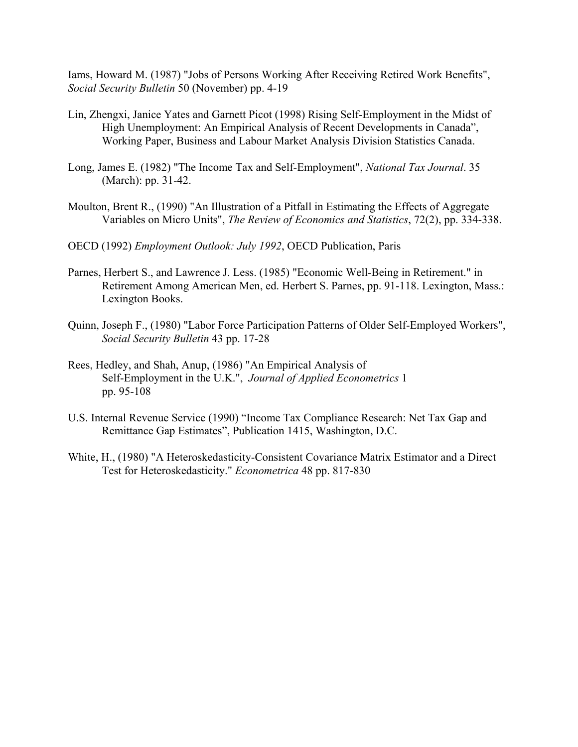Iams, Howard M. (1987) "Jobs of Persons Working After Receiving Retired Work Benefits", *Social Security Bulletin* 50 (November) pp. 4-19

Lin, Zhengxi, Janice Yates and Garnett Picot (1998) Rising Self-Employment in the Midst of High Unemployment: An Empirical Analysis of Recent Developments in Canada", Working Paper, Business and Labour Market Analysis Division Statistics Canada.

Long, James E. (1982) "The Income Tax and Self-Employment", *National Tax Journal*. 35 (March): pp. 31-42.

Moulton, Brent R., (1990) "An Illustration of a Pitfall in Estimating the Effects of Aggregate Variables on Micro Units", *The Review of Economics and Statistics*, 72(2), pp. 334-338.

OECD (1992) *Employment Outlook: July 1992*, OECD Publication, Paris

Parnes, Herbert S., and Lawrence J. Less. (1985) "Economic Well-Being in Retirement." in Retirement Among American Men, ed. Herbert S. Parnes, pp. 91-118. Lexington, Mass.: Lexington Books.

Quinn, Joseph F., (1980) "Labor Force Participation Patterns of Older Self-Employed Workers", *Social Security Bulletin* 43 pp. 17-28

Rees, Hedley, and Shah, Anup, (1986) "An Empirical Analysis of Self-Employment in the U.K.", *Journal of Applied Econometrics* 1 pp. 95-108

U.S. Internal Revenue Service (1990) "Income Tax Compliance Research: Net Tax Gap and Remittance Gap Estimates", Publication 1415, Washington, D.C.

White, H., (1980) "A Heteroskedasticity-Consistent Covariance Matrix Estimator and a Direct Test for Heteroskedasticity." *Econometrica* 48 pp. 817-830